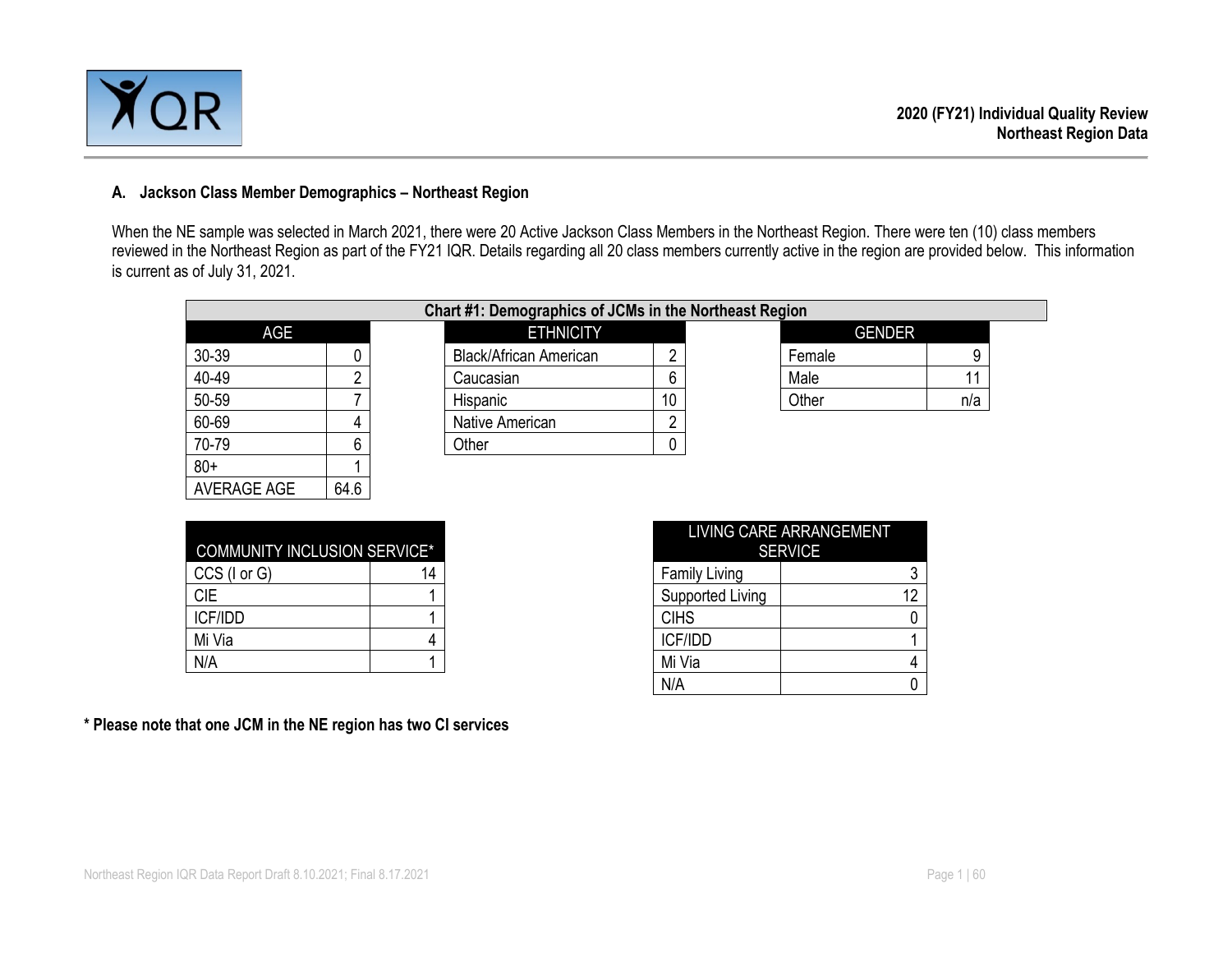**2020 (FY21) Individual Quality Review**
**Northeast Region Data**

### A. Jackson Class Member Demographics – Northeast Region

When the NE sample was selected in March 2021, there were 20 Active Jackson Class Members in the Northeast Region. There were ten (10) class members reviewed in the Northeast Region as part of the FY21 IQR. Details regarding all 20 class members currently active in the region are provided below. This information is current as of July 31, 2021.

**Chart #1: Demographics of JCMs in the Northeast Region**

| AGE | |
|---|---|
| 30-39 | 0 |
| 40-49 | 2 |
| 50-59 | 7 |
| 60-69 | 4 |
| 70-79 | 6 |
| 80+ | 1 |
| AVERAGE AGE | 64.6 |

| ETHNICITY | |
|---|---|
| Black/African American | 2 |
| Caucasian | 6 |
| Hispanic | 10 |
| Native American | 2 |
| Other | 0 |

| GENDER | |
|---|---|
| Female | 9 |
| Male | 11 |
| Other | n/a |

| COMMUNITY INCLUSION SERVICE* | |
|---|---|
| CCS (I or G) | 14 |
| CIE | 1 |
| ICF/IDD | 1 |
| Mi Via | 4 |
| N/A | 1 |

| LIVING CARE ARRANGEMENT SERVICE | |
|---|---|
| Family Living | 3 |
| Supported Living | 12 |
| CIHS | 0 |
| ICF/IDD | 1 |
| Mi Via | 4 |
| N/A | 0 |

**\* Please note that one JCM in the NE region has two CI services**

Northeast Region IQR Data Report Draft 8.10.2021; Final 8.17.2021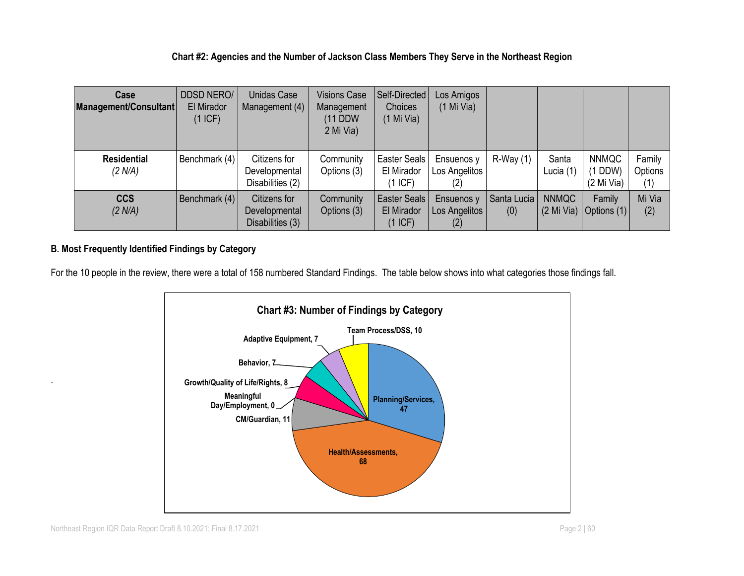**Chart #2: Agencies and the Number of Jackson Class Members They Serve in the Northeast Region**

| | | | | | | | | | |
|---|---|---|---|---|---|---|---|---|---|
| **Case Management/Consultant** | DDSD NERO/ El Mirador (1 ICF) | Unidas Case Management (4) | Visions Case Management (11 DDW 2 Mi Via) | Self-Directed Choices (1 Mi Via) | Los Amigos (1 Mi Via) | | | | |
| **Residential** *(2 N/A)* | Benchmark (4) | Citizens for Developmental Disabilities (2) | Community Options (3) | Easter Seals El Mirador (1 ICF) | Ensuenos y Los Angelitos (2) | R-Way (1) | Santa Lucia (1) | NNMQC (1 DDW) (2 Mi Via) | Family Options (1) |
| **CCS** *(2 N/A)* | Benchmark (4) | Citizens for Developmental Disabilities (3) | Community Options (3) | Easter Seals El Mirador (1 ICF) | Ensuenos y Los Angelitos (2) | Santa Lucia (0) | NNMQC (2 Mi Via) | Family Options (1) | Mi Via (2) |

### B. Most Frequently Identified Findings by Category

For the 10 people in the review, there were a total of 158 numbered Standard Findings. The table below shows into what categories those findings fall.

**Chart #3: Number of Findings by Category**

Team Process/DSS, 10
Adaptive Equipment, 7
Behavior, 7
Growth/Quality of Life/Rights, 8
Meaningful Day/Employment, 0
CM/Guardian, 11
Planning/Services, 47
Health/Assessments, 68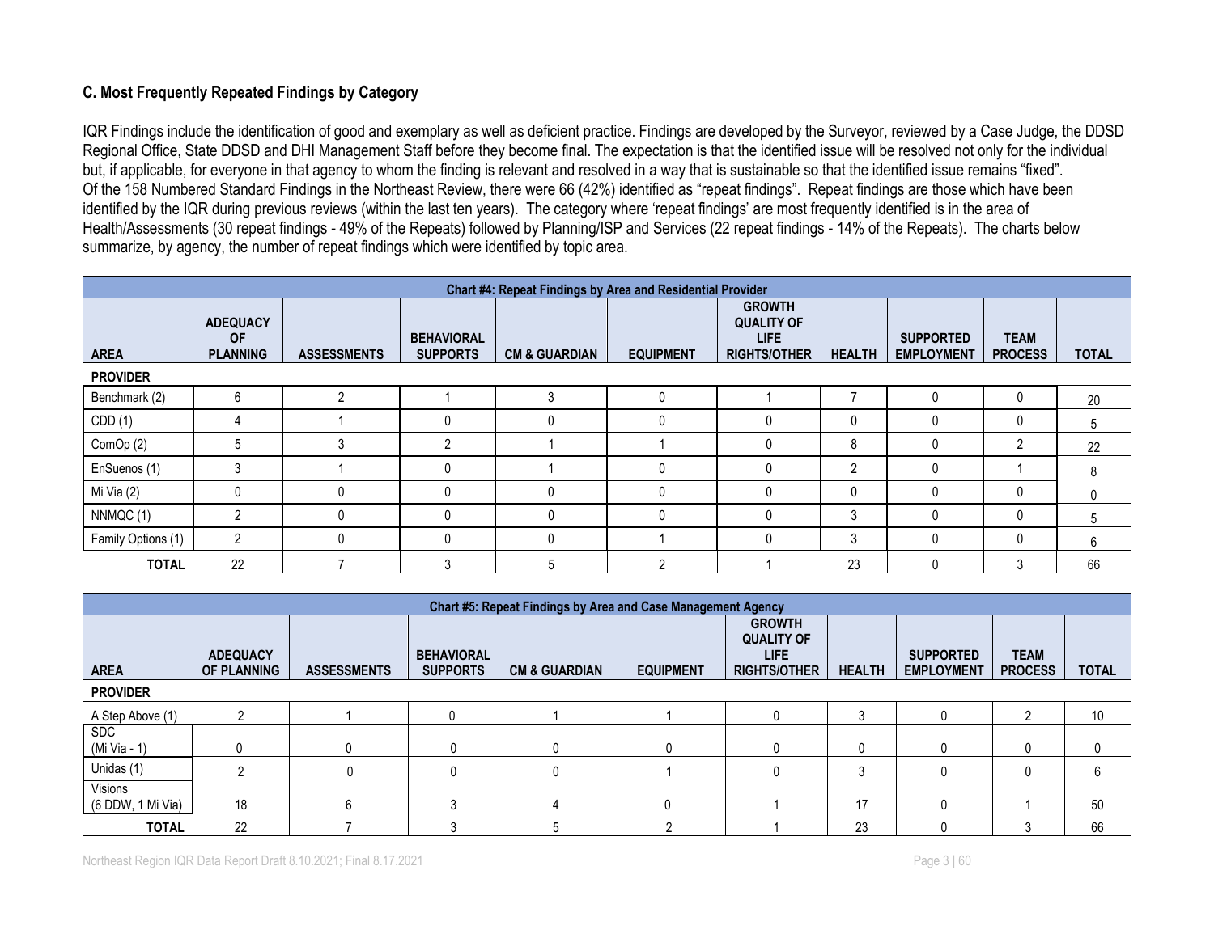### C. Most Frequently Repeated Findings by Category

IQR Findings include the identification of good and exemplary as well as deficient practice. Findings are developed by the Surveyor, reviewed by a Case Judge, the DDSD Regional Office, State DDSD and DHI Management Staff before they become final. The expectation is that the identified issue will be resolved not only for the individual but, if applicable, for everyone in that agency to whom the finding is relevant and resolved in a way that is sustainable so that the identified issue remains "fixed". Of the 158 Numbered Standard Findings in the Northeast Review, there were 66 (42%) identified as "repeat findings". Repeat findings are those which have been identified by the IQR during previous reviews (within the last ten years). The category where 'repeat findings' are most frequently identified is in the area of Health/Assessments (30 repeat findings - 49% of the Repeats) followed by Planning/ISP and Services (22 repeat findings - 14% of the Repeats). The charts below summarize, by agency, the number of repeat findings which were identified by topic area.

**Chart #4: Repeat Findings by Area and Residential Provider**

| AREA | ADEQUACY OF PLANNING | ASSESSMENTS | BEHAVIORAL SUPPORTS | CM & GUARDIAN | EQUIPMENT | GROWTH QUALITY OF LIFE RIGHTS/OTHER | HEALTH | SUPPORTED EMPLOYMENT | TEAM PROCESS | TOTAL |
|---|---|---|---|---|---|---|---|---|---|---|
| **PROVIDER** | | | | | | | | | | |
| Benchmark (2) | 6 | 2 | 1 | 3 | 0 | 1 | 7 | 0 | 0 | 20 |
| CDD (1) | 4 | 1 | 0 | 0 | 0 | 0 | 0 | 0 | 0 | 5 |
| ComOp (2) | 5 | 3 | 2 | 1 | 1 | 0 | 8 | 0 | 2 | 22 |
| EnSuenos (1) | 3 | 1 | 0 | 1 | 0 | 0 | 2 | 0 | 1 | 8 |
| Mi Via (2) | 0 | 0 | 0 | 0 | 0 | 0 | 0 | 0 | 0 | 0 |
| NNMQC (1) | 2 | 0 | 0 | 0 | 0 | 0 | 3 | 0 | 0 | 5 |
| Family Options (1) | 2 | 0 | 0 | 0 | 1 | 0 | 3 | 0 | 0 | 6 |
| **TOTAL** | 22 | 7 | 3 | 5 | 2 | 1 | 23 | 0 | 3 | 66 |

**Chart #5: Repeat Findings by Area and Case Management Agency**

| AREA | ADEQUACY OF PLANNING | ASSESSMENTS | BEHAVIORAL SUPPORTS | CM & GUARDIAN | EQUIPMENT | GROWTH QUALITY OF LIFE RIGHTS/OTHER | HEALTH | SUPPORTED EMPLOYMENT | TEAM PROCESS | TOTAL |
|---|---|---|---|---|---|---|---|---|---|---|
| **PROVIDER** | | | | | | | | | | |
| A Step Above (1) | 2 | 1 | 0 | 1 | 1 | 0 | 3 | 0 | 2 | 10 |
| SDC (Mi Via - 1) | 0 | 0 | 0 | 0 | 0 | 0 | 0 | 0 | 0 | 0 |
| Unidas (1) | 2 | 0 | 0 | 0 | 1 | 0 | 3 | 0 | 0 | 6 |
| Visions (6 DDW, 1 Mi Via) | 18 | 6 | 3 | 4 | 0 | 1 | 17 | 0 | 1 | 50 |
| **TOTAL** | 22 | 7 | 3 | 5 | 2 | 1 | 23 | 0 | 3 | 66 |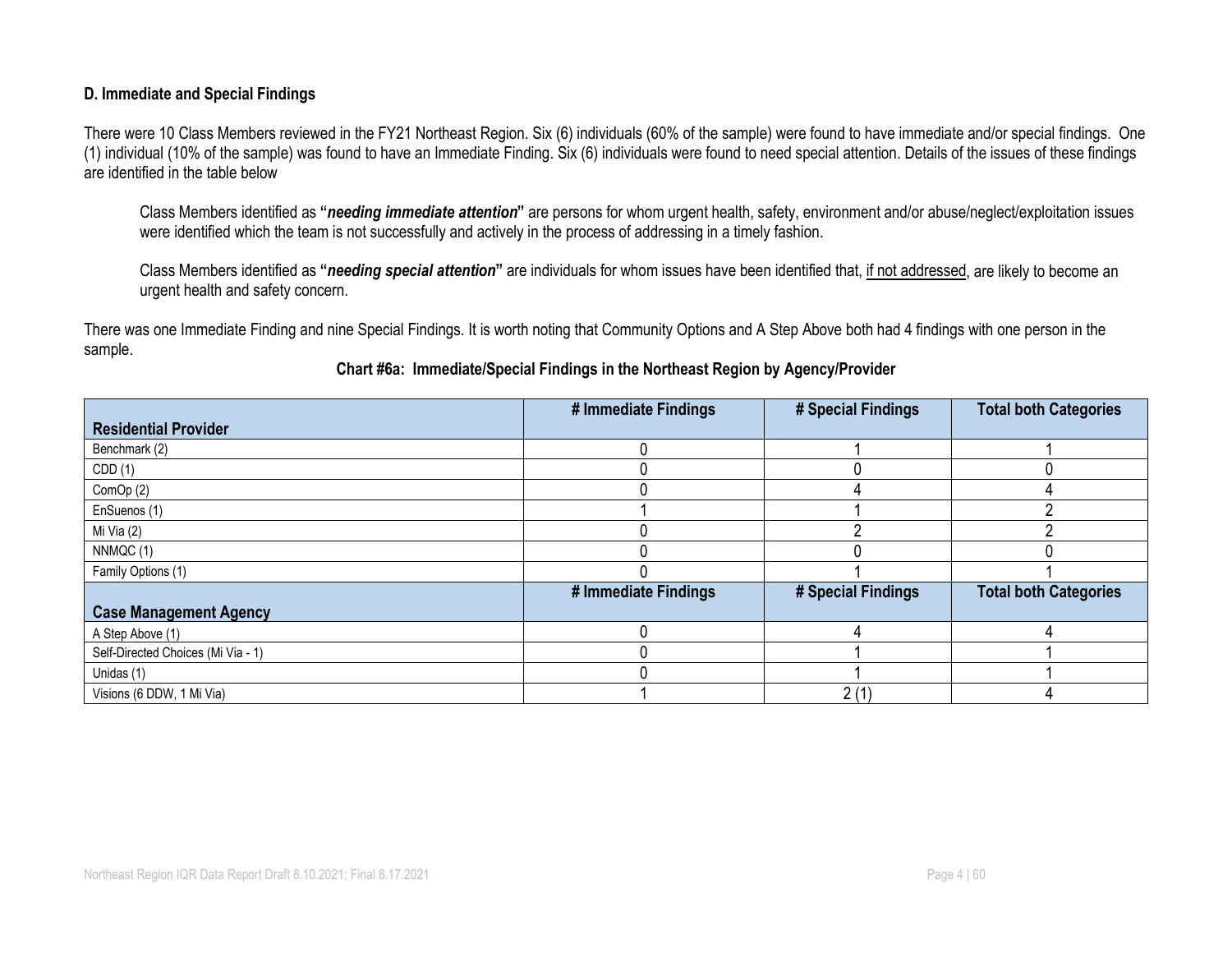### D. Immediate and Special Findings

There were 10 Class Members reviewed in the FY21 Northeast Region. Six (6) individuals (60% of the sample) were found to have immediate and/or special findings. One (1) individual (10% of the sample) was found to have an Immediate Finding. Six (6) individuals were found to need special attention. Details of the issues of these findings are identified in the table below

> Class Members identified as **"*needing immediate attention*"** are persons for whom urgent health, safety, environment and/or abuse/neglect/exploitation issues were identified which the team is not successfully and actively in the process of addressing in a timely fashion.
>
> Class Members identified as **"*needing special attention*"** are individuals for whom issues have been identified that, <u>if not addressed</u>, are likely to become an urgent health and safety concern.

There was one Immediate Finding and nine Special Findings. It is worth noting that Community Options and A Step Above both had 4 findings with one person in the sample.

**Chart #6a: Immediate/Special Findings in the Northeast Region by Agency/Provider**

| Residential Provider | # Immediate Findings | # Special Findings | Total both Categories |
|---|---|---|---|
| Benchmark (2) | 0 | 1 | 1 |
| CDD (1) | 0 | 0 | 0 |
| ComOp (2) | 0 | 4 | 4 |
| EnSuenos (1) | 1 | 1 | 2 |
| Mi Via (2) | 0 | 2 | 2 |
| NNMQC (1) | 0 | 0 | 0 |
| Family Options (1) | 0 | 1 | 1 |
| **Case Management Agency** | **# Immediate Findings** | **# Special Findings** | **Total both Categories** |
| A Step Above (1) | 0 | 4 | 4 |
| Self-Directed Choices (Mi Via - 1) | 0 | 1 | 1 |
| Unidas (1) | 0 | 1 | 1 |
| Visions (6 DDW, 1 Mi Via) | 1 | 2 (1) | 4 |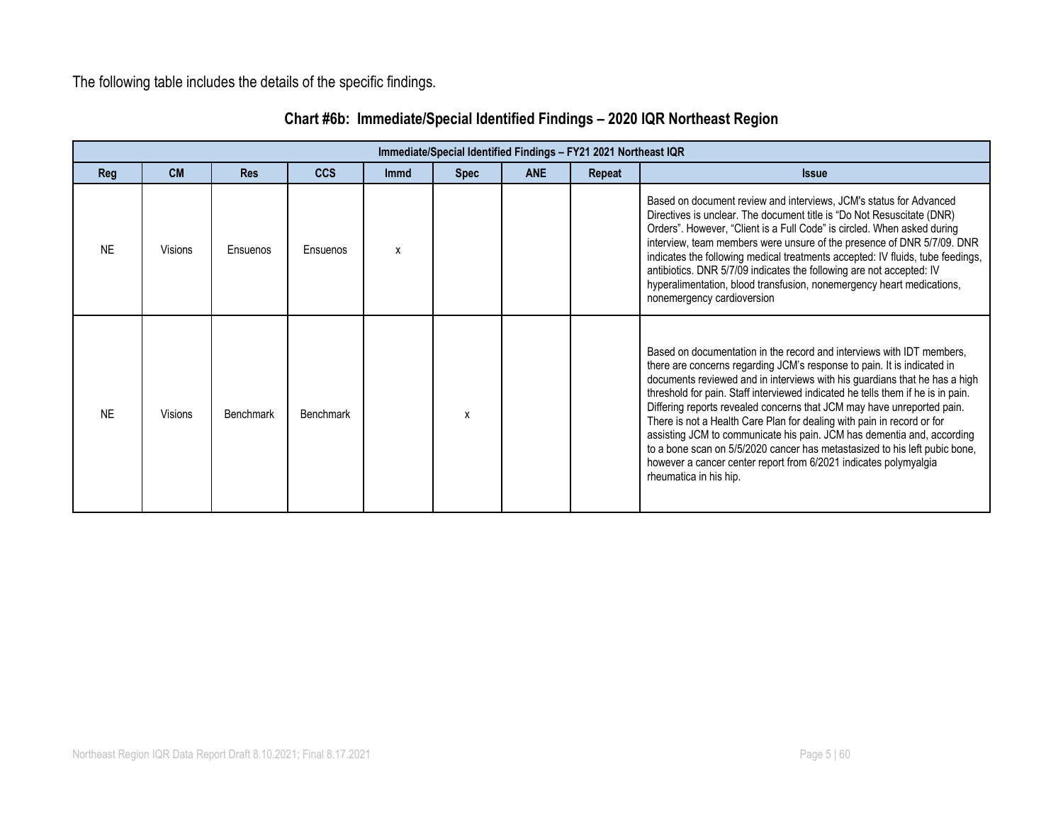The following table includes the details of the specific findings.

## Chart #6b: Immediate/Special Identified Findings – 2020 IQR Northeast Region

| Immediate/Special Identified Findings – FY21 2021 Northeast IQR | | | | | | | | |
|---|---|---|---|---|---|---|---|---|
| Reg | CM | Res | CCS | Immd | Spec | ANE | Repeat | Issue |
| NE | Visions | Ensuenos | Ensuenos | x | | | | Based on document review and interviews, JCM's status for Advanced Directives is unclear. The document title is "Do Not Resuscitate (DNR) Orders". However, "Client is a Full Code" is circled. When asked during interview, team members were unsure of the presence of DNR 5/7/09. DNR indicates the following medical treatments accepted: IV fluids, tube feedings, antibiotics. DNR 5/7/09 indicates the following are not accepted: IV hyperalimentation, blood transfusion, nonemergency heart medications, nonemergency cardioversion |
| NE | Visions | Benchmark | Benchmark | | x | | | Based on documentation in the record and interviews with IDT members, there are concerns regarding JCM's response to pain. It is indicated in documents reviewed and in interviews with his guardians that he has a high threshold for pain. Staff interviewed indicated he tells them if he is in pain. Differing reports revealed concerns that JCM may have unreported pain. There is not a Health Care Plan for dealing with pain in record or for assisting JCM to communicate his pain. JCM has dementia and, according to a bone scan on 5/5/2020 cancer has metastasized to his left pubic bone, however a cancer center report from 6/2021 indicates polymyalgia rheumatica in his hip. |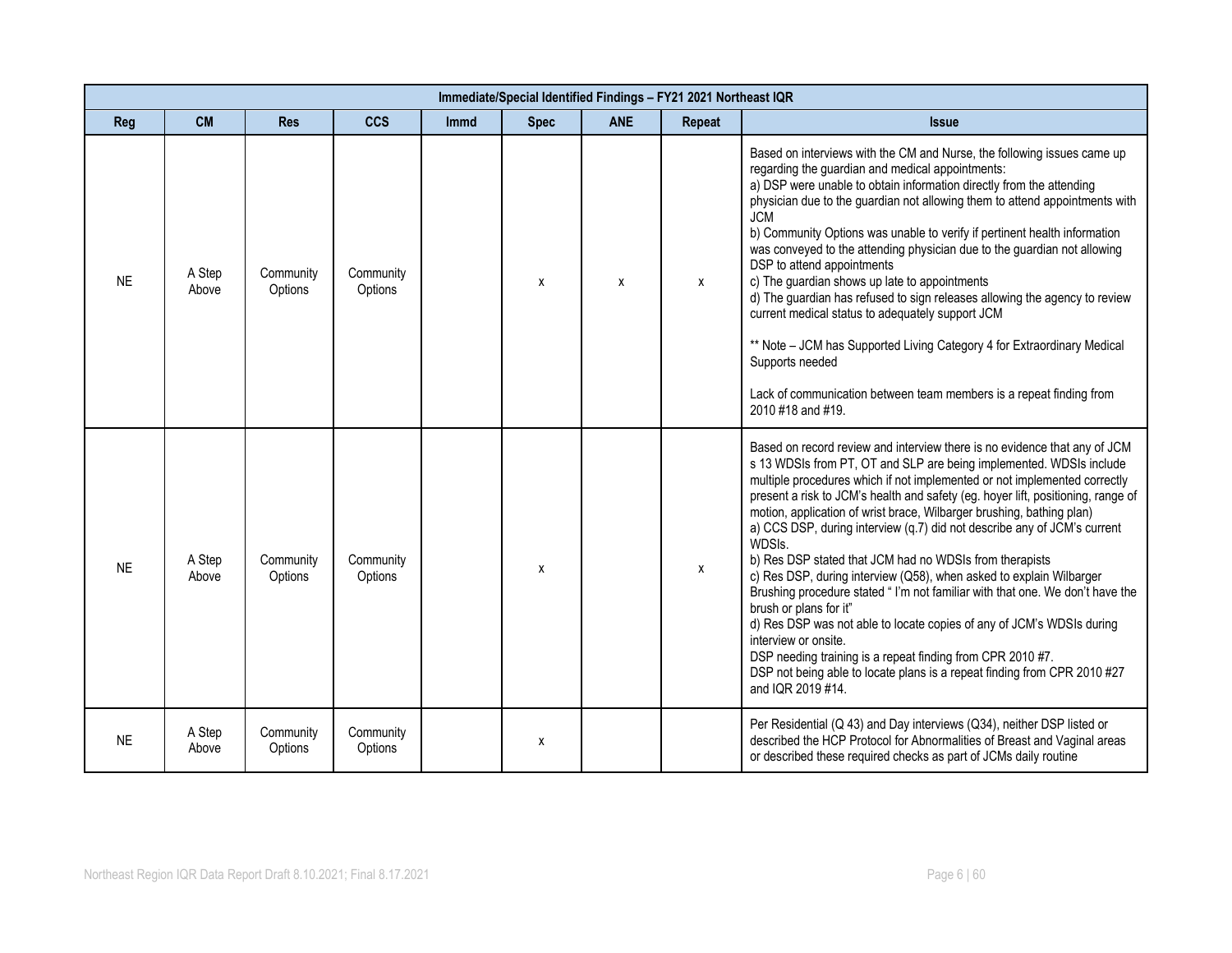| Immediate/Special Identified Findings – FY21 2021 Northeast IQR | | | | | | | | |
|---|---|---|---|---|---|---|---|---|
| **Reg** | **CM** | **Res** | **CCS** | **Immd** | **Spec** | **ANE** | **Repeat** | **Issue** |
| NE | A Step Above | Community Options | Community Options | | x | x | x | Based on interviews with the CM and Nurse, the following issues came up regarding the guardian and medical appointments:<br>a) DSP were unable to obtain information directly from the attending physician due to the guardian not allowing them to attend appointments with JCM<br>b) Community Options was unable to verify if pertinent health information was conveyed to the attending physician due to the guardian not allowing DSP to attend appointments<br>c) The guardian shows up late to appointments<br>d) The guardian has refused to sign releases allowing the agency to review current medical status to adequately support JCM<br><br>** Note – JCM has Supported Living Category 4 for Extraordinary Medical Supports needed<br><br>Lack of communication between team members is a repeat finding from 2010 #18 and #19. |
| NE | A Step Above | Community Options | Community Options | | x | | x | Based on record review and interview there is no evidence that any of JCM s 13 WDSIs from PT, OT and SLP are being implemented. WDSIs include multiple procedures which if not implemented or not implemented correctly present a risk to JCM's health and safety (eg. hoyer lift, positioning, range of motion, application of wrist brace, Wilbarger brushing, bathing plan)<br>a) CCS DSP, during interview (q.7) did not describe any of JCM's current WDSIs.<br>b) Res DSP stated that JCM had no WDSIs from therapists<br>c) Res DSP, during interview (Q58), when asked to explain Wilbarger Brushing procedure stated " I'm not familiar with that one. We don't have the brush or plans for it"<br>d) Res DSP was not able to locate copies of any of JCM's WDSIs during interview or onsite.<br>DSP needing training is a repeat finding from CPR 2010 #7.<br>DSP not being able to locate plans is a repeat finding from CPR 2010 #27 and IQR 2019 #14. |
| NE | A Step Above | Community Options | Community Options | | x | | | Per Residential (Q 43) and Day interviews (Q34), neither DSP listed or described the HCP Protocol for Abnormalities of Breast and Vaginal areas or described these required checks as part of JCMs daily routine |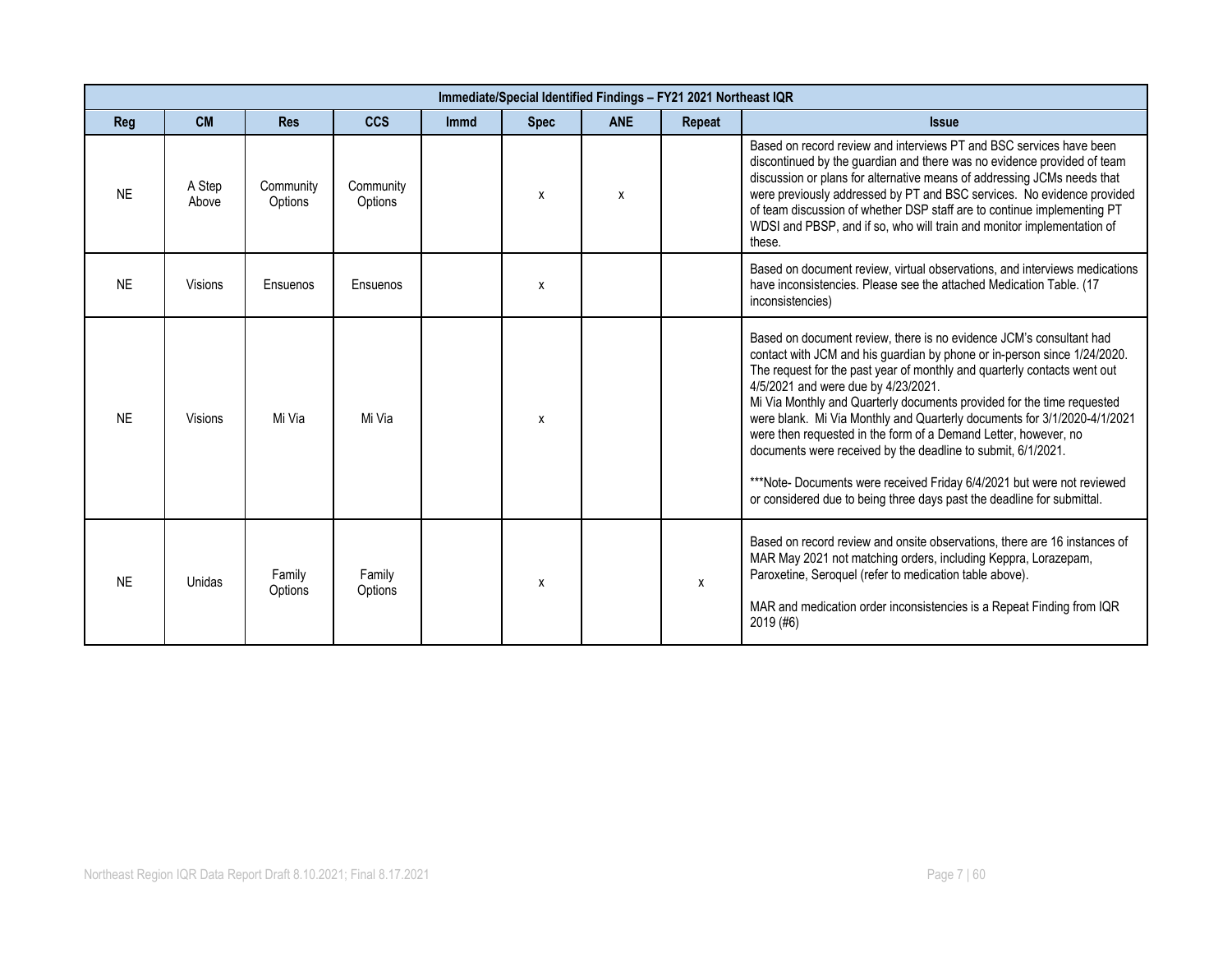| Immediate/Special Identified Findings – FY21 2021 Northeast IQR | | | | | | | | |
|---|---|---|---|---|---|---|---|---|
| **Reg** | **CM** | **Res** | **CCS** | **Immd** | **Spec** | **ANE** | **Repeat** | **Issue** |
| NE | A Step Above | Community Options | Community Options | | x | x | | Based on record review and interviews PT and BSC services have been discontinued by the guardian and there was no evidence provided of team discussion or plans for alternative means of addressing JCMs needs that were previously addressed by PT and BSC services. No evidence provided of team discussion of whether DSP staff are to continue implementing PT WDSI and PBSP, and if so, who will train and monitor implementation of these. |
| NE | Visions | Ensuenos | Ensuenos | | x | | | Based on document review, virtual observations, and interviews medications have inconsistencies. Please see the attached Medication Table. (17 inconsistencies) |
| NE | Visions | Mi Via | Mi Via | | x | | | Based on document review, there is no evidence JCM's consultant had contact with JCM and his guardian by phone or in-person since 1/24/2020. The request for the past year of monthly and quarterly contacts went out 4/5/2021 and were due by 4/23/2021.<br>Mi Via Monthly and Quarterly documents provided for the time requested were blank. Mi Via Monthly and Quarterly documents for 3/1/2020-4/1/2021 were then requested in the form of a Demand Letter, however, no documents were received by the deadline to submit, 6/1/2021.<br><br>***Note- Documents were received Friday 6/4/2021 but were not reviewed or considered due to being three days past the deadline for submittal. |
| NE | Unidas | Family Options | Family Options | | x | | x | Based on record review and onsite observations, there are 16 instances of MAR May 2021 not matching orders, including Keppra, Lorazepam, Paroxetine, Seroquel (refer to medication table above).<br><br>MAR and medication order inconsistencies is a Repeat Finding from IQR 2019 (#6) |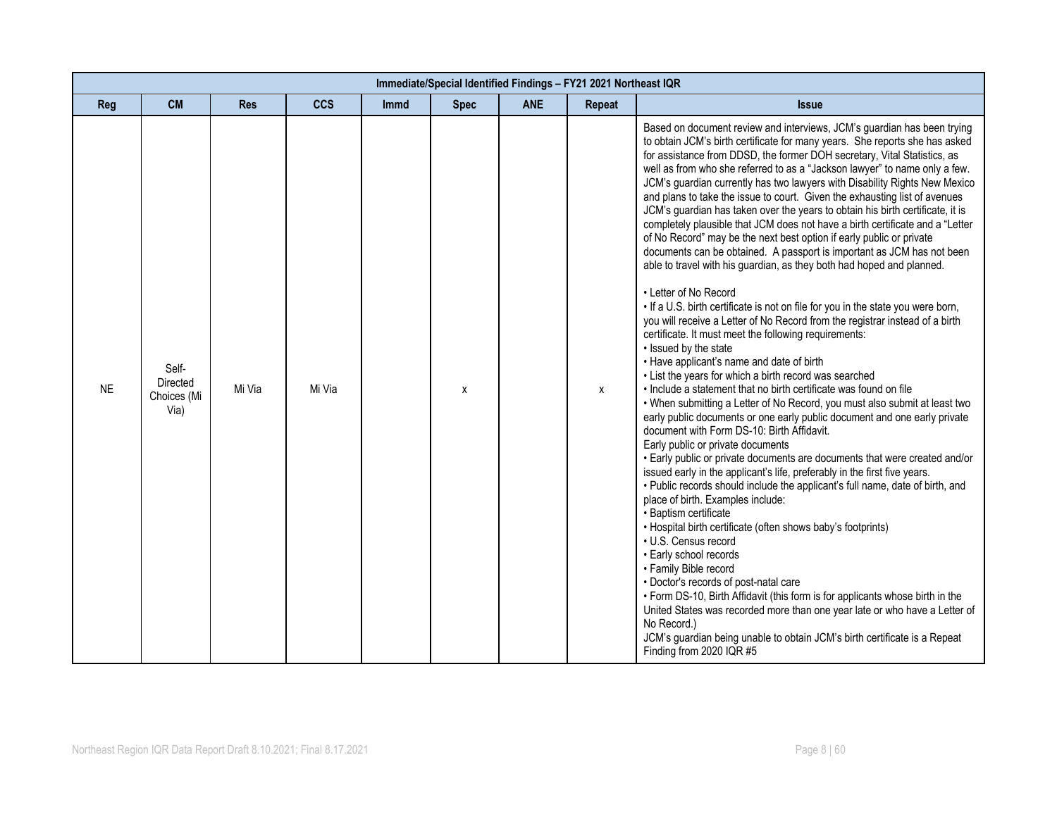| Immediate/Special Identified Findings – FY21 2021 Northeast IQR | | | | | | | | |
|---|---|---|---|---|---|---|---|---|
| **Reg** | **CM** | **Res** | **CCS** | **Immd** | **Spec** | **ANE** | **Repeat** | **Issue** |
| NE | Self-Directed Choices (Mi Via) | Mi Via | Mi Via | | x | | x | Based on document review and interviews, JCM's guardian has been trying to obtain JCM's birth certificate for many years. She reports she has asked for assistance from DDSD, the former DOH secretary, Vital Statistics, as well as from who she referred to as a "Jackson lawyer" to name only a few. JCM's guardian currently has two lawyers with Disability Rights New Mexico and plans to take the issue to court. Given the exhausting list of avenues JCM's guardian has taken over the years to obtain his birth certificate, it is completely plausible that JCM does not have a birth certificate and a "Letter of No Record" may be the next best option if early public or private documents can be obtained. A passport is important as JCM has not been able to travel with his guardian, as they both had hoped and planned.<br><br>• Letter of No Record<br>• If a U.S. birth certificate is not on file for you in the state you were born, you will receive a Letter of No Record from the registrar instead of a birth certificate. It must meet the following requirements:<br>• Issued by the state<br>• Have applicant's name and date of birth<br>• List the years for which a birth record was searched<br>• Include a statement that no birth certificate was found on file<br>• When submitting a Letter of No Record, you must also submit at least two early public documents or one early public document and one early private document with Form DS-10: Birth Affidavit.<br>Early public or private documents<br>• Early public or private documents are documents that were created and/or issued early in the applicant's life, preferably in the first five years.<br>• Public records should include the applicant's full name, date of birth, and place of birth. Examples include:<br>• Baptism certificate<br>• Hospital birth certificate (often shows baby's footprints)<br>• U.S. Census record<br>• Early school records<br>• Family Bible record<br>• Doctor's records of post-natal care<br>• Form DS-10, Birth Affidavit (this form is for applicants whose birth in the United States was recorded more than one year late or who have a Letter of No Record.)<br>JCM's guardian being unable to obtain JCM's birth certificate is a Repeat Finding from 2020 IQR #5 |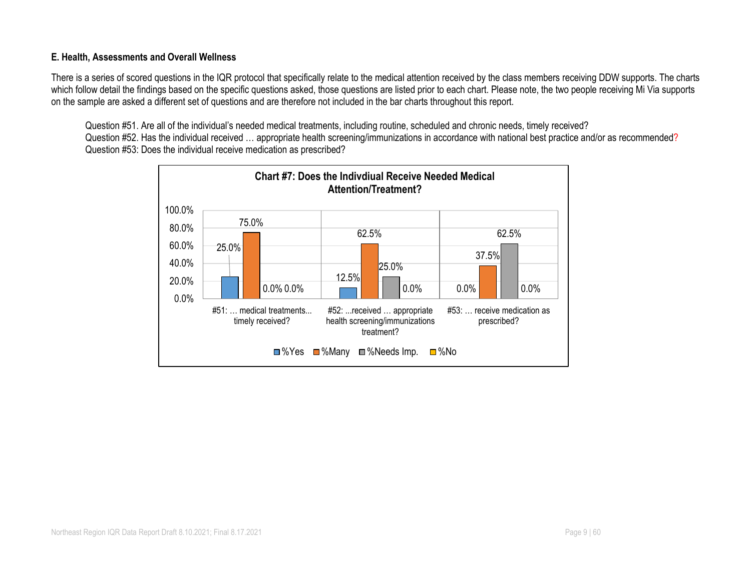### E. Health, Assessments and Overall Wellness

There is a series of scored questions in the IQR protocol that specifically relate to the medical attention received by the class members receiving DDW supports. The charts which follow detail the findings based on the specific questions asked, those questions are listed prior to each chart. Please note, the two people receiving Mi Via supports on the sample are asked a different set of questions and are therefore not included in the bar charts throughout this report.

Question #51. Are all of the individual's needed medical treatments, including routine, scheduled and chronic needs, timely received?
Question #52. Has the individual received … appropriate health screening/immunizations in accordance with national best practice and/or as recommended?
Question #53: Does the individual receive medication as prescribed?

**Chart #7: Does the Indivdiual Receive Needed Medical Attention/Treatment?**

| | %Yes | %Many | %Needs Imp. | %No |
|---|---|---|---|---|
| #51: … medical treatments... timely received? | 25.0% | 75.0% | 0.0% | 0.0% |
| #52: ...received … appropriate health screening/immunizations treatment? | 12.5% | 62.5% | 25.0% | 0.0% |
| #53: … receive medication as prescribed? | 0.0% | 37.5% | 62.5% | 0.0% |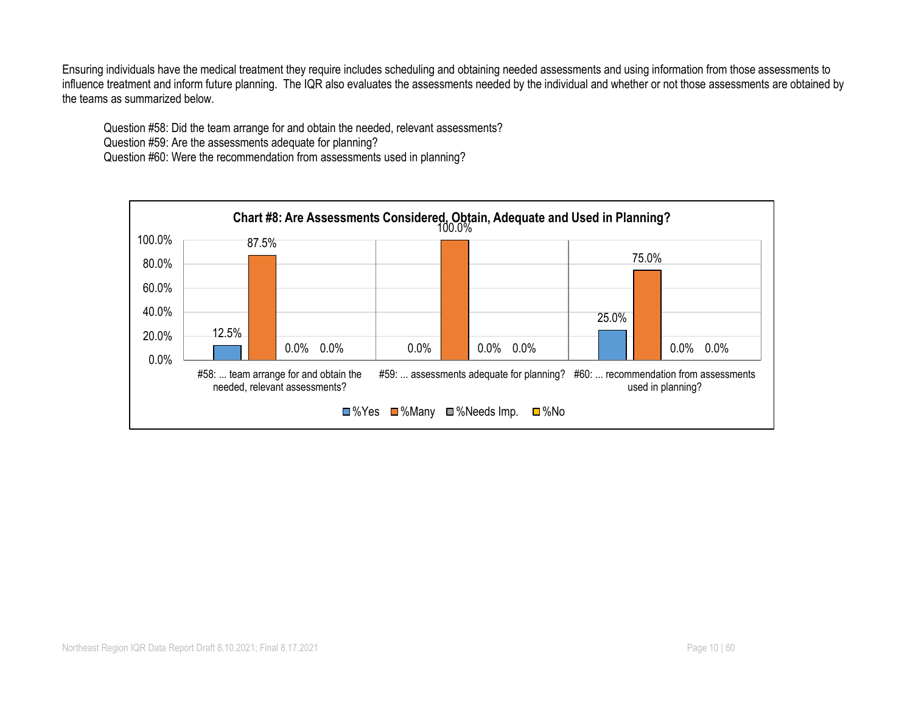Ensuring individuals have the medical treatment they require includes scheduling and obtaining needed assessments and using information from those assessments to influence treatment and inform future planning. The IQR also evaluates the assessments needed by the individual and whether or not those assessments are obtained by the teams as summarized below.

Question #58: Did the team arrange for and obtain the needed, relevant assessments?
Question #59: Are the assessments adequate for planning?
Question #60: Were the recommendation from assessments used in planning?

**Chart #8: Are Assessments Considered, Obtain, Adequate and Used in Planning?**

| | %Yes | %Many | %Needs Imp. | %No |
|---|---|---|---|---|
| #58: ... team arrange for and obtain the needed, relevant assessments? | 12.5% | 87.5% | 0.0% | 0.0% |
| #59: ... assessments adequate for planning? | 0.0% | 100.0% | 0.0% | 0.0% |
| #60: ... recommendation from assessments used in planning? | 25.0% | 75.0% | 0.0% | 0.0% |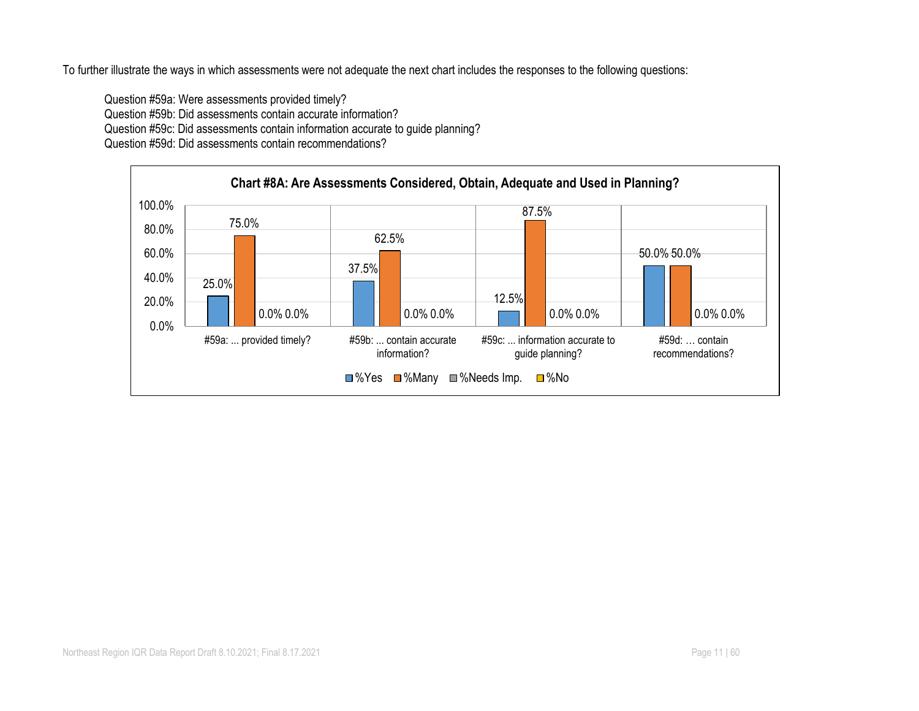To further illustrate the ways in which assessments were not adequate the next chart includes the responses to the following questions:

Question #59a: Were assessments provided timely?
Question #59b: Did assessments contain accurate information?
Question #59c: Did assessments contain information accurate to guide planning?
Question #59d: Did assessments contain recommendations?

**Chart #8A: Are Assessments Considered, Obtain, Adequate and Used in Planning?**

100.0%
80.0%
60.0%
40.0%
20.0%
0.0%

#59a: ... provided timely?
25.0% 75.0% 0.0% 0.0%

#59b: ... contain accurate information?
37.5% 62.5% 0.0% 0.0%

#59c: ... information accurate to guide planning?
12.5% 87.5% 0.0% 0.0%

#59d: … contain recommendations?
50.0% 50.0% 0.0% 0.0%

%Yes %Many %Needs Imp. %No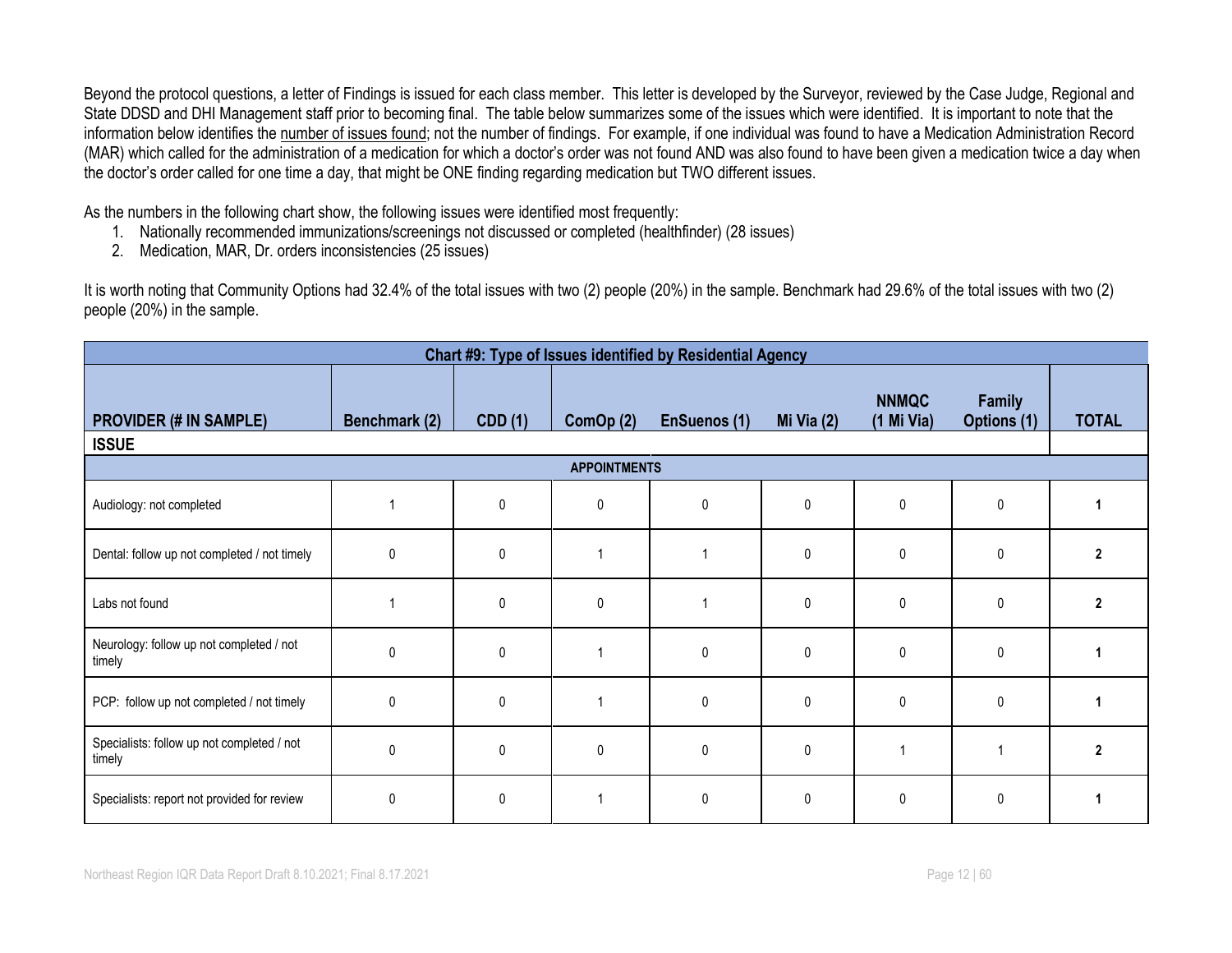Beyond the protocol questions, a letter of Findings is issued for each class member. This letter is developed by the Surveyor, reviewed by the Case Judge, Regional and State DDSD and DHI Management staff prior to becoming final. The table below summarizes some of the issues which were identified. It is important to note that the information below identifies the number of issues found; not the number of findings. For example, if one individual was found to have a Medication Administration Record (MAR) which called for the administration of a medication for which a doctor's order was not found AND was also found to have been given a medication twice a day when the doctor's order called for one time a day, that might be ONE finding regarding medication but TWO different issues.

As the numbers in the following chart show, the following issues were identified most frequently:

1. Nationally recommended immunizations/screenings not discussed or completed (healthfinder) (28 issues)
2. Medication, MAR, Dr. orders inconsistencies (25 issues)

It is worth noting that Community Options had 32.4% of the total issues with two (2) people (20%) in the sample. Benchmark had 29.6% of the total issues with two (2) people (20%) in the sample.

**Chart #9: Type of Issues identified by Residential Agency**

| PROVIDER (# IN SAMPLE) | Benchmark (2) | CDD (1) | ComOp (2) | EnSuenos (1) | Mi Via (2) | NNMQC (1 Mi Via) | Family Options (1) | TOTAL |
|---|---|---|---|---|---|---|---|---|
| **ISSUE** | | | | | | | | |
| **APPOINTMENTS** | | | | | | | | |
| Audiology: not completed | 1 | 0 | 0 | 0 | 0 | 0 | 0 | **1** |
| Dental: follow up not completed / not timely | 0 | 0 | 1 | 1 | 0 | 0 | 0 | **2** |
| Labs not found | 1 | 0 | 0 | 1 | 0 | 0 | 0 | **2** |
| Neurology: follow up not completed / not timely | 0 | 0 | 1 | 0 | 0 | 0 | 0 | **1** |
| PCP: follow up not completed / not timely | 0 | 0 | 1 | 0 | 0 | 0 | 0 | **1** |
| Specialists: follow up not completed / not timely | 0 | 0 | 0 | 0 | 0 | 1 | 1 | **2** |
| Specialists: report not provided for review | 0 | 0 | 1 | 0 | 0 | 0 | 0 | **1** |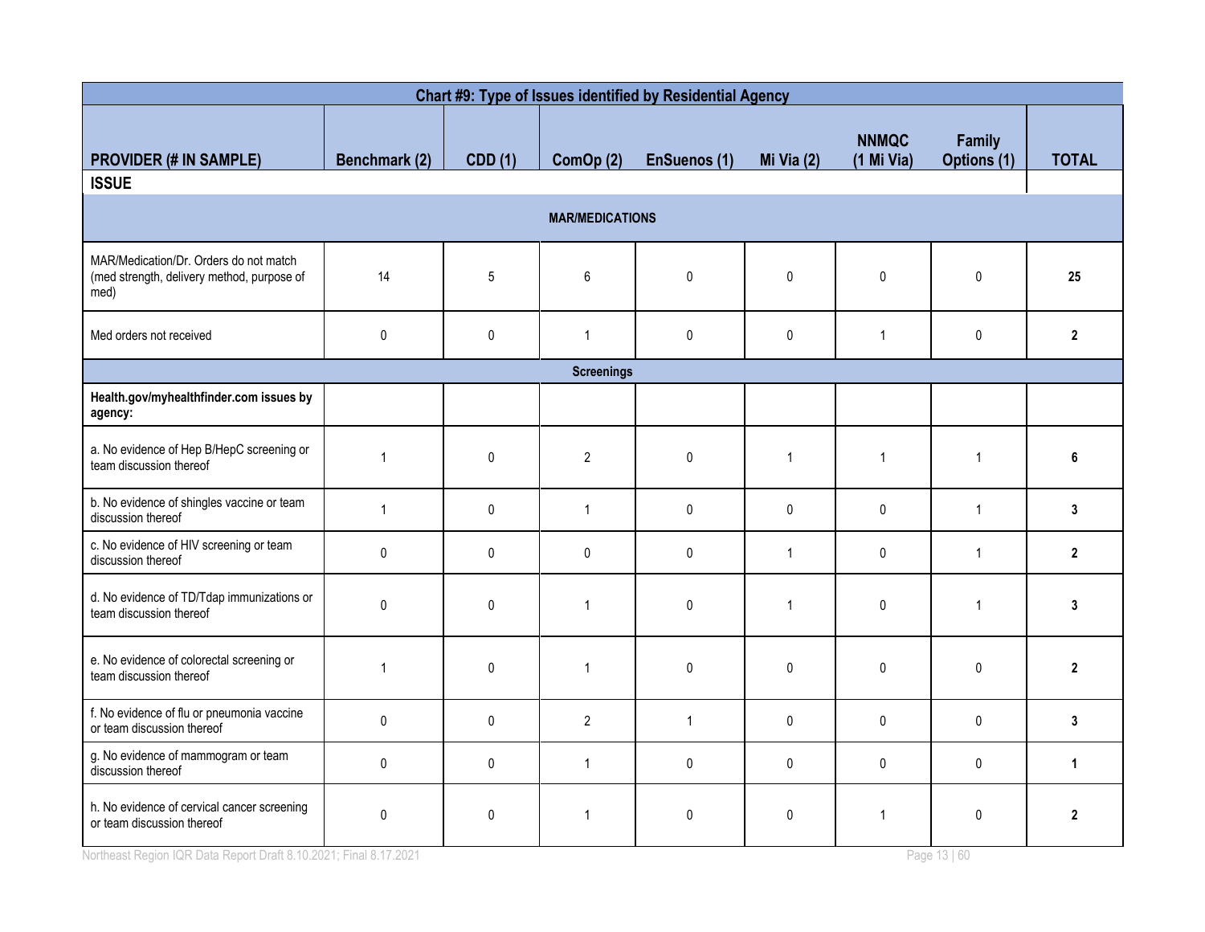| Chart #9: Type of Issues identified by Residential Agency | | | | | | | | |
|---|---|---|---|---|---|---|---|---|
| **PROVIDER (# IN SAMPLE)** | **Benchmark (2)** | **CDD (1)** | **ComOp (2)** | **EnSuenos (1)** | **Mi Via (2)** | **NNMQC (1 Mi Via)** | **Family Options (1)** | **TOTAL** |
| **ISSUE** | | | | | | | | |
| **MAR/MEDICATIONS** | | | | | | | | |
| MAR/Medication/Dr. Orders do not match (med strength, delivery method, purpose of med) | 14 | 5 | 6 | 0 | 0 | 0 | 0 | **25** |
| Med orders not received | 0 | 0 | 1 | 0 | 0 | 1 | 0 | **2** |
| **Screenings** | | | | | | | | |
| **Health.gov/myhealthfinder.com issues by agency:** | | | | | | | | |
| a. No evidence of Hep B/HepC screening or team discussion thereof | 1 | 0 | 2 | 0 | 1 | 1 | 1 | **6** |
| b. No evidence of shingles vaccine or team discussion thereof | 1 | 0 | 1 | 0 | 0 | 0 | 1 | **3** |
| c. No evidence of HIV screening or team discussion thereof | 0 | 0 | 0 | 0 | 1 | 0 | 1 | **2** |
| d. No evidence of TD/Tdap immunizations or team discussion thereof | 0 | 0 | 1 | 0 | 1 | 0 | 1 | **3** |
| e. No evidence of colorectal screening or team discussion thereof | 1 | 0 | 1 | 0 | 0 | 0 | 0 | **2** |
| f. No evidence of flu or pneumonia vaccine or team discussion thereof | 0 | 0 | 2 | 1 | 0 | 0 | 0 | **3** |
| g. No evidence of mammogram or team discussion thereof | 0 | 0 | 1 | 0 | 0 | 0 | 0 | **1** |
| h. No evidence of cervical cancer screening or team discussion thereof | 0 | 0 | 1 | 0 | 0 | 1 | 0 | **2** |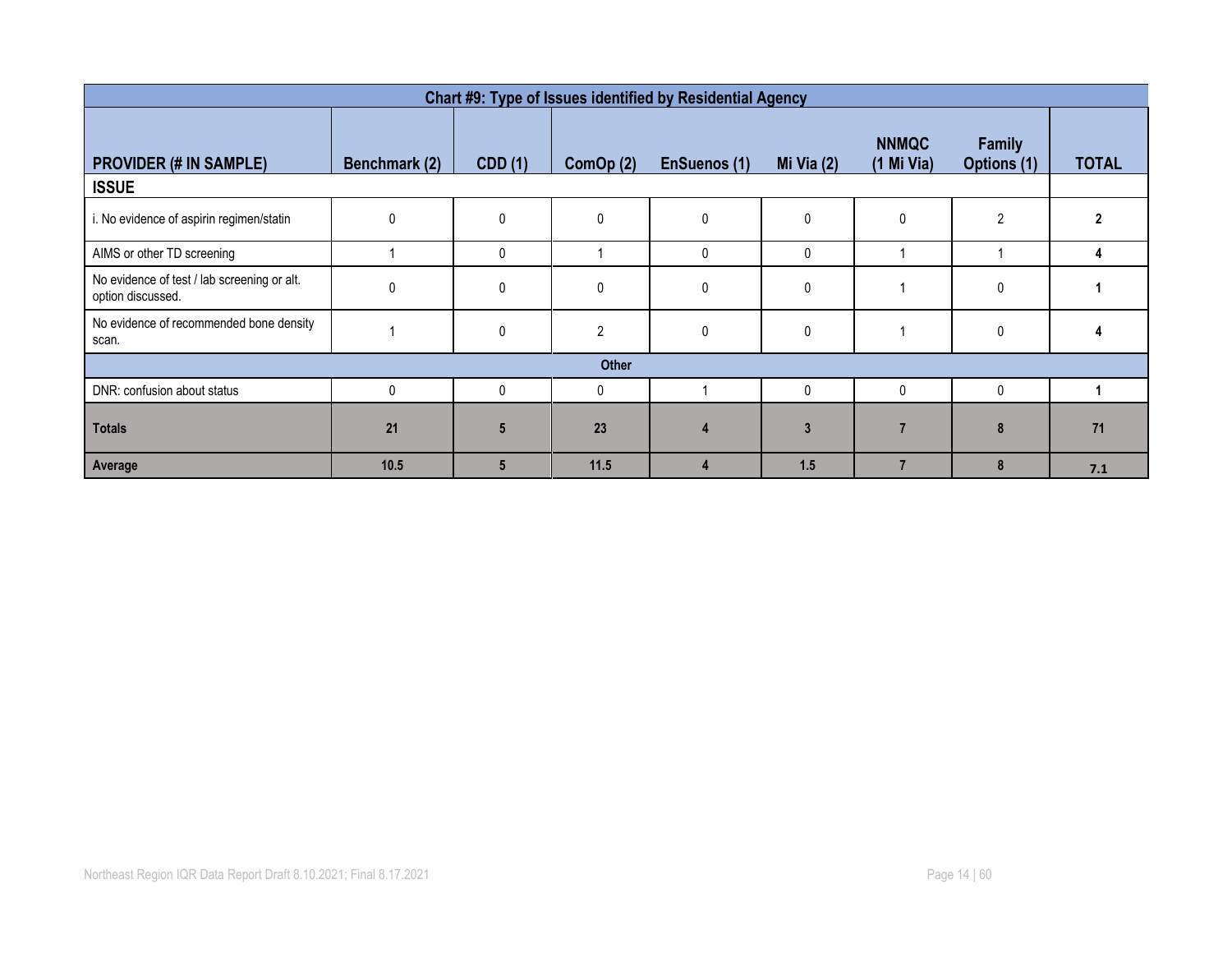| Chart #9: Type of Issues identified by Residential Agency | | | | | | | | |
|---|---|---|---|---|---|---|---|---|
| **PROVIDER (# IN SAMPLE)** | **Benchmark (2)** | **CDD (1)** | **ComOp (2)** | **EnSuenos (1)** | **Mi Via (2)** | **NNMQC (1 Mi Via)** | **Family Options (1)** | **TOTAL** |
| **ISSUE** | | | | | | | | |
| i. No evidence of aspirin regimen/statin | 0 | 0 | 0 | 0 | 0 | 0 | 2 | **2** |
| AIMS or other TD screening | 1 | 0 | 1 | 0 | 0 | 1 | 1 | **4** |
| No evidence of test / lab screening or alt. option discussed. | 0 | 0 | 0 | 0 | 0 | 1 | 0 | **1** |
| No evidence of recommended bone density scan. | 1 | 0 | 2 | 0 | 0 | 1 | 0 | **4** |
| **Other** | | | | | | | | |
| DNR: confusion about status | 0 | 0 | 0 | 1 | 0 | 0 | 0 | **1** |
| **Totals** | **21** | **5** | **23** | **4** | **3** | **7** | **8** | **71** |
| **Average** | **10.5** | **5** | **11.5** | **4** | **1.5** | **7** | **8** | **7.1** |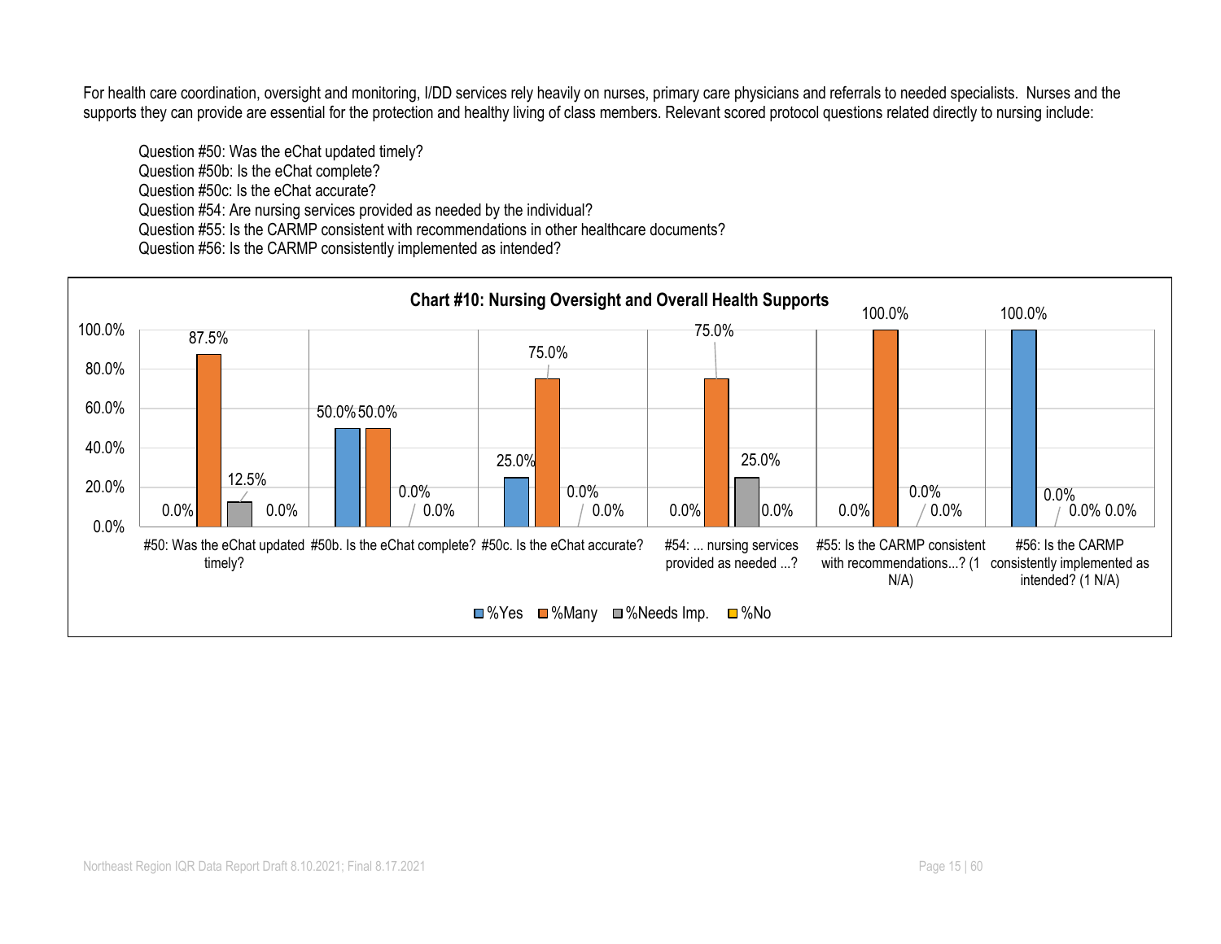For health care coordination, oversight and monitoring, I/DD services rely heavily on nurses, primary care physicians and referrals to needed specialists. Nurses and the supports they can provide are essential for the protection and healthy living of class members. Relevant scored protocol questions related directly to nursing include:

Question #50: Was the eChat updated timely?
Question #50b: Is the eChat complete?
Question #50c: Is the eChat accurate?
Question #54: Are nursing services provided as needed by the individual?
Question #55: Is the CARMP consistent with recommendations in other healthcare documents?
Question #56: Is the CARMP consistently implemented as intended?

**Chart #10: Nursing Oversight and Overall Health Supports**

100.0%
80.0%
60.0%
40.0%
20.0%
0.0%

#50: Was the eChat updated timely?
0.0%
87.5%
12.5%
0.0%

#50b. Is the eChat complete?
50.0%
50.0%
0.0%
0.0%

#50c. Is the eChat accurate?
25.0%
75.0%
0.0%
0.0%

#54: ... nursing services provided as needed ...?
0.0%
75.0%
25.0%
0.0%

#55: Is the CARMP consistent with recommendations...? (1 N/A)
0.0%
100.0%
0.0%
0.0%

#56: Is the CARMP consistently implemented as intended? (1 N/A)
100.0%
0.0%
0.0%
0.0%

%Yes
%Many
%Needs Imp.
%No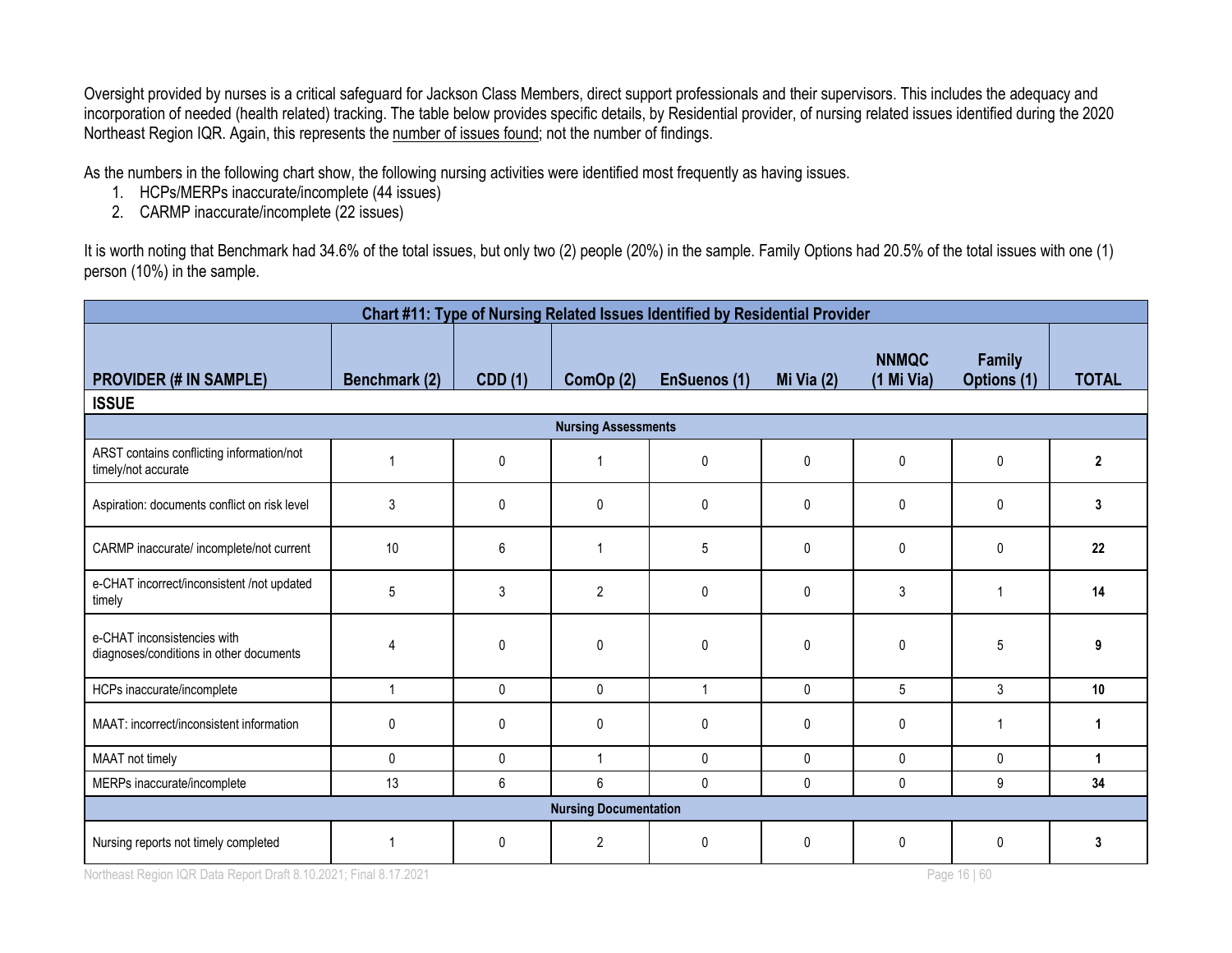Oversight provided by nurses is a critical safeguard for Jackson Class Members, direct support professionals and their supervisors. This includes the adequacy and incorporation of needed (health related) tracking. The table below provides specific details, by Residential provider, of nursing related issues identified during the 2020 Northeast Region IQR. Again, this represents the number of issues found; not the number of findings.

As the numbers in the following chart show, the following nursing activities were identified most frequently as having issues.

1. HCPs/MERPs inaccurate/incomplete (44 issues)
2. CARMP inaccurate/incomplete (22 issues)

It is worth noting that Benchmark had 34.6% of the total issues, but only two (2) people (20%) in the sample. Family Options had 20.5% of the total issues with one (1) person (10%) in the sample.

**Chart #11: Type of Nursing Related Issues Identified by Residential Provider**

| PROVIDER (# IN SAMPLE) | Benchmark (2) | CDD (1) | ComOp (2) | EnSuenos (1) | Mi Via (2) | NNMQC (1 Mi Via) | Family Options (1) | TOTAL |
|---|---|---|---|---|---|---|---|---|
| **ISSUE** | | | | | | | | |
| **Nursing Assessments** | | | | | | | | |
| ARST contains conflicting information/not timely/not accurate | 1 | 0 | 1 | 0 | 0 | 0 | 0 | **2** |
| Aspiration: documents conflict on risk level | 3 | 0 | 0 | 0 | 0 | 0 | 0 | **3** |
| CARMP inaccurate/ incomplete/not current | 10 | 6 | 1 | 5 | 0 | 0 | 0 | **22** |
| e-CHAT incorrect/inconsistent /not updated timely | 5 | 3 | 2 | 0 | 0 | 3 | 1 | **14** |
| e-CHAT inconsistencies with diagnoses/conditions in other documents | 4 | 0 | 0 | 0 | 0 | 0 | 5 | **9** |
| HCPs inaccurate/incomplete | 1 | 0 | 0 | 1 | 0 | 5 | 3 | **10** |
| MAAT: incorrect/inconsistent information | 0 | 0 | 0 | 0 | 0 | 0 | 1 | **1** |
| MAAT not timely | 0 | 0 | 1 | 0 | 0 | 0 | 0 | **1** |
| MERPs inaccurate/incomplete | 13 | 6 | 6 | 0 | 0 | 0 | 9 | **34** |
| **Nursing Documentation** | | | | | | | | |
| Nursing reports not timely completed | 1 | 0 | 2 | 0 | 0 | 0 | 0 | **3** |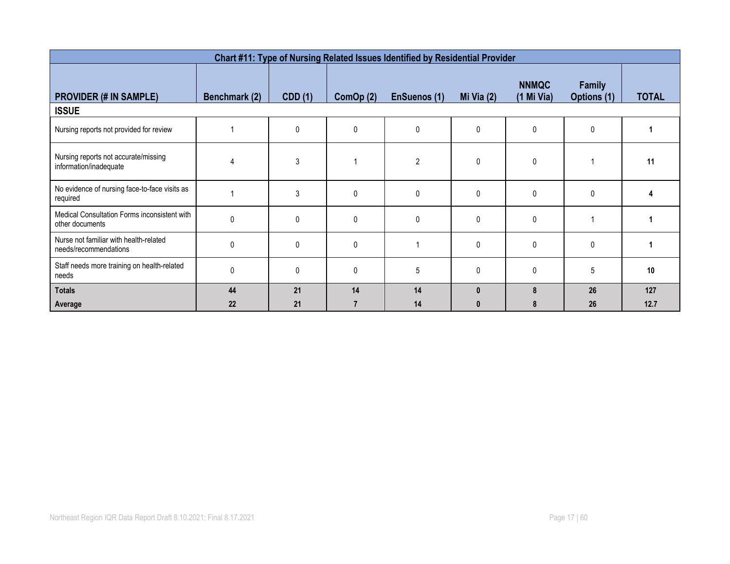| Chart #11: Type of Nursing Related Issues Identified by Residential Provider | | | | | | | | |
|---|---|---|---|---|---|---|---|---|
| **PROVIDER (# IN SAMPLE)** | **Benchmark (2)** | **CDD (1)** | **ComOp (2)** | **EnSuenos (1)** | **Mi Via (2)** | **NNMQC (1 Mi Via)** | **Family Options (1)** | **TOTAL** |
| **ISSUE** | | | | | | | | |
| Nursing reports not provided for review | 1 | 0 | 0 | 0 | 0 | 0 | 0 | **1** |
| Nursing reports not accurate/missing information/inadequate | 4 | 3 | 1 | 2 | 0 | 0 | 1 | **11** |
| No evidence of nursing face-to-face visits as required | 1 | 3 | 0 | 0 | 0 | 0 | 0 | **4** |
| Medical Consultation Forms inconsistent with other documents | 0 | 0 | 0 | 0 | 0 | 0 | 1 | **1** |
| Nurse not familiar with health-related needs/recommendations | 0 | 0 | 0 | 1 | 0 | 0 | 0 | **1** |
| Staff needs more training on health-related needs | 0 | 0 | 0 | 5 | 0 | 0 | 5 | **10** |
| **Totals** | **44** | **21** | **14** | **14** | **0** | **8** | **26** | **127** |
| **Average** | **22** | **21** | **7** | **14** | **0** | **8** | **26** | **12.7** |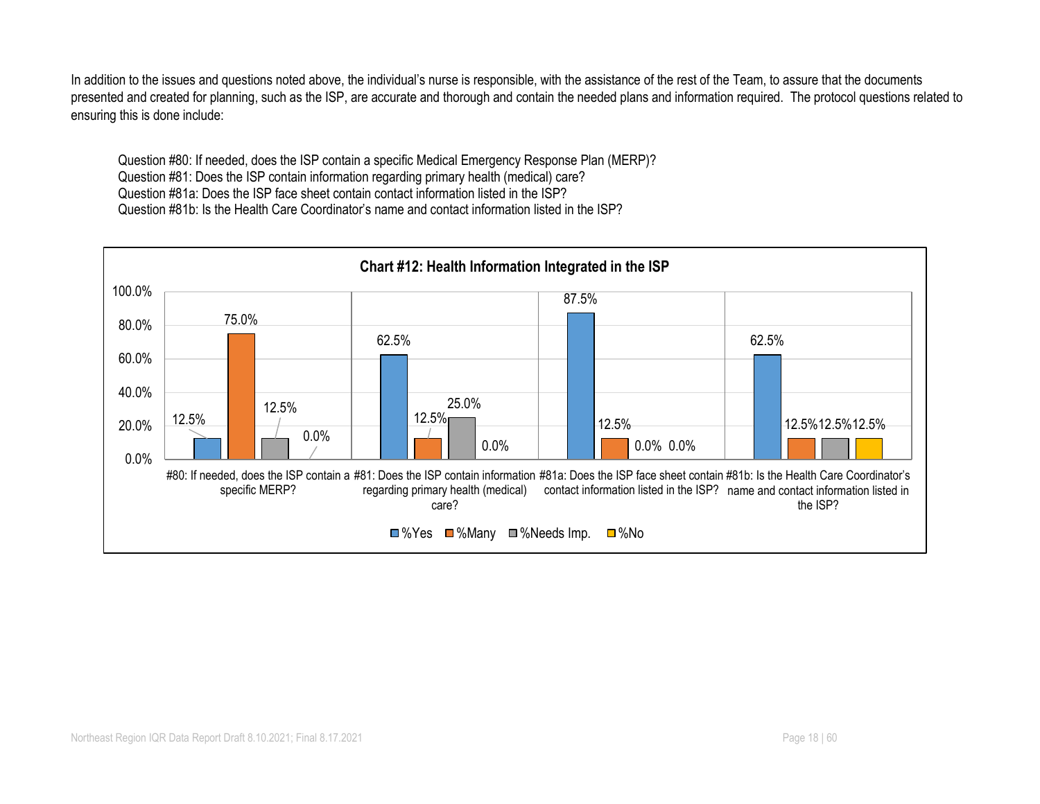In addition to the issues and questions noted above, the individual's nurse is responsible, with the assistance of the rest of the Team, to assure that the documents presented and created for planning, such as the ISP, are accurate and thorough and contain the needed plans and information required. The protocol questions related to ensuring this is done include:

Question #80: If needed, does the ISP contain a specific Medical Emergency Response Plan (MERP)?
Question #81: Does the ISP contain information regarding primary health (medical) care?
Question #81a: Does the ISP face sheet contain contact information listed in the ISP?
Question #81b: Is the Health Care Coordinator's name and contact information listed in the ISP?

**Chart #12: Health Information Integrated in the ISP**

100.0%
80.0%
60.0%
40.0%
20.0%
0.0%

#80: If needed, does the ISP contain a specific MERP?
12.5%
75.0%
12.5%
0.0%

#81: Does the ISP contain information regarding primary health (medical) care?
62.5%
12.5%
25.0%
0.0%

#81a: Does the ISP face sheet contain contact information listed in the ISP?
87.5%
12.5%
0.0%
0.0%

#81b: Is the Health Care Coordinator's name and contact information listed in the ISP?
62.5%
12.5%
12.5%
12.5%

%Yes
%Many
%Needs Imp.
%No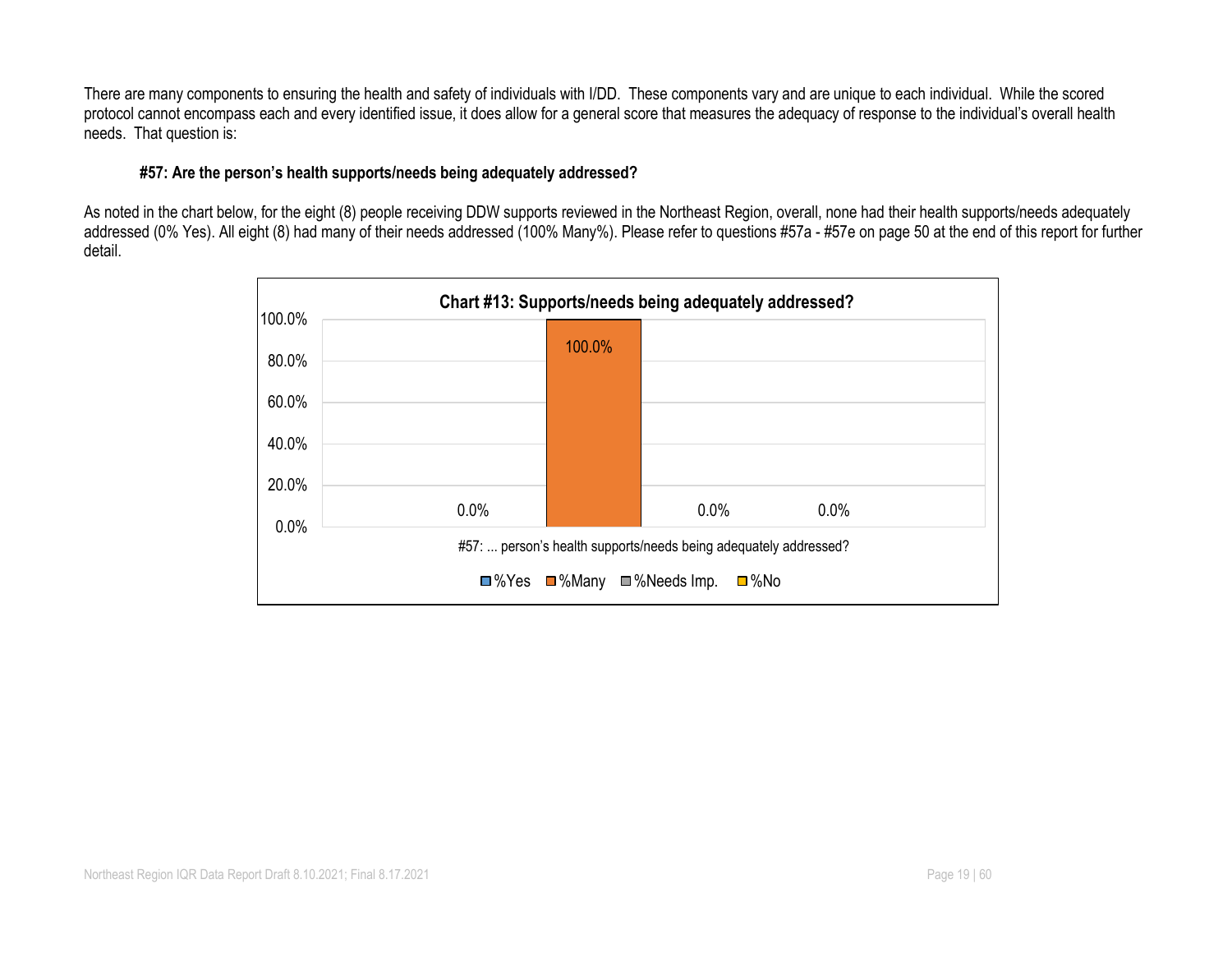There are many components to ensuring the health and safety of individuals with I/DD. These components vary and are unique to each individual. While the scored protocol cannot encompass each and every identified issue, it does allow for a general score that measures the adequacy of response to the individual's overall health needs. That question is:

**#57: Are the person's health supports/needs being adequately addressed?**

As noted in the chart below, for the eight (8) people receiving DDW supports reviewed in the Northeast Region, overall, none had their health supports/needs adequately addressed (0% Yes). All eight (8) had many of their needs addressed (100% Many%). Please refer to questions #57a - #57e on page 50 at the end of this report for further detail.

**Chart #13: Supports/needs being adequately addressed?**

100.0%
80.0%
60.0%
40.0%
20.0%
0.0%

0.0%
100.0%
0.0%
0.0%

#57: ... person's health supports/needs being adequately addressed?

%Yes %Many %Needs Imp. %No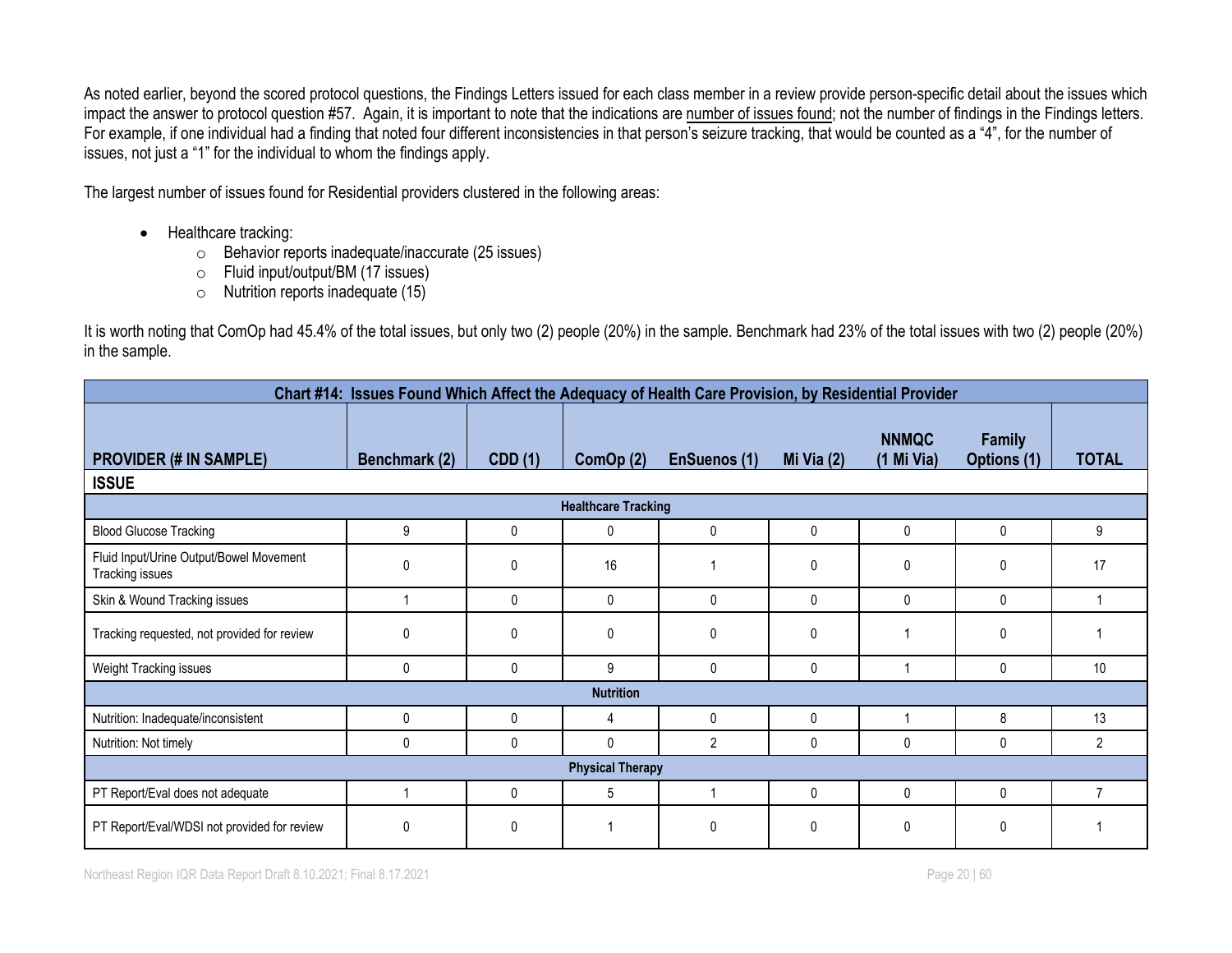As noted earlier, beyond the scored protocol questions, the Findings Letters issued for each class member in a review provide person-specific detail about the issues which impact the answer to protocol question #57. Again, it is important to note that the indications are number of issues found; not the number of findings in the Findings letters. For example, if one individual had a finding that noted four different inconsistencies in that person's seizure tracking, that would be counted as a "4", for the number of issues, not just a "1" for the individual to whom the findings apply.

The largest number of issues found for Residential providers clustered in the following areas:

- Healthcare tracking:
  - Behavior reports inadequate/inaccurate (25 issues)
  - Fluid input/output/BM (17 issues)
  - Nutrition reports inadequate (15)

It is worth noting that ComOp had 45.4% of the total issues, but only two (2) people (20%) in the sample. Benchmark had 23% of the total issues with two (2) people (20%) in the sample.

**Chart #14: Issues Found Which Affect the Adequacy of Health Care Provision, by Residential Provider**

| PROVIDER (# IN SAMPLE) | Benchmark (2) | CDD (1) | ComOp (2) | EnSuenos (1) | Mi Via (2) | NNMQC (1 Mi Via) | Family Options (1) | TOTAL |
|---|---|---|---|---|---|---|---|---|
| **ISSUE** | | | | | | | | |
| **Healthcare Tracking** | | | | | | | | |
| Blood Glucose Tracking | 9 | 0 | 0 | 0 | 0 | 0 | 0 | 9 |
| Fluid Input/Urine Output/Bowel Movement Tracking issues | 0 | 0 | 16 | 1 | 0 | 0 | 0 | 17 |
| Skin & Wound Tracking issues | 1 | 0 | 0 | 0 | 0 | 0 | 0 | 1 |
| Tracking requested, not provided for review | 0 | 0 | 0 | 0 | 0 | 1 | 0 | 1 |
| Weight Tracking issues | 0 | 0 | 9 | 0 | 0 | 1 | 0 | 10 |
| **Nutrition** | | | | | | | | |
| Nutrition: Inadequate/inconsistent | 0 | 0 | 4 | 0 | 0 | 1 | 8 | 13 |
| Nutrition: Not timely | 0 | 0 | 0 | 2 | 0 | 0 | 0 | 2 |
| **Physical Therapy** | | | | | | | | |
| PT Report/Eval does not adequate | 1 | 0 | 5 | 1 | 0 | 0 | 0 | 7 |
| PT Report/Eval/WDSI not provided for review | 0 | 0 | 1 | 0 | 0 | 0 | 0 | 1 |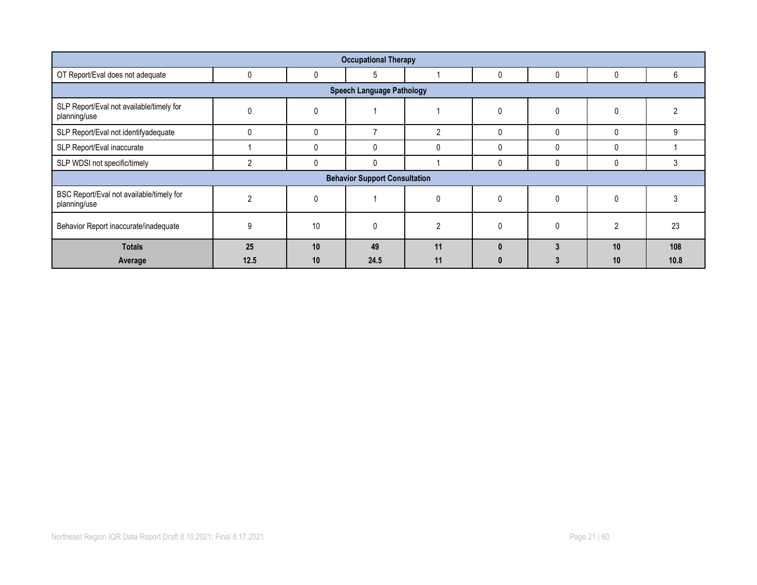| | | | | | | | | |
|---|---|---|---|---|---|---|---|---|
| **Occupational Therapy** | | | | | | | | |
| OT Report/Eval does not adequate | 0 | 0 | 5 | 1 | 0 | 0 | 0 | 6 |
| **Speech Language Pathology** | | | | | | | | |
| SLP Report/Eval not available/timely for planning/use | 0 | 0 | 1 | 1 | 0 | 0 | 0 | 2 |
| SLP Report/Eval not identifyadequate | 0 | 0 | 7 | 2 | 0 | 0 | 0 | 9 |
| SLP Report/Eval inaccurate | 1 | 0 | 0 | 0 | 0 | 0 | 0 | 1 |
| SLP WDSI not specific/timely | 2 | 0 | 0 | 1 | 0 | 0 | 0 | 3 |
| **Behavior Support Consultation** | | | | | | | | |
| BSC Report/Eval not available/timely for planning/use | 2 | 0 | 1 | 0 | 0 | 0 | 0 | 3 |
| Behavior Report inaccurate/inadequate | 9 | 10 | 0 | 2 | 0 | 0 | 2 | 23 |
| **Totals** | **25** | **10** | **49** | **11** | **0** | **3** | **10** | **108** |
| **Average** | **12.5** | **10** | **24.5** | **11** | **0** | **3** | **10** | **10.8** |

Northeast Region IQR Data Report Draft 8.10.2021; Final 8.17.2021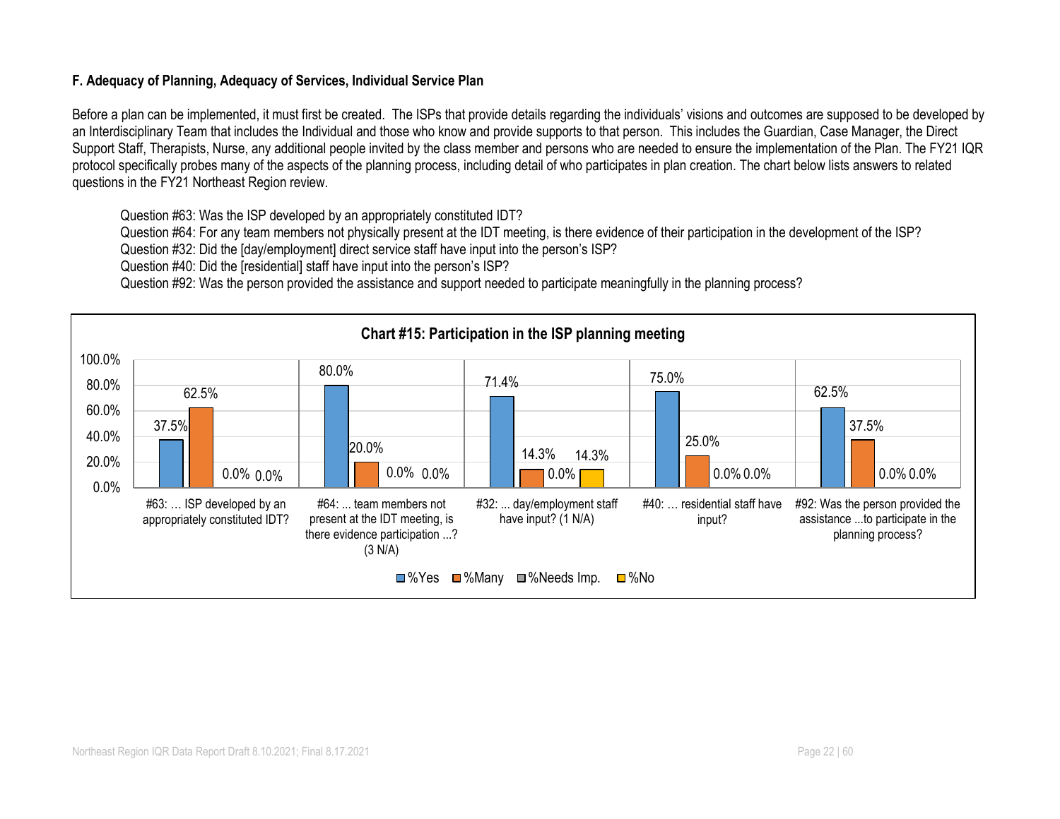**F. Adequacy of Planning, Adequacy of Services, Individual Service Plan**

Before a plan can be implemented, it must first be created. The ISPs that provide details regarding the individuals' visions and outcomes are supposed to be developed by an Interdisciplinary Team that includes the Individual and those who know and provide supports to that person. This includes the Guardian, Case Manager, the Direct Support Staff, Therapists, Nurse, any additional people invited by the class member and persons who are needed to ensure the implementation of the Plan. The FY21 IQR protocol specifically probes many of the aspects of the planning process, including detail of who participates in plan creation. The chart below lists answers to related questions in the FY21 Northeast Region review.

Question #63: Was the ISP developed by an appropriately constituted IDT?
Question #64: For any team members not physically present at the IDT meeting, is there evidence of their participation in the development of the ISP?
Question #32: Did the [day/employment] direct service staff have input into the person's ISP?
Question #40: Did the [residential] staff have input into the person's ISP?
Question #92: Was the person provided the assistance and support needed to participate meaningfully in the planning process?

Chart #15: Participation in the ISP planning meeting

100.0%
80.0%
60.0%
40.0%
20.0%
0.0%

#63: … ISP developed by an appropriately constituted IDT?
37.5% 62.5% 0.0% 0.0%

#64: ... team members not present at the IDT meeting, is there evidence participation ...? (3 N/A)
80.0% 20.0% 0.0% 0.0%

#32: ... day/employment staff have input? (1 N/A)
71.4% 14.3% 0.0% 14.3%

#40: … residential staff have input?
75.0% 25.0% 0.0% 0.0%

#92: Was the person provided the assistance ...to participate in the planning process?
62.5% 37.5% 0.0% 0.0%

%Yes %Many %Needs Imp. %No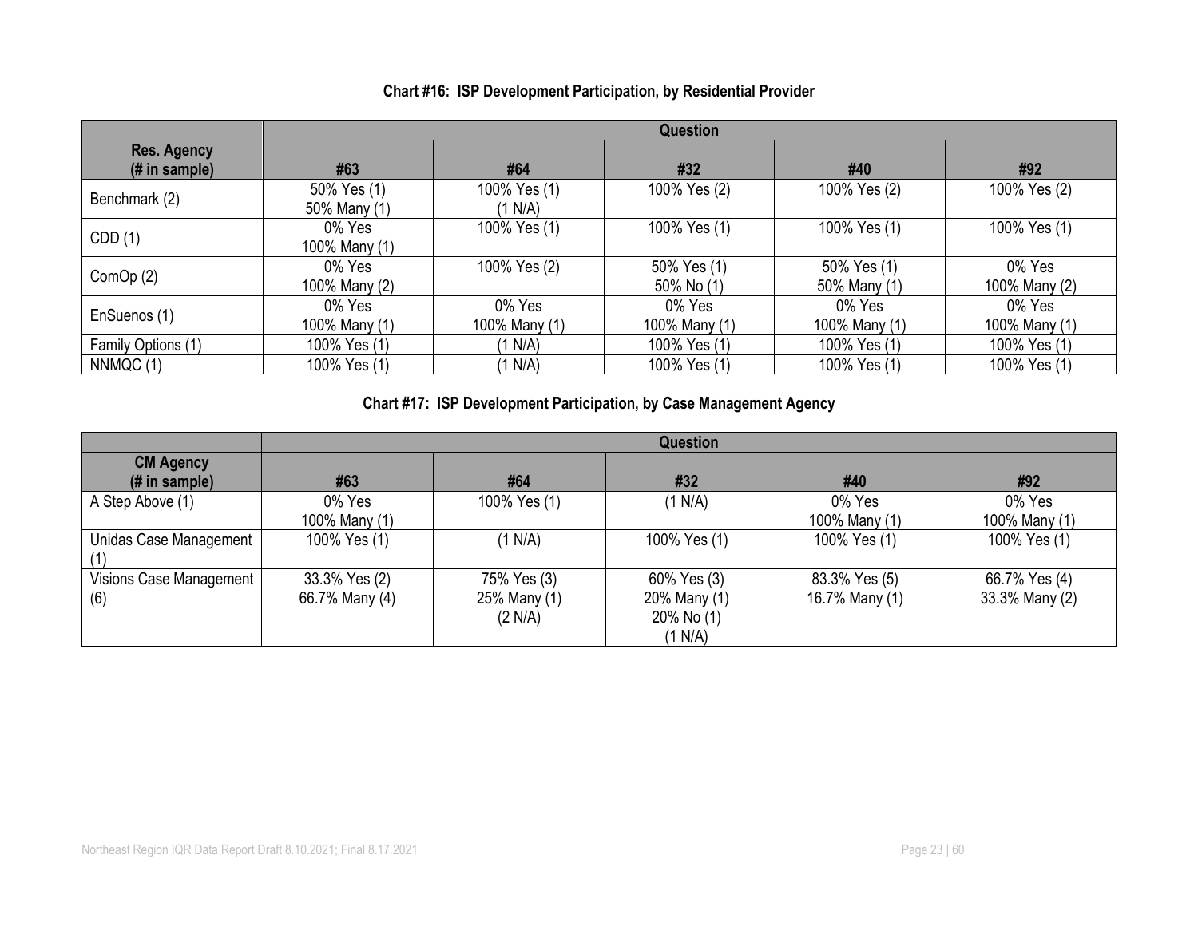### Chart #16: ISP Development Participation, by Residential Provider

| | Question | | | | |
|---|---|---|---|---|---|
| Res. Agency (# in sample) | #63 | #64 | #32 | #40 | #92 |
| Benchmark (2) | 50% Yes (1) 50% Many (1) | 100% Yes (1) (1 N/A) | 100% Yes (2) | 100% Yes (2) | 100% Yes (2) |
| CDD (1) | 0% Yes 100% Many (1) | 100% Yes (1) | 100% Yes (1) | 100% Yes (1) | 100% Yes (1) |
| ComOp (2) | 0% Yes 100% Many (2) | 100% Yes (2) | 50% Yes (1) 50% No (1) | 50% Yes (1) 50% Many (1) | 0% Yes 100% Many (2) |
| EnSuenos (1) | 0% Yes 100% Many (1) | 0% Yes 100% Many (1) | 0% Yes 100% Many (1) | 0% Yes 100% Many (1) | 0% Yes 100% Many (1) |
| Family Options (1) | 100% Yes (1) | (1 N/A) | 100% Yes (1) | 100% Yes (1) | 100% Yes (1) |
| NNMQC (1) | 100% Yes (1) | (1 N/A) | 100% Yes (1) | 100% Yes (1) | 100% Yes (1) |

### Chart #17: ISP Development Participation, by Case Management Agency

| | Question | | | | |
|---|---|---|---|---|---|
| CM Agency (# in sample) | #63 | #64 | #32 | #40 | #92 |
| A Step Above (1) | 0% Yes 100% Many (1) | 100% Yes (1) | (1 N/A) | 0% Yes 100% Many (1) | 0% Yes 100% Many (1) |
| Unidas Case Management (1) | 100% Yes (1) | (1 N/A) | 100% Yes (1) | 100% Yes (1) | 100% Yes (1) |
| Visions Case Management (6) | 33.3% Yes (2) 66.7% Many (4) | 75% Yes (3) 25% Many (1) (2 N/A) | 60% Yes (3) 20% Many (1) 20% No (1) (1 N/A) | 83.3% Yes (5) 16.7% Many (1) | 66.7% Yes (4) 33.3% Many (2) |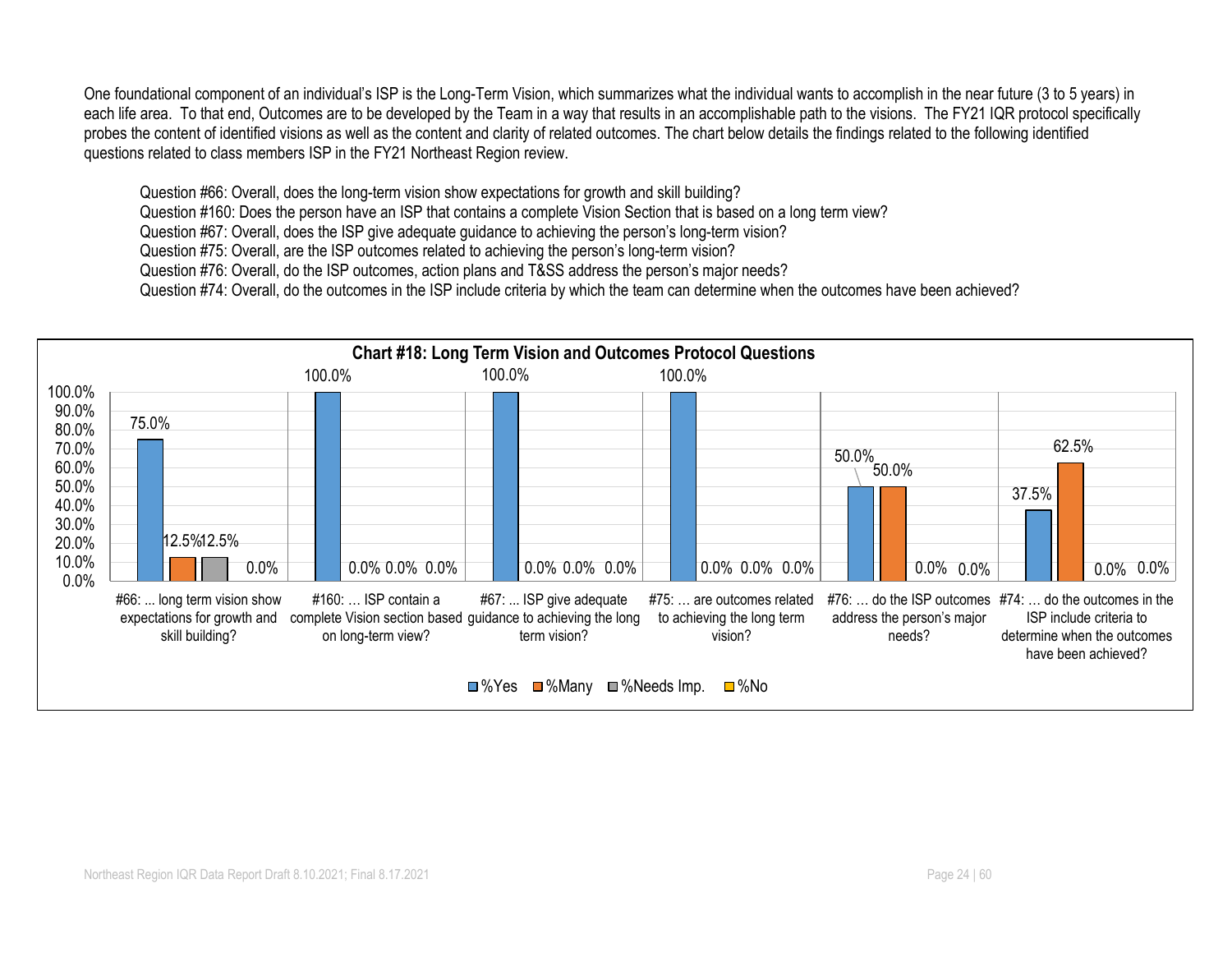One foundational component of an individual's ISP is the Long-Term Vision, which summarizes what the individual wants to accomplish in the near future (3 to 5 years) in each life area. To that end, Outcomes are to be developed by the Team in a way that results in an accomplishable path to the visions. The FY21 IQR protocol specifically probes the content of identified visions as well as the content and clarity of related outcomes. The chart below details the findings related to the following identified questions related to class members ISP in the FY21 Northeast Region review.

Question #66: Overall, does the long-term vision show expectations for growth and skill building?
Question #160: Does the person have an ISP that contains a complete Vision Section that is based on a long term view?
Question #67: Overall, does the ISP give adequate guidance to achieving the person's long-term vision?
Question #75: Overall, are the ISP outcomes related to achieving the person's long-term vision?
Question #76: Overall, do the ISP outcomes, action plans and T&SS address the person's major needs?
Question #74: Overall, do the outcomes in the ISP include criteria by which the team can determine when the outcomes have been achieved?

**Chart #18: Long Term Vision and Outcomes Protocol Questions**

100.0%
90.0%
80.0%
70.0%
60.0%
50.0%
40.0%
30.0%
20.0%
10.0%
0.0%

#66: ... long term vision show expectations for growth and skill building?
75.0% 12.5% 12.5% 0.0%

#160: … ISP contain a complete Vision section based on long-term view?
100.0% 0.0% 0.0% 0.0%

#67: ... ISP give adequate guidance to achieving the long term vision?
100.0% 0.0% 0.0% 0.0%

#75: … are outcomes related to achieving the long term vision?
100.0% 0.0% 0.0% 0.0%

#76: … do the ISP outcomes address the person's major needs?
50.0% 50.0% 0.0% 0.0%

#74: … do the outcomes in the ISP include criteria to determine when the outcomes have been achieved?
37.5% 62.5% 0.0% 0.0%

%Yes %Many %Needs Imp. %No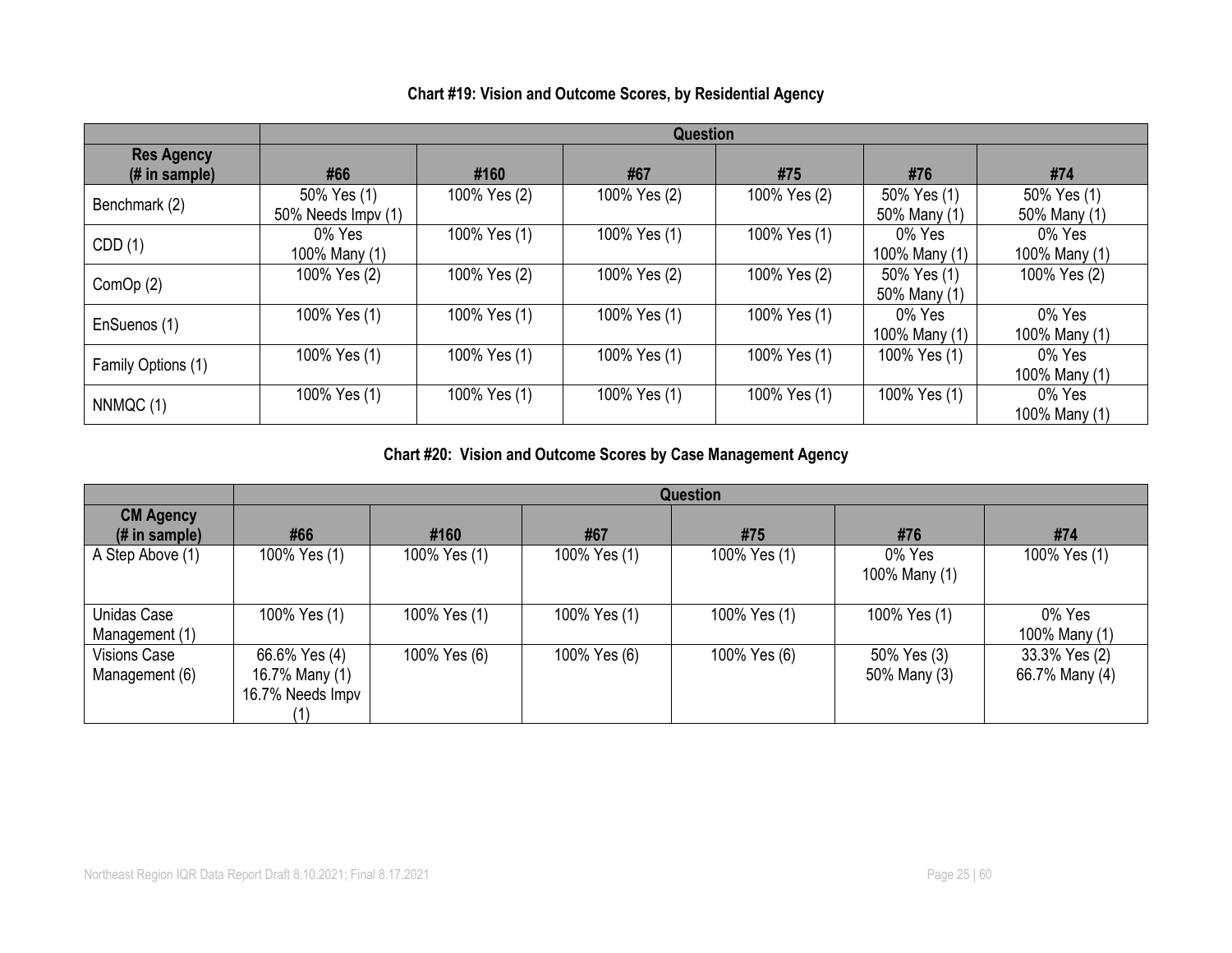### Chart #19: Vision and Outcome Scores, by Residential Agency

| | Question | | | | | |
|---|---|---|---|---|---|---|
| **Res Agency (# in sample)** | **#66** | **#160** | **#67** | **#75** | **#76** | **#74** |
| Benchmark (2) | 50% Yes (1)<br>50% Needs Impv (1) | 100% Yes (2) | 100% Yes (2) | 100% Yes (2) | 50% Yes (1)<br>50% Many (1) | 50% Yes (1)<br>50% Many (1) |
| CDD (1) | 0% Yes<br>100% Many (1) | 100% Yes (1) | 100% Yes (1) | 100% Yes (1) | 0% Yes<br>100% Many (1) | 0% Yes<br>100% Many (1) |
| ComOp (2) | 100% Yes (2) | 100% Yes (2) | 100% Yes (2) | 100% Yes (2) | 50% Yes (1)<br>50% Many (1) | 100% Yes (2) |
| EnSuenos (1) | 100% Yes (1) | 100% Yes (1) | 100% Yes (1) | 100% Yes (1) | 0% Yes<br>100% Many (1) | 0% Yes<br>100% Many (1) |
| Family Options (1) | 100% Yes (1) | 100% Yes (1) | 100% Yes (1) | 100% Yes (1) | 100% Yes (1) | 0% Yes<br>100% Many (1) |
| NNMQC (1) | 100% Yes (1) | 100% Yes (1) | 100% Yes (1) | 100% Yes (1) | 100% Yes (1) | 0% Yes<br>100% Many (1) |

### Chart #20: Vision and Outcome Scores by Case Management Agency

| | Question | | | | | |
|---|---|---|---|---|---|---|
| **CM Agency (# in sample)** | **#66** | **#160** | **#67** | **#75** | **#76** | **#74** |
| A Step Above (1) | 100% Yes (1) | 100% Yes (1) | 100% Yes (1) | 100% Yes (1) | 0% Yes<br>100% Many (1) | 100% Yes (1) |
| Unidas Case Management (1) | 100% Yes (1) | 100% Yes (1) | 100% Yes (1) | 100% Yes (1) | 100% Yes (1) | 0% Yes<br>100% Many (1) |
| Visions Case Management (6) | 66.6% Yes (4)<br>16.7% Many (1)<br>16.7% Needs Impv (1) | 100% Yes (6) | 100% Yes (6) | 100% Yes (6) | 50% Yes (3)<br>50% Many (3) | 33.3% Yes (2)<br>66.7% Many (4) |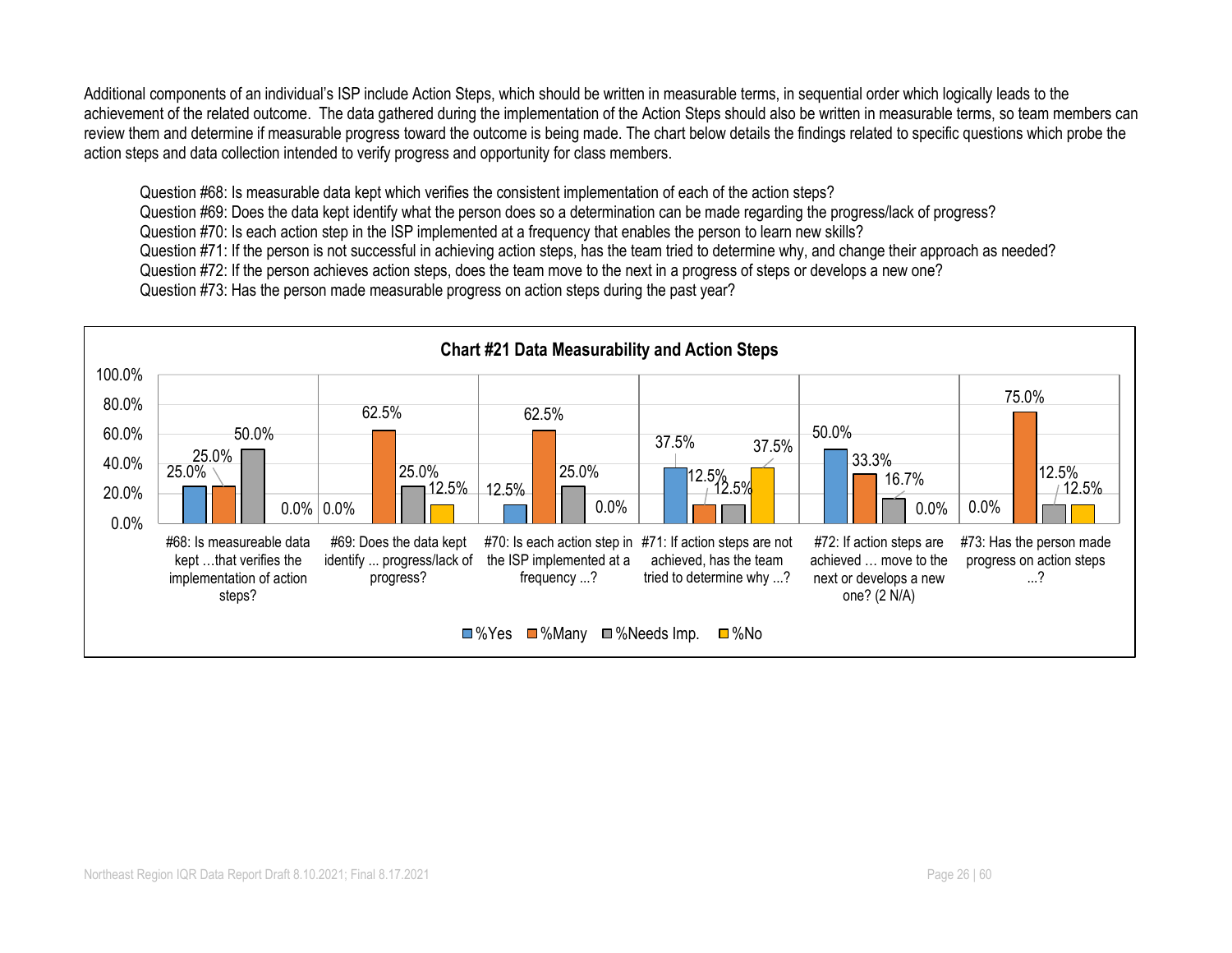Additional components of an individual's ISP include Action Steps, which should be written in measurable terms, in sequential order which logically leads to the achievement of the related outcome. The data gathered during the implementation of the Action Steps should also be written in measurable terms, so team members can review them and determine if measurable progress toward the outcome is being made. The chart below details the findings related to specific questions which probe the action steps and data collection intended to verify progress and opportunity for class members.

Question #68: Is measurable data kept which verifies the consistent implementation of each of the action steps?
Question #69: Does the data kept identify what the person does so a determination can be made regarding the progress/lack of progress?
Question #70: Is each action step in the ISP implemented at a frequency that enables the person to learn new skills?
Question #71: If the person is not successful in achieving action steps, has the team tried to determine why, and change their approach as needed?
Question #72: If the person achieves action steps, does the team move to the next in a progress of steps or develops a new one?
Question #73: Has the person made measurable progress on action steps during the past year?

**Chart #21 Data Measurability and Action Steps**

100.0%
80.0%
60.0%
40.0%
20.0%
0.0%

#68: Is measureable data kept …that verifies the implementation of action steps?: 25.0% 25.0% 50.0% 0.0%
#69: Does the data kept identify ... progress/lack of progress?: 0.0% 62.5% 25.0% 12.5%
#70: Is each action step in the ISP implemented at a frequency ...?: 12.5% 62.5% 25.0% 0.0%
#71: If action steps are not achieved, has the team tried to determine why ...?: 37.5% 12.5% 12.5% 37.5%
#72: If action steps are achieved … move to the next or develops a new one? (2 N/A): 50.0% 33.3% 16.7% 0.0%
#73: Has the person made progress on action steps ...?: 0.0% 75.0% 12.5% 12.5%

%Yes %Many %Needs Imp. %No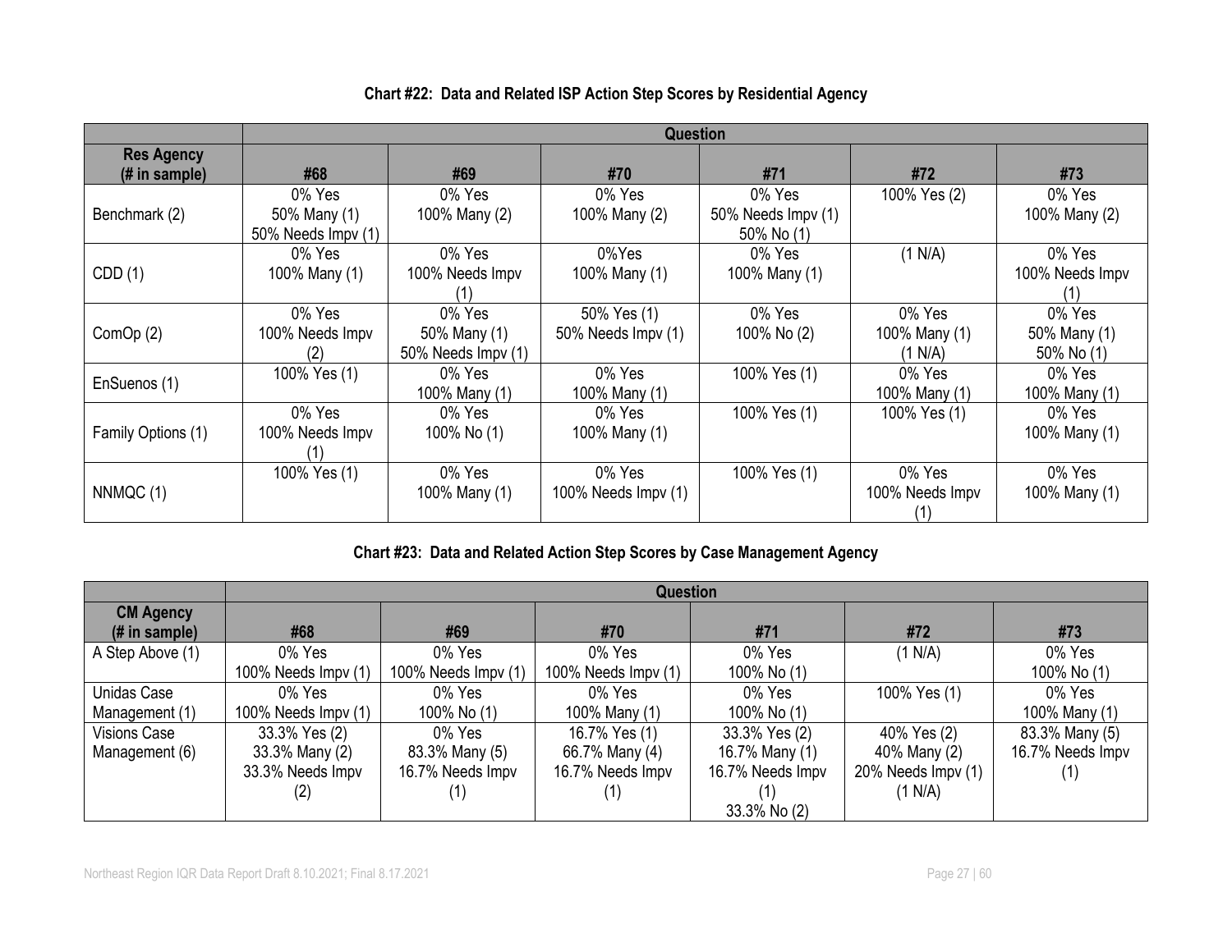### Chart #22: Data and Related ISP Action Step Scores by Residential Agency

| | Question | | | | | |
|---|---|---|---|---|---|---|
| **Res Agency (# in sample)** | **#68** | **#69** | **#70** | **#71** | **#72** | **#73** |
| Benchmark (2) | 0% Yes<br>50% Many (1)<br>50% Needs Impv (1) | 0% Yes<br>100% Many (2) | 0% Yes<br>100% Many (2) | 0% Yes<br>50% Needs Impv (1)<br>50% No (1) | 100% Yes (2) | 0% Yes<br>100% Many (2) |
| CDD (1) | 0% Yes<br>100% Many (1) | 0% Yes<br>100% Needs Impv (1) | 0%Yes<br>100% Many (1) | 0% Yes<br>100% Many (1) | (1 N/A) | 0% Yes<br>100% Needs Impv (1) |
| ComOp (2) | 0% Yes<br>100% Needs Impv (2) | 0% Yes<br>50% Many (1)<br>50% Needs Impv (1) | 50% Yes (1)<br>50% Needs Impv (1) | 0% Yes<br>100% No (2) | 0% Yes<br>100% Many (1)<br>(1 N/A) | 0% Yes<br>50% Many (1)<br>50% No (1) |
| EnSuenos (1) | 100% Yes (1) | 0% Yes<br>100% Many (1) | 0% Yes<br>100% Many (1) | 100% Yes (1) | 0% Yes<br>100% Many (1) | 0% Yes<br>100% Many (1) |
| Family Options (1) | 0% Yes<br>100% Needs Impv (1) | 0% Yes<br>100% No (1) | 0% Yes<br>100% Many (1) | 100% Yes (1) | 100% Yes (1) | 0% Yes<br>100% Many (1) |
| NNMQC (1) | 100% Yes (1) | 0% Yes<br>100% Many (1) | 0% Yes<br>100% Needs Impv (1) | 100% Yes (1) | 0% Yes<br>100% Needs Impv (1) | 0% Yes<br>100% Many (1) |

### Chart #23: Data and Related Action Step Scores by Case Management Agency

| | Question | | | | | |
|---|---|---|---|---|---|---|
| **CM Agency (# in sample)** | **#68** | **#69** | **#70** | **#71** | **#72** | **#73** |
| A Step Above (1) | 0% Yes<br>100% Needs Impv (1) | 0% Yes<br>100% Needs Impv (1) | 0% Yes<br>100% Needs Impv (1) | 0% Yes<br>100% No (1) | (1 N/A) | 0% Yes<br>100% No (1) |
| Unidas Case Management (1) | 0% Yes<br>100% Needs Impv (1) | 0% Yes<br>100% No (1) | 0% Yes<br>100% Many (1) | 0% Yes<br>100% No (1) | 100% Yes (1) | 0% Yes<br>100% Many (1) |
| Visions Case Management (6) | 33.3% Yes (2)<br>33.3% Many (2)<br>33.3% Needs Impv (2) | 0% Yes<br>83.3% Many (5)<br>16.7% Needs Impv (1) | 16.7% Yes (1)<br>66.7% Many (4)<br>16.7% Needs Impv (1) | 33.3% Yes (2)<br>16.7% Many (1)<br>16.7% Needs Impv (1)<br>33.3% No (2) | 40% Yes (2)<br>40% Many (2)<br>20% Needs Impv (1)<br>(1 N/A) | 83.3% Many (5)<br>16.7% Needs Impv (1) |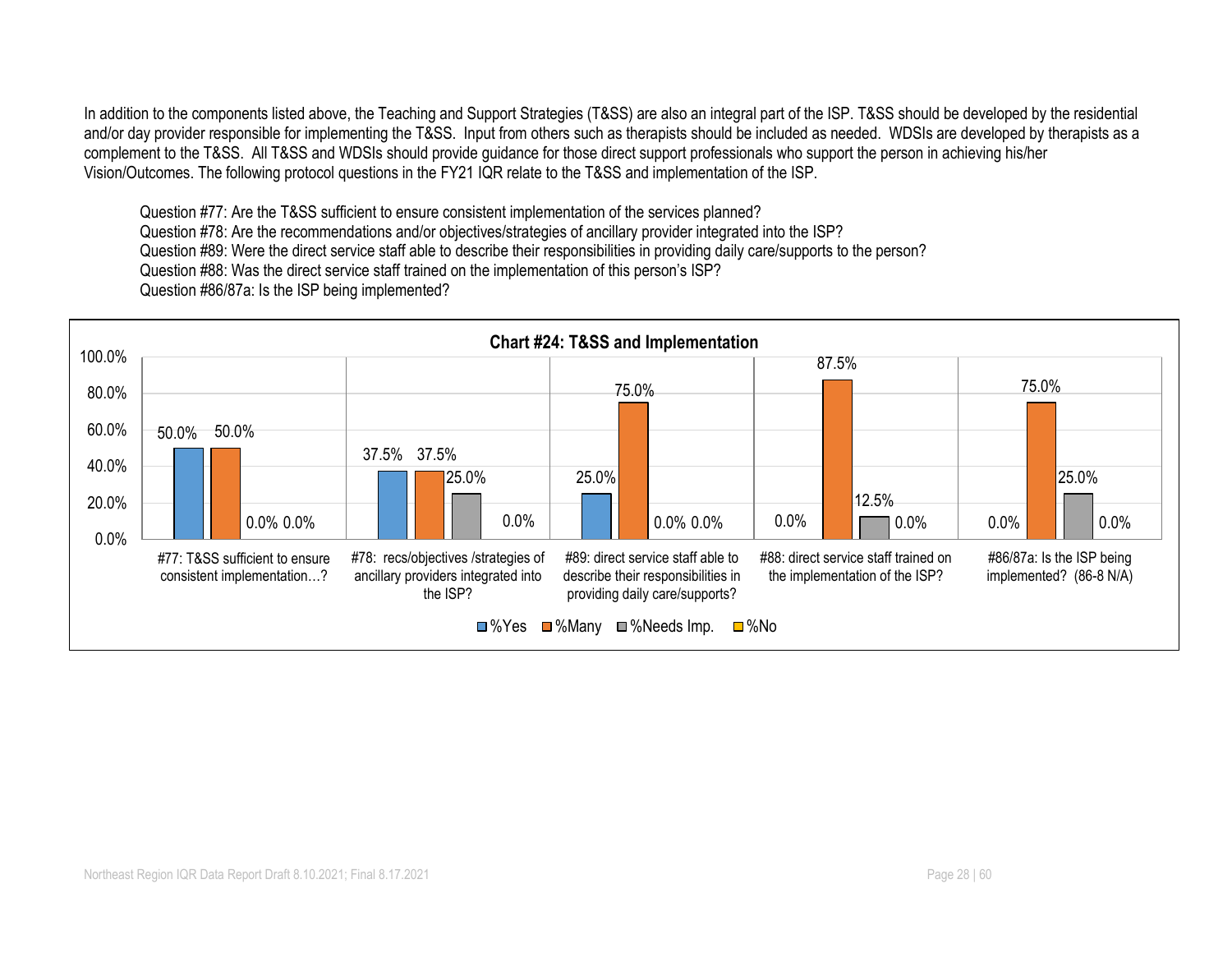In addition to the components listed above, the Teaching and Support Strategies (T&SS) are also an integral part of the ISP. T&SS should be developed by the residential and/or day provider responsible for implementing the T&SS. Input from others such as therapists should be included as needed. WDSIs are developed by therapists as a complement to the T&SS. All T&SS and WDSIs should provide guidance for those direct support professionals who support the person in achieving his/her Vision/Outcomes. The following protocol questions in the FY21 IQR relate to the T&SS and implementation of the ISP.

Question #77: Are the T&SS sufficient to ensure consistent implementation of the services planned?
Question #78: Are the recommendations and/or objectives/strategies of ancillary provider integrated into the ISP?
Question #89: Were the direct service staff able to describe their responsibilities in providing daily care/supports to the person?
Question #88: Was the direct service staff trained on the implementation of this person's ISP?
Question #86/87a: Is the ISP being implemented?

**Chart #24: T&SS and Implementation**

100.0%
80.0%
60.0%
40.0%
20.0%
0.0%

#77: T&SS sufficient to ensure consistent implementation…?
50.0% 50.0% 0.0% 0.0%

#78: recs/objectives /strategies of ancillary providers integrated into the ISP?
37.5% 37.5% 25.0% 0.0%

#89: direct service staff able to describe their responsibilities in providing daily care/supports?
25.0% 75.0% 0.0% 0.0%

#88: direct service staff trained on the implementation of the ISP?
0.0% 87.5% 12.5% 0.0%

#86/87a: Is the ISP being implemented? (86-8 N/A)
0.0% 75.0% 25.0% 0.0%

%Yes %Many %Needs Imp. %No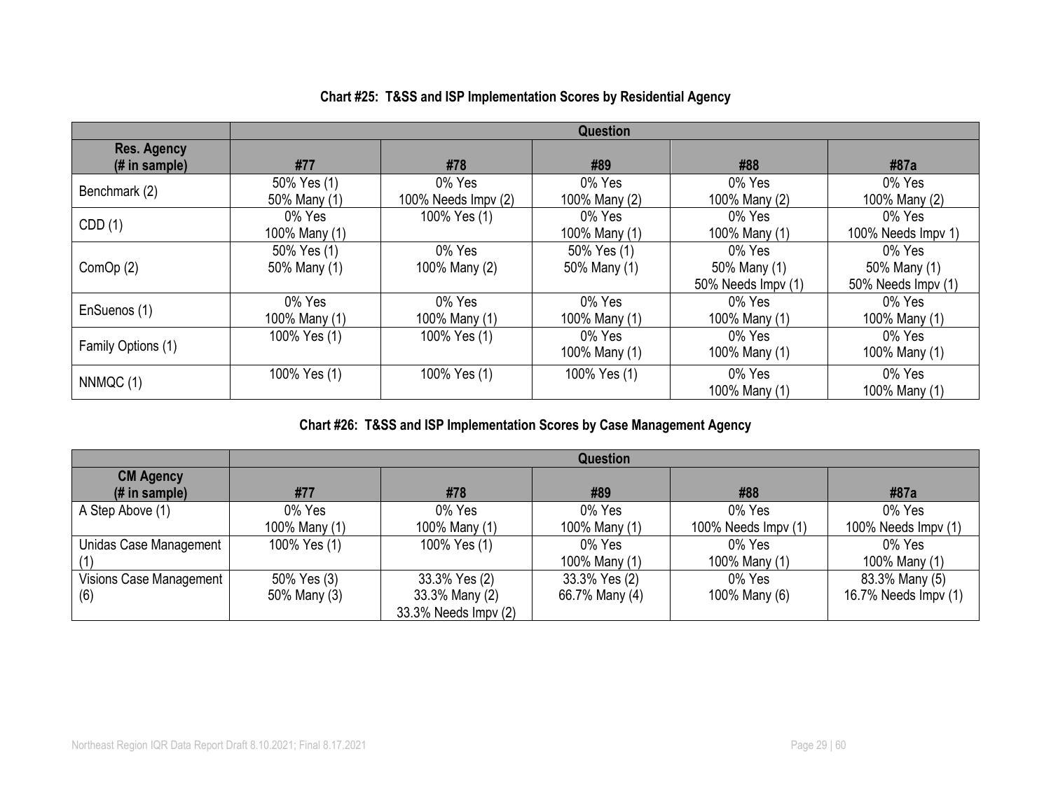**Chart #25: T&SS and ISP Implementation Scores by Residential Agency**

| | Question | | | | |
|---|---|---|---|---|---|
| Res. Agency (# in sample) | #77 | #78 | #89 | #88 | #87a |
| Benchmark (2) | 50% Yes (1) 50% Many (1) | 0% Yes 100% Needs Impv (2) | 0% Yes 100% Many (2) | 0% Yes 100% Many (2) | 0% Yes 100% Many (2) |
| CDD (1) | 0% Yes 100% Many (1) | 100% Yes (1) | 0% Yes 100% Many (1) | 0% Yes 100% Many (1) | 0% Yes 100% Needs Impv 1) |
| ComOp (2) | 50% Yes (1) 50% Many (1) | 0% Yes 100% Many (2) | 50% Yes (1) 50% Many (1) | 0% Yes 50% Many (1) 50% Needs Impv (1) | 0% Yes 50% Many (1) 50% Needs Impv (1) |
| EnSuenos (1) | 0% Yes 100% Many (1) | 0% Yes 100% Many (1) | 0% Yes 100% Many (1) | 0% Yes 100% Many (1) | 0% Yes 100% Many (1) |
| Family Options (1) | 100% Yes (1) | 100% Yes (1) | 0% Yes 100% Many (1) | 0% Yes 100% Many (1) | 0% Yes 100% Many (1) |
| NNMQC (1) | 100% Yes (1) | 100% Yes (1) | 100% Yes (1) | 0% Yes 100% Many (1) | 0% Yes 100% Many (1) |

**Chart #26: T&SS and ISP Implementation Scores by Case Management Agency**

| | Question | | | | |
|---|---|---|---|---|---|
| CM Agency (# in sample) | #77 | #78 | #89 | #88 | #87a |
| A Step Above (1) | 0% Yes 100% Many (1) | 0% Yes 100% Many (1) | 0% Yes 100% Many (1) | 0% Yes 100% Needs Impv (1) | 0% Yes 100% Needs Impv (1) |
| Unidas Case Management (1) | 100% Yes (1) | 100% Yes (1) | 0% Yes 100% Many (1) | 0% Yes 100% Many (1) | 0% Yes 100% Many (1) |
| Visions Case Management (6) | 50% Yes (3) 50% Many (3) | 33.3% Yes (2) 33.3% Many (2) 33.3% Needs Impv (2) | 33.3% Yes (2) 66.7% Many (4) | 0% Yes 100% Many (6) | 83.3% Many (5) 16.7% Needs Impv (1) |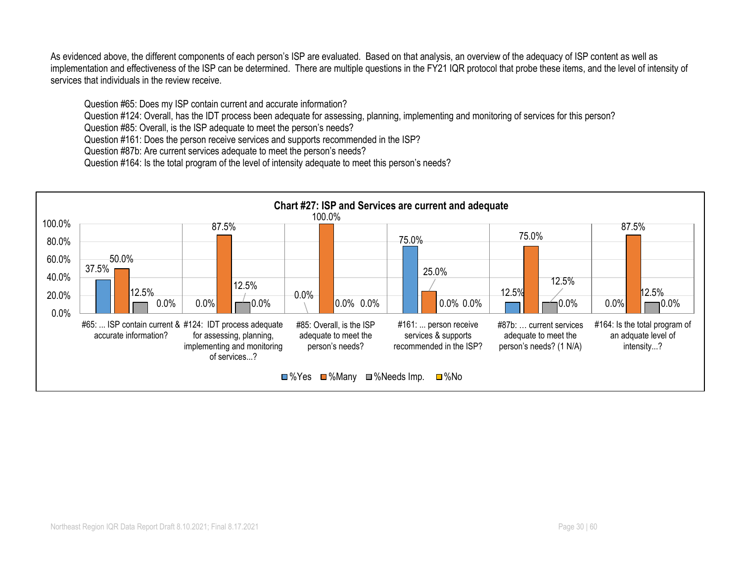As evidenced above, the different components of each person's ISP are evaluated. Based on that analysis, an overview of the adequacy of ISP content as well as implementation and effectiveness of the ISP can be determined. There are multiple questions in the FY21 IQR protocol that probe these items, and the level of intensity of services that individuals in the review receive.

Question #65: Does my ISP contain current and accurate information?
Question #124: Overall, has the IDT process been adequate for assessing, planning, implementing and monitoring of services for this person?
Question #85: Overall, is the ISP adequate to meet the person's needs?
Question #161: Does the person receive services and supports recommended in the ISP?
Question #87b: Are current services adequate to meet the person's needs?
Question #164: Is the total program of the level of intensity adequate to meet this person's needs?

**Chart #27: ISP and Services are current and adequate**

100.0%
80.0%
60.0%
40.0%
20.0%
0.0%

#65: ... ISP contain current & accurate information?
37.5% 50.0% 12.5% 0.0%

#124: IDT process adequate for assessing, planning, implementing and monitoring of services...?
0.0% 87.5% 12.5% 0.0%

#85: Overall, is the ISP adequate to meet the person's needs?
0.0% 100.0% 0.0% 0.0%

#161: ... person receive services & supports recommended in the ISP?
75.0% 25.0% 0.0% 0.0%

#87b: … current services adequate to meet the person's needs? (1 N/A)
12.5% 75.0% 12.5% 0.0%

#164: Is the total program of an adquate level of intensity...?
0.0% 87.5% 12.5% 0.0%

%Yes %Many %Needs Imp. %No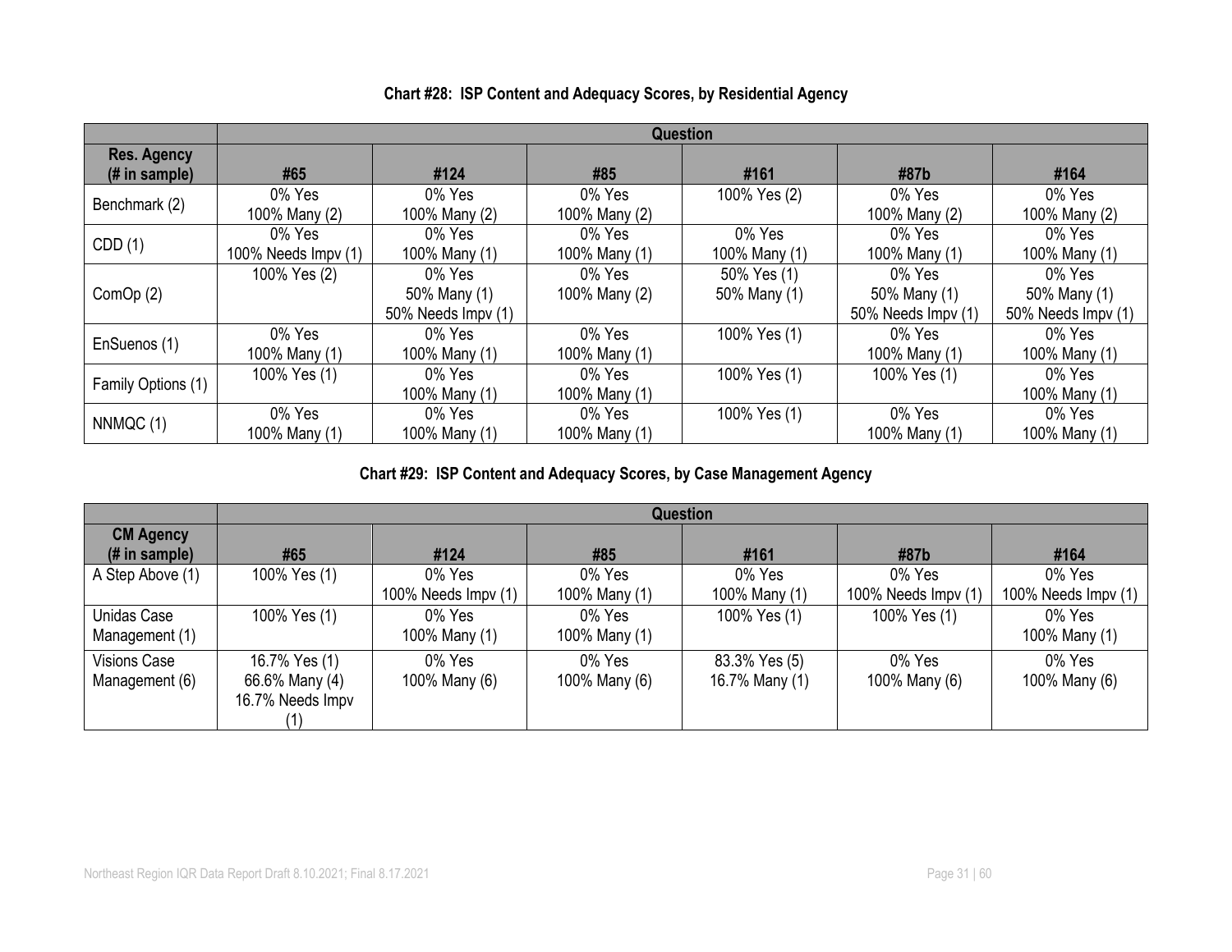**Chart #28: ISP Content and Adequacy Scores, by Residential Agency**

| | Question | | | | | |
|---|---|---|---|---|---|---|
| **Res. Agency (# in sample)** | **#65** | **#124** | **#85** | **#161** | **#87b** | **#164** |
| Benchmark (2) | 0% Yes<br>100% Many (2) | 0% Yes<br>100% Many (2) | 0% Yes<br>100% Many (2) | 100% Yes (2) | 0% Yes<br>100% Many (2) | 0% Yes<br>100% Many (2) |
| CDD (1) | 0% Yes<br>100% Needs Impv (1) | 0% Yes<br>100% Many (1) | 0% Yes<br>100% Many (1) | 0% Yes<br>100% Many (1) | 0% Yes<br>100% Many (1) | 0% Yes<br>100% Many (1) |
| ComOp (2) | 100% Yes (2) | 0% Yes<br>50% Many (1)<br>50% Needs Impv (1) | 0% Yes<br>100% Many (2) | 50% Yes (1)<br>50% Many (1) | 0% Yes<br>50% Many (1)<br>50% Needs Impv (1) | 0% Yes<br>50% Many (1)<br>50% Needs Impv (1) |
| EnSuenos (1) | 0% Yes<br>100% Many (1) | 0% Yes<br>100% Many (1) | 0% Yes<br>100% Many (1) | 100% Yes (1) | 0% Yes<br>100% Many (1) | 0% Yes<br>100% Many (1) |
| Family Options (1) | 100% Yes (1) | 0% Yes<br>100% Many (1) | 0% Yes<br>100% Many (1) | 100% Yes (1) | 100% Yes (1) | 0% Yes<br>100% Many (1) |
| NNMQC (1) | 0% Yes<br>100% Many (1) | 0% Yes<br>100% Many (1) | 0% Yes<br>100% Many (1) | 100% Yes (1) | 0% Yes<br>100% Many (1) | 0% Yes<br>100% Many (1) |

**Chart #29: ISP Content and Adequacy Scores, by Case Management Agency**

| | Question | | | | | |
|---|---|---|---|---|---|---|
| **CM Agency (# in sample)** | **#65** | **#124** | **#85** | **#161** | **#87b** | **#164** |
| A Step Above (1) | 100% Yes (1) | 0% Yes<br>100% Needs Impv (1) | 0% Yes<br>100% Many (1) | 0% Yes<br>100% Many (1) | 0% Yes<br>100% Needs Impv (1) | 0% Yes<br>100% Needs Impv (1) |
| Unidas Case Management (1) | 100% Yes (1) | 0% Yes<br>100% Many (1) | 0% Yes<br>100% Many (1) | 100% Yes (1) | 100% Yes (1) | 0% Yes<br>100% Many (1) |
| Visions Case Management (6) | 16.7% Yes (1)<br>66.6% Many (4)<br>16.7% Needs Impv (1) | 0% Yes<br>100% Many (6) | 0% Yes<br>100% Many (6) | 83.3% Yes (5)<br>16.7% Many (1) | 0% Yes<br>100% Many (6) | 0% Yes<br>100% Many (6) |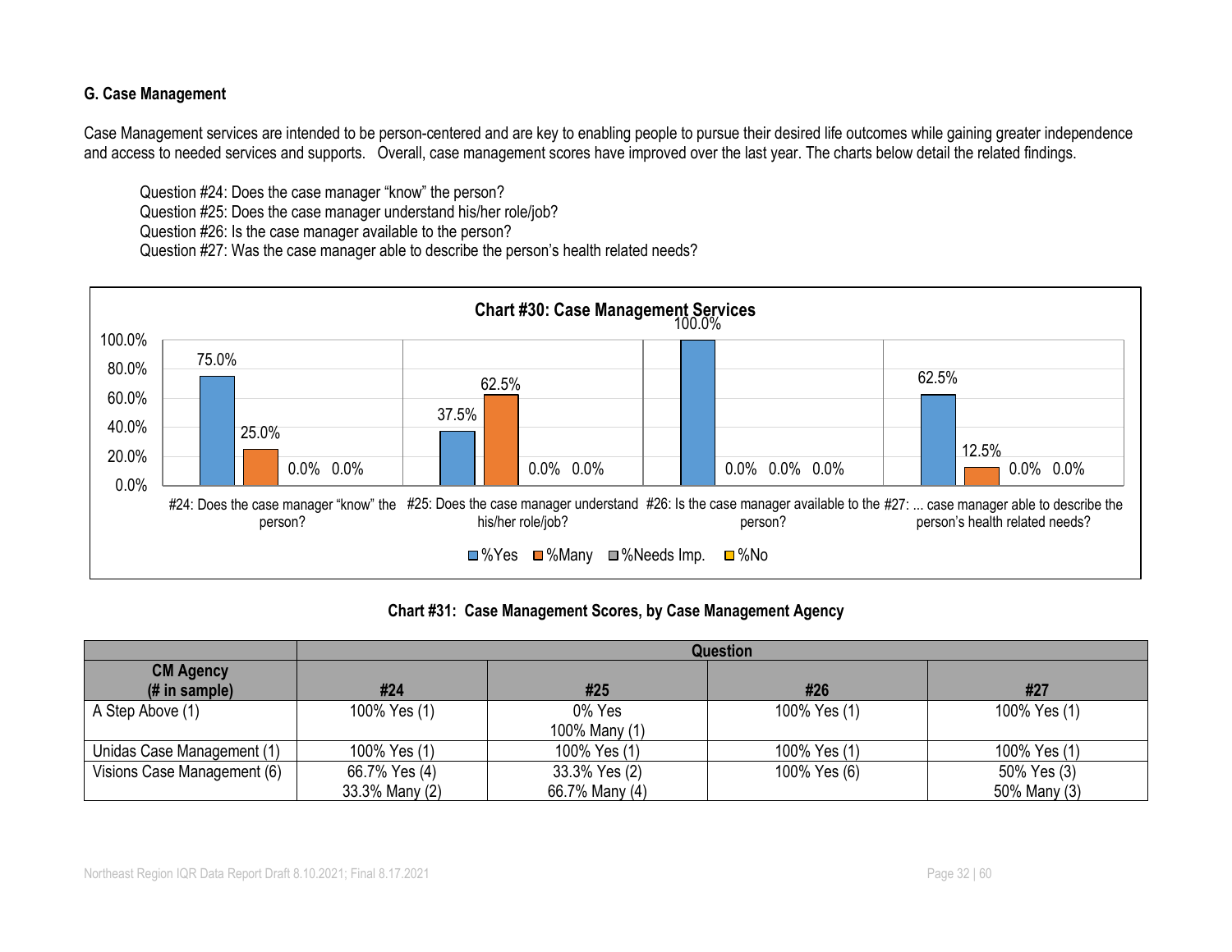### G. Case Management

Case Management services are intended to be person-centered and are key to enabling people to pursue their desired life outcomes while gaining greater independence and access to needed services and supports. Overall, case management scores have improved over the last year. The charts below detail the related findings.

Question #24: Does the case manager "know" the person?
Question #25: Does the case manager understand his/her role/job?
Question #26: Is the case manager available to the person?
Question #27: Was the case manager able to describe the person's health related needs?

Chart #30: Case Management Services

100.0%
80.0%
60.0%
40.0%
20.0%
0.0%

75.0% 25.0% 0.0% 0.0%
37.5% 62.5% 0.0% 0.0%
100.0% 0.0% 0.0% 0.0%
62.5% 12.5% 0.0% 0.0%

#24: Does the case manager "know" the person?
#25: Does the case manager understand his/her role/job?
#26: Is the case manager available to the person?
#27: ... case manager able to describe the person's health related needs?

%Yes %Many %Needs Imp. %No

**Chart #31: Case Management Scores, by Case Management Agency**

| | Question | | | |
|---|---|---|---|---|
| **CM Agency (# in sample)** | **#24** | **#25** | **#26** | **#27** |
| A Step Above (1) | 100% Yes (1) | 0% Yes<br>100% Many (1) | 100% Yes (1) | 100% Yes (1) |
| Unidas Case Management (1) | 100% Yes (1) | 100% Yes (1) | 100% Yes (1) | 100% Yes (1) |
| Visions Case Management (6) | 66.7% Yes (4)<br>33.3% Many (2) | 33.3% Yes (2)<br>66.7% Many (4) | 100% Yes (6) | 50% Yes (3)<br>50% Many (3) |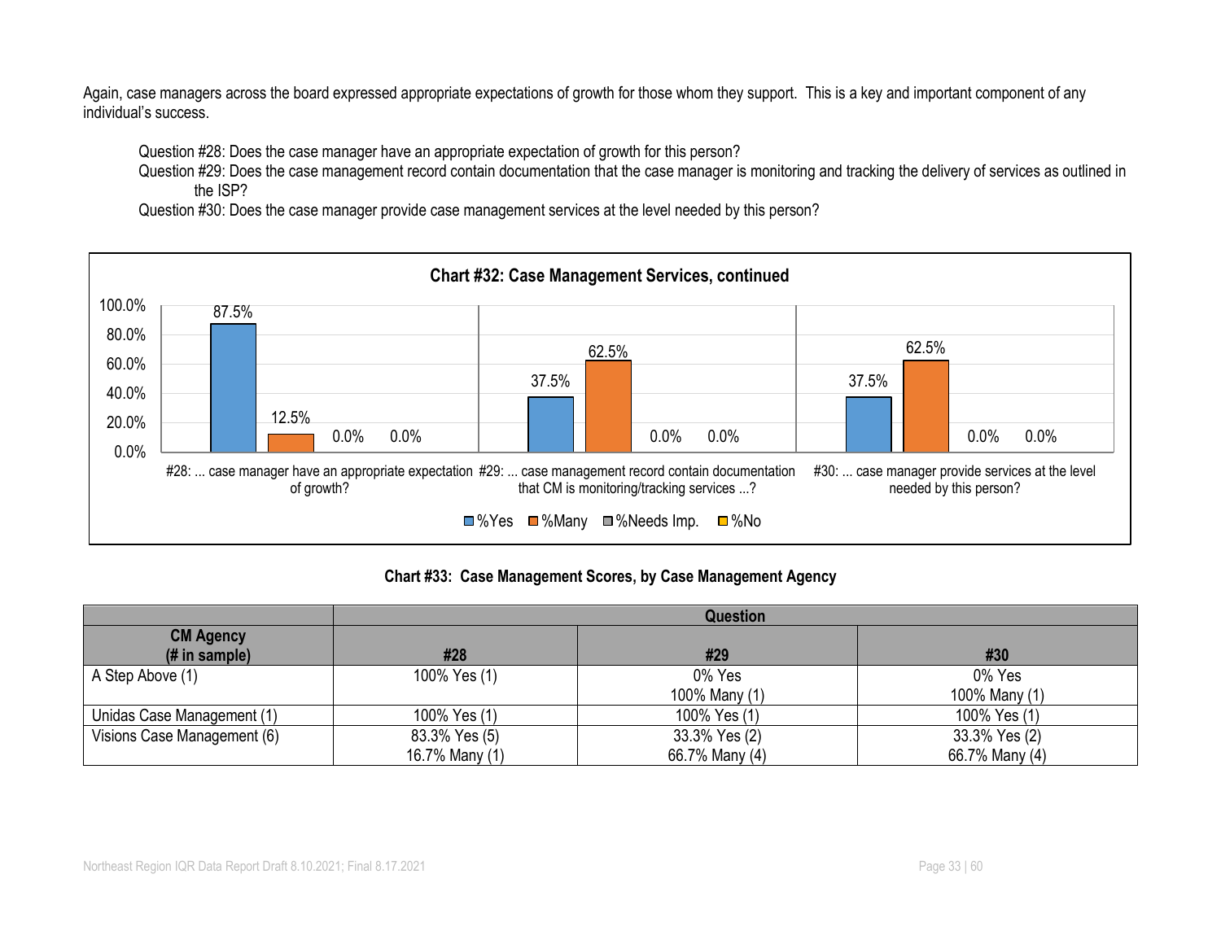Again, case managers across the board expressed appropriate expectations of growth for those whom they support. This is a key and important component of any individual's success.

Question #28: Does the case manager have an appropriate expectation of growth for this person?
Question #29: Does the case management record contain documentation that the case manager is monitoring and tracking the delivery of services as outlined in the ISP?
Question #30: Does the case manager provide case management services at the level needed by this person?

Chart #32: Case Management Services, continued

100.0%
80.0%
60.0%
40.0%
20.0%
0.0%

87.5%
12.5%
0.0%
0.0%
#28: ... case manager have an appropriate expectation of growth?

37.5%
62.5%
0.0%
0.0%
#29: ... case management record contain documentation that CM is monitoring/tracking services ...?

37.5%
62.5%
0.0%
0.0%
#30: ... case manager provide services at the level needed by this person?

%Yes %Many %Needs Imp. %No

**Chart #33: Case Management Scores, by Case Management Agency**

| | Question | | |
|---|---|---|---|
| **CM Agency (# in sample)** | **#28** | **#29** | **#30** |
| A Step Above (1) | 100% Yes (1) | 0% Yes<br>100% Many (1) | 0% Yes<br>100% Many (1) |
| Unidas Case Management (1) | 100% Yes (1) | 100% Yes (1) | 100% Yes (1) |
| Visions Case Management (6) | 83.3% Yes (5)<br>16.7% Many (1) | 33.3% Yes (2)<br>66.7% Many (4) | 33.3% Yes (2)<br>66.7% Many (4) |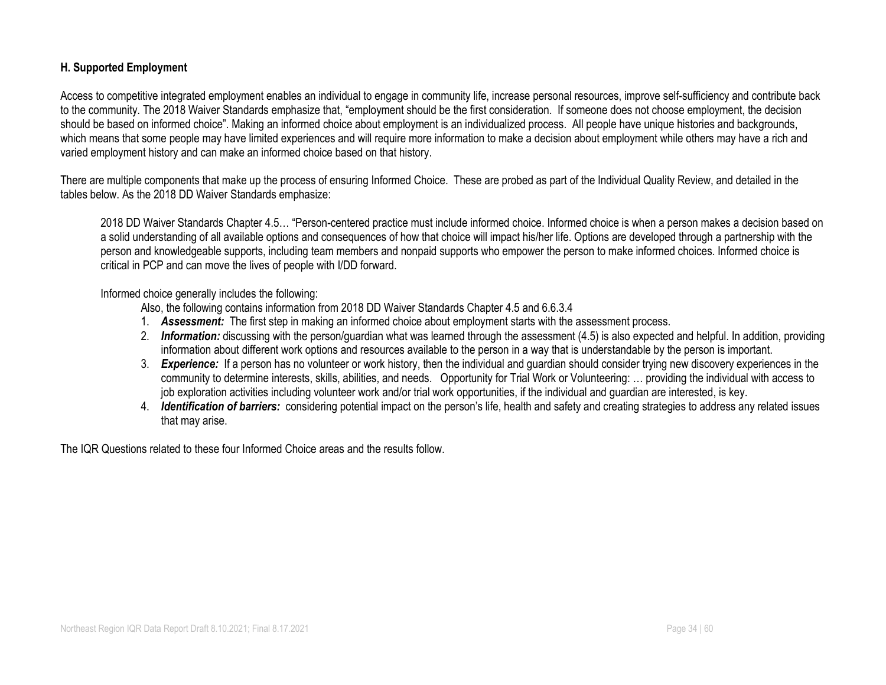### H. Supported Employment

Access to competitive integrated employment enables an individual to engage in community life, increase personal resources, improve self-sufficiency and contribute back to the community. The 2018 Waiver Standards emphasize that, "employment should be the first consideration. If someone does not choose employment, the decision should be based on informed choice". Making an informed choice about employment is an individualized process. All people have unique histories and backgrounds, which means that some people may have limited experiences and will require more information to make a decision about employment while others may have a rich and varied employment history and can make an informed choice based on that history.

There are multiple components that make up the process of ensuring Informed Choice. These are probed as part of the Individual Quality Review, and detailed in the tables below. As the 2018 DD Waiver Standards emphasize:

> 2018 DD Waiver Standards Chapter 4.5… "Person-centered practice must include informed choice. Informed choice is when a person makes a decision based on a solid understanding of all available options and consequences of how that choice will impact his/her life. Options are developed through a partnership with the person and knowledgeable supports, including team members and nonpaid supports who empower the person to make informed choices. Informed choice is critical in PCP and can move the lives of people with I/DD forward.
>
> Informed choice generally includes the following:
>
> Also, the following contains information from 2018 DD Waiver Standards Chapter 4.5 and 6.6.3.4
>
> 1. ***Assessment:*** The first step in making an informed choice about employment starts with the assessment process.
> 2. ***Information:*** discussing with the person/guardian what was learned through the assessment (4.5) is also expected and helpful. In addition, providing information about different work options and resources available to the person in a way that is understandable by the person is important.
> 3. ***Experience:*** If a person has no volunteer or work history, then the individual and guardian should consider trying new discovery experiences in the community to determine interests, skills, abilities, and needs. Opportunity for Trial Work or Volunteering: … providing the individual with access to job exploration activities including volunteer work and/or trial work opportunities, if the individual and guardian are interested, is key.
> 4. ***Identification of barriers:*** considering potential impact on the person's life, health and safety and creating strategies to address any related issues that may arise.

The IQR Questions related to these four Informed Choice areas and the results follow.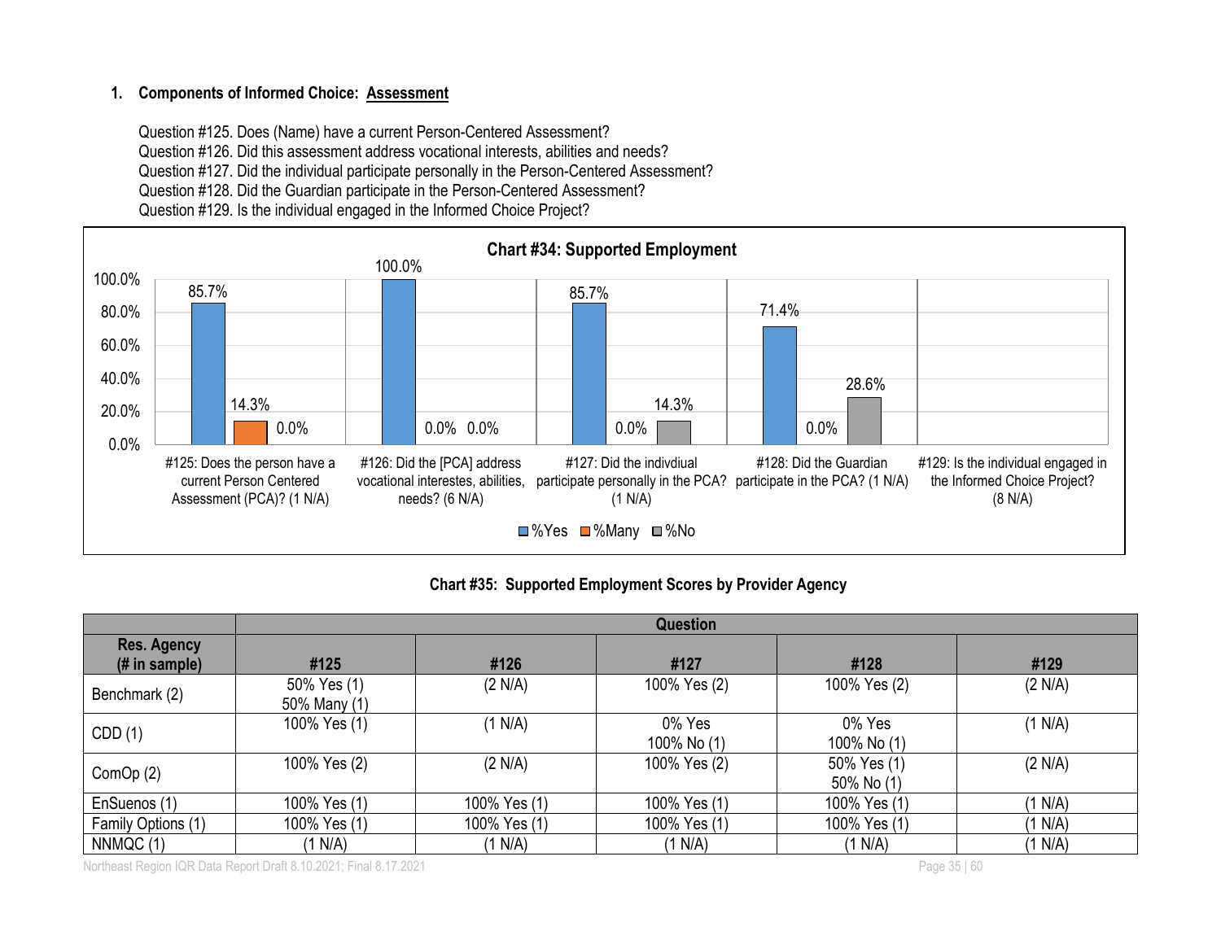## 1. Components of Informed Choice: Assessment

Question #125. Does (Name) have a current Person-Centered Assessment?
Question #126. Did this assessment address vocational interests, abilities and needs?
Question #127. Did the individual participate personally in the Person-Centered Assessment?
Question #128. Did the Guardian participate in the Person-Centered Assessment?
Question #129. Is the individual engaged in the Informed Choice Project?

**Chart #34: Supported Employment**

100.0%
80.0%
60.0%
40.0%
20.0%
0.0%

85.7%
14.3%
0.0%
100.0%
0.0% 0.0%
85.7%
0.0%
14.3%
71.4%
0.0%
28.6%

#125: Does the person have a current Person Centered Assessment (PCA)? (1 N/A)
#126: Did the [PCA] address vocational interestes, abilities, needs? (6 N/A)
#127: Did the indivdiual participate personally in the PCA? (1 N/A)
#128: Did the Guardian participate in the PCA? (1 N/A)
#129: Is the individual engaged in the Informed Choice Project? (8 N/A)

%Yes %Many %No

**Chart #35: Supported Employment Scores by Provider Agency**

| | Question | | | | |
|---|---|---|---|---|---|
| **Res. Agency (# in sample)** | **#125** | **#126** | **#127** | **#128** | **#129** |
| Benchmark (2) | 50% Yes (1) 50% Many (1) | (2 N/A) | 100% Yes (2) | 100% Yes (2) | (2 N/A) |
| CDD (1) | 100% Yes (1) | (1 N/A) | 0% Yes 100% No (1) | 0% Yes 100% No (1) | (1 N/A) |
| ComOp (2) | 100% Yes (2) | (2 N/A) | 100% Yes (2) | 50% Yes (1) 50% No (1) | (2 N/A) |
| EnSuenos (1) | 100% Yes (1) | 100% Yes (1) | 100% Yes (1) | 100% Yes (1) | (1 N/A) |
| Family Options (1) | 100% Yes (1) | 100% Yes (1) | 100% Yes (1) | 100% Yes (1) | (1 N/A) |
| NNMQC (1) | (1 N/A) | (1 N/A) | (1 N/A) | (1 N/A) | (1 N/A) |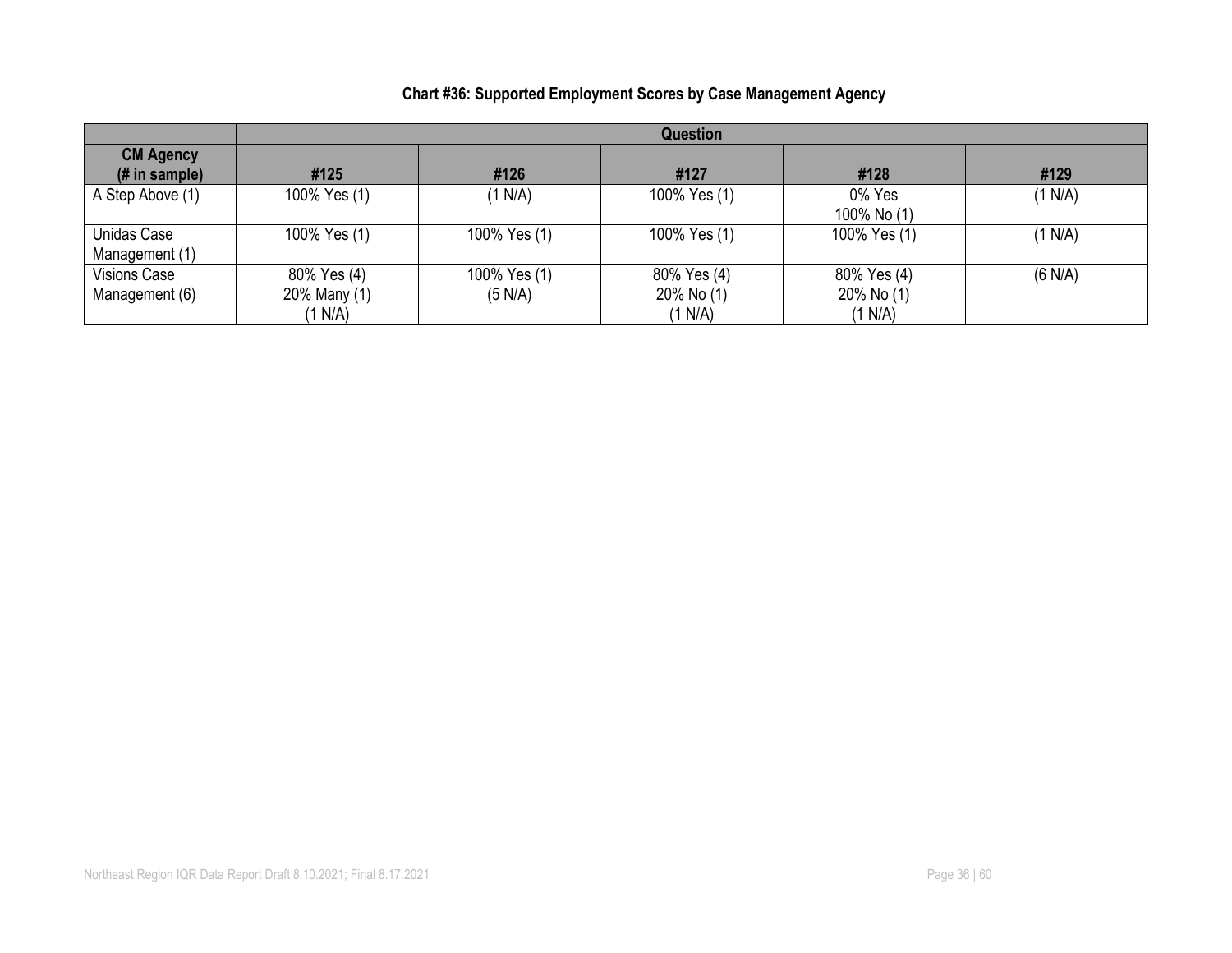**Chart #36: Supported Employment Scores by Case Management Agency**

| | Question | | | | |
|---|---|---|---|---|---|
| **CM Agency (# in sample)** | **#125** | **#126** | **#127** | **#128** | **#129** |
| A Step Above (1) | 100% Yes (1) | (1 N/A) | 100% Yes (1) | 0% Yes<br>100% No (1) | (1 N/A) |
| Unidas Case Management (1) | 100% Yes (1) | 100% Yes (1) | 100% Yes (1) | 100% Yes (1) | (1 N/A) |
| Visions Case Management (6) | 80% Yes (4)<br>20% Many (1)<br>(1 N/A) | 100% Yes (1)<br>(5 N/A) | 80% Yes (4)<br>20% No (1)<br>(1 N/A) | 80% Yes (4)<br>20% No (1)<br>(1 N/A) | (6 N/A) |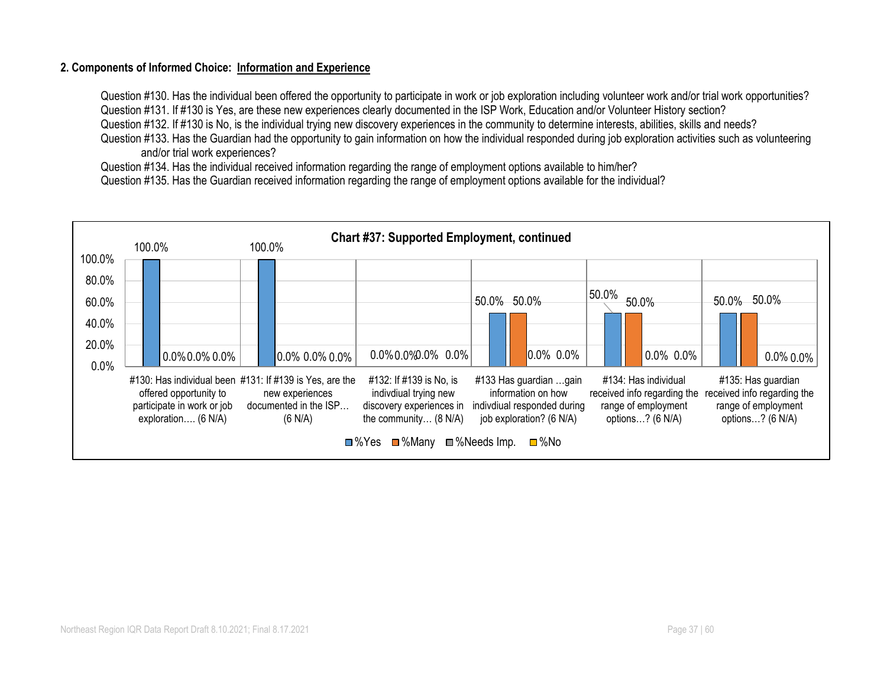**2. Components of Informed Choice: Information and Experience**

Question #130. Has the individual been offered the opportunity to participate in work or job exploration including volunteer work and/or trial work opportunities?
Question #131. If #130 is Yes, are these new experiences clearly documented in the ISP Work, Education and/or Volunteer History section?
Question #132. If #130 is No, is the individual trying new discovery experiences in the community to determine interests, abilities, skills and needs?
Question #133. Has the Guardian had the opportunity to gain information on how the individual responded during job exploration activities such as volunteering and/or trial work experiences?
Question #134. Has the individual received information regarding the range of employment options available to him/her?
Question #135. Has the Guardian received information regarding the range of employment options available for the individual?

**Chart #37: Supported Employment, continued**

100.0%
80.0%
60.0%
40.0%
20.0%
0.0%

#130: Has individual been offered opportunity to participate in work or job exploration…. (6 N/A): 100.0% 0.0% 0.0% 0.0%

#131: If #139 is Yes, are the new experiences documented in the ISP… (6 N/A): 100.0% 0.0% 0.0% 0.0%

#132: If #139 is No, is indivdiual trying new discovery experiences in the community… (8 N/A): 0.0% 0.0% 0.0% 0.0%

#133 Has guardian …gain information on how indivdiual responded during job exploration? (6 N/A): 50.0% 50.0% 0.0% 0.0%

#134: Has individual received info regarding the range of employment options…? (6 N/A): 50.0% 50.0% 0.0% 0.0%

#135: Has guardian received info regarding the range of employment options…? (6 N/A): 50.0% 50.0% 0.0% 0.0%

%Yes %Many %Needs Imp. %No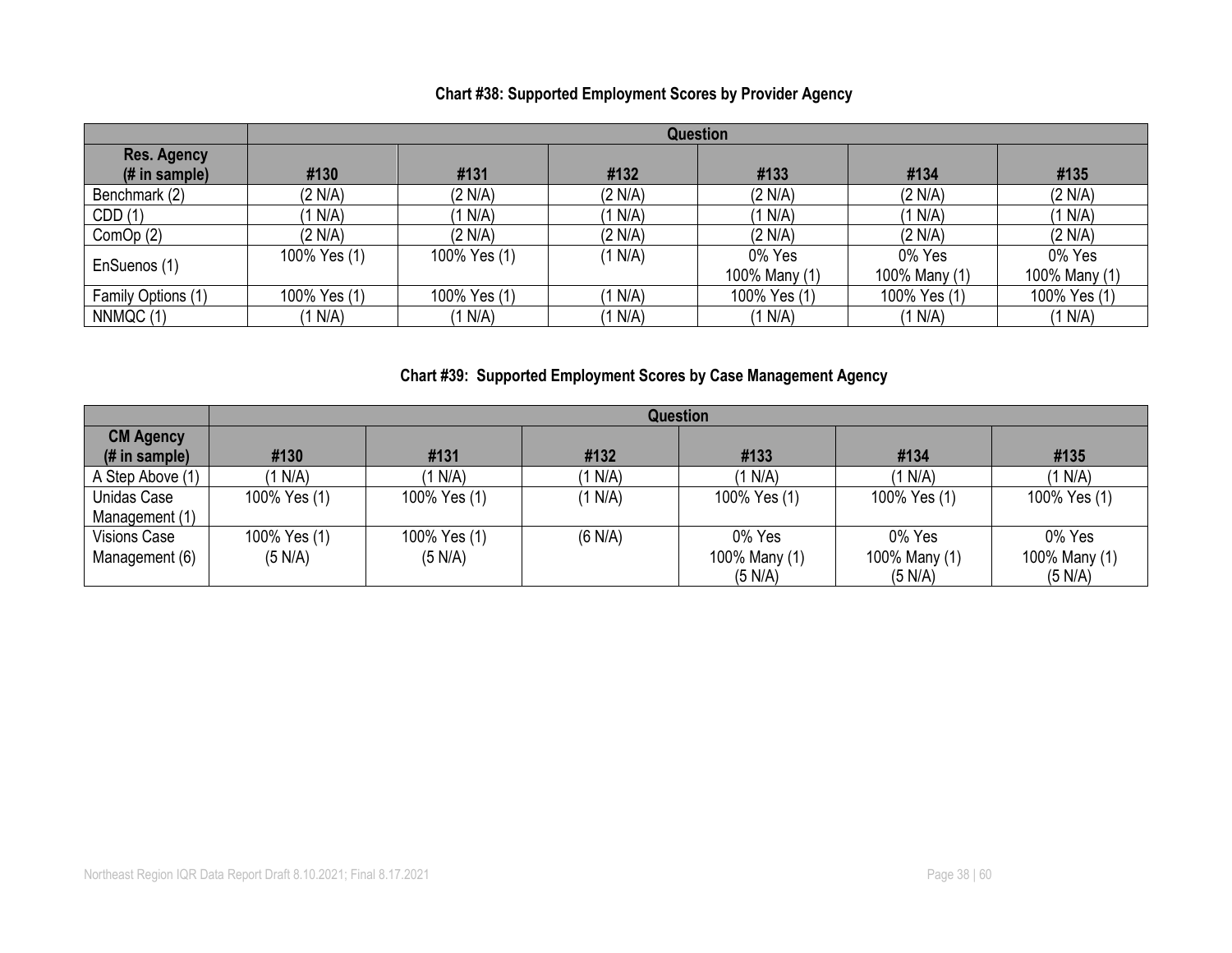**Chart #38: Supported Employment Scores by Provider Agency**

| | Question | | | | | |
|---|---|---|---|---|---|---|
| Res. Agency (# in sample) | #130 | #131 | #132 | #133 | #134 | #135 |
| Benchmark (2) | (2 N/A) | (2 N/A) | (2 N/A) | (2 N/A) | (2 N/A) | (2 N/A) |
| CDD (1) | (1 N/A) | (1 N/A) | (1 N/A) | (1 N/A) | (1 N/A) | (1 N/A) |
| ComOp (2) | (2 N/A) | (2 N/A) | (2 N/A) | (2 N/A) | (2 N/A) | (2 N/A) |
| EnSuenos (1) | 100% Yes (1) | 100% Yes (1) | (1 N/A) | 0% Yes 100% Many (1) | 0% Yes 100% Many (1) | 0% Yes 100% Many (1) |
| Family Options (1) | 100% Yes (1) | 100% Yes (1) | (1 N/A) | 100% Yes (1) | 100% Yes (1) | 100% Yes (1) |
| NNMQC (1) | (1 N/A) | (1 N/A) | (1 N/A) | (1 N/A) | (1 N/A) | (1 N/A) |

**Chart #39: Supported Employment Scores by Case Management Agency**

| | Question | | | | | |
|---|---|---|---|---|---|---|
| CM Agency (# in sample) | #130 | #131 | #132 | #133 | #134 | #135 |
| A Step Above (1) | (1 N/A) | (1 N/A) | (1 N/A) | (1 N/A) | (1 N/A) | (1 N/A) |
| Unidas Case Management (1) | 100% Yes (1) | 100% Yes (1) | (1 N/A) | 100% Yes (1) | 100% Yes (1) | 100% Yes (1) |
| Visions Case Management (6) | 100% Yes (1) (5 N/A) | 100% Yes (1) (5 N/A) | (6 N/A) | 0% Yes 100% Many (1) (5 N/A) | 0% Yes 100% Many (1) (5 N/A) | 0% Yes 100% Many (1) (5 N/A) |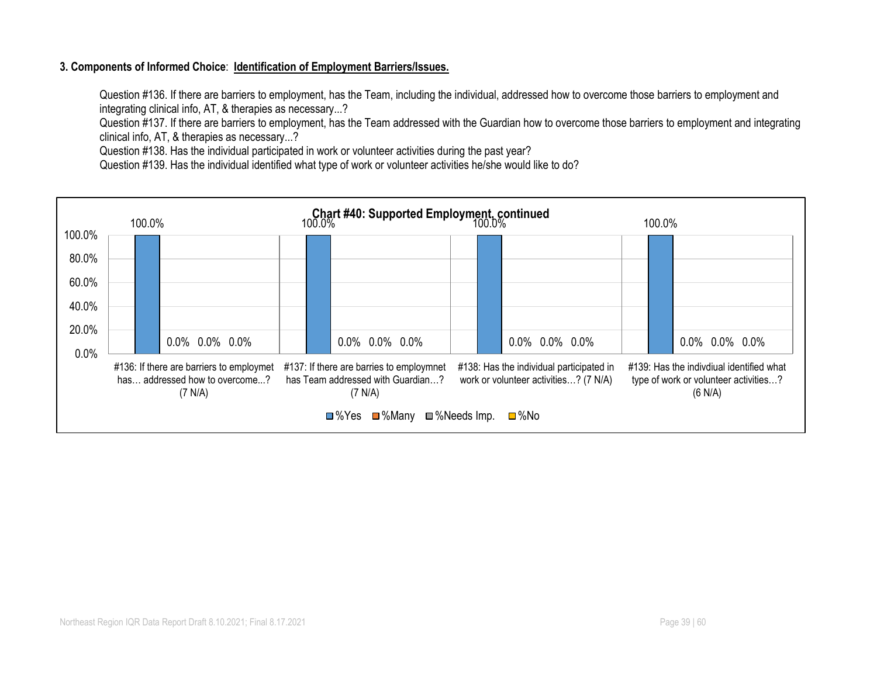**3. Components of Informed Choice**: **Identification of Employment Barriers/Issues.**

Question #136. If there are barriers to employment, has the Team, including the individual, addressed how to overcome those barriers to employment and integrating clinical info, AT, & therapies as necessary...?
Question #137. If there are barriers to employment, has the Team addressed with the Guardian how to overcome those barriers to employment and integrating clinical info, AT, & therapies as necessary...?
Question #138. Has the individual participated in work or volunteer activities during the past year?
Question #139. Has the individual identified what type of work or volunteer activities he/she would like to do?

**Chart #40: Supported Employment, continued**

100.0%
80.0%
60.0%
40.0%
20.0%
0.0%

#136: If there are barriers to employmet has… addressed how to overcome...? (7 N/A): 100.0% 0.0% 0.0% 0.0%

#137: If there are barries to employmnet has Team addressed with Guardian…? (7 N/A): 100.0% 0.0% 0.0% 0.0%

#138: Has the individual participated in work or volunteer activities…? (7 N/A): 100.0% 0.0% 0.0% 0.0%

#139: Has the indivdiual identified what type of work or volunteer activities…? (6 N/A): 100.0% 0.0% 0.0% 0.0%

%Yes %Many %Needs Imp. %No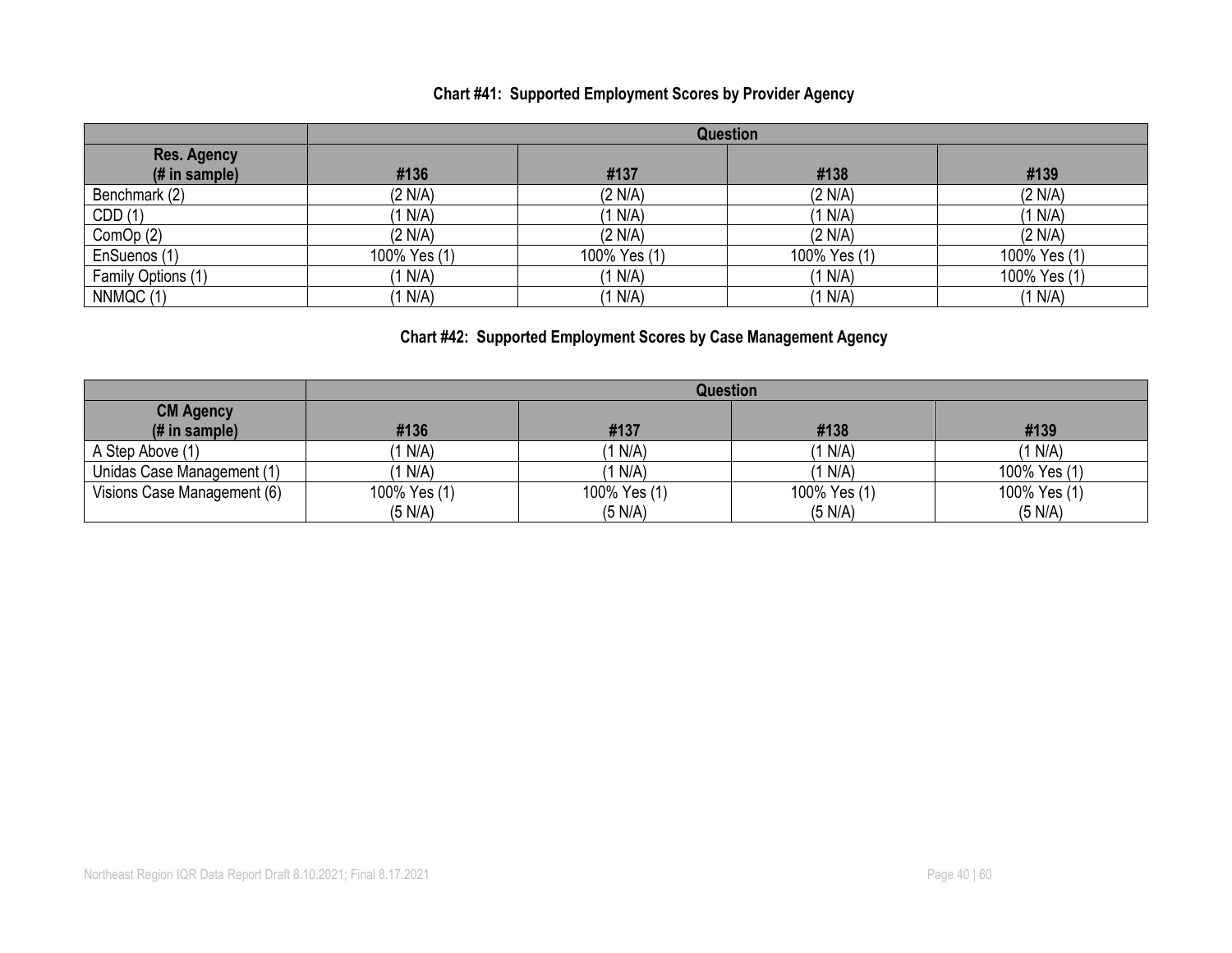**Chart #41: Supported Employment Scores by Provider Agency**

| | Question | | | |
|---|---|---|---|---|
| Res. Agency (# in sample) | #136 | #137 | #138 | #139 |
| Benchmark (2) | (2 N/A) | (2 N/A) | (2 N/A) | (2 N/A) |
| CDD (1) | (1 N/A) | (1 N/A) | (1 N/A) | (1 N/A) |
| ComOp (2) | (2 N/A) | (2 N/A) | (2 N/A) | (2 N/A) |
| EnSuenos (1) | 100% Yes (1) | 100% Yes (1) | 100% Yes (1) | 100% Yes (1) |
| Family Options (1) | (1 N/A) | (1 N/A) | (1 N/A) | 100% Yes (1) |
| NNMQC (1) | (1 N/A) | (1 N/A) | (1 N/A) | (1 N/A) |

**Chart #42: Supported Employment Scores by Case Management Agency**

| | Question | | | |
|---|---|---|---|---|
| CM Agency (# in sample) | #136 | #137 | #138 | #139 |
| A Step Above (1) | (1 N/A) | (1 N/A) | (1 N/A) | (1 N/A) |
| Unidas Case Management (1) | (1 N/A) | (1 N/A) | (1 N/A) | 100% Yes (1) |
| Visions Case Management (6) | 100% Yes (1) (5 N/A) | 100% Yes (1) (5 N/A) | 100% Yes (1) (5 N/A) | 100% Yes (1) (5 N/A) |

Northeast Region IQR Data Report Draft 8.10.2021; Final 8.17.2021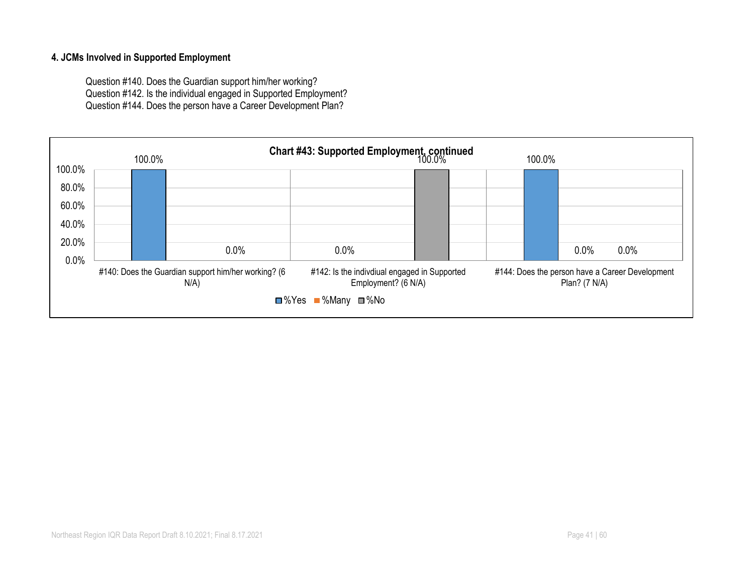#### 4. JCMs Involved in Supported Employment

Question #140. Does the Guardian support him/her working?
Question #142. Is the individual engaged in Supported Employment?
Question #144. Does the person have a Career Development Plan?

**Chart #43: Supported Employment, continued**

| Question | %Yes | %Many | %No |
|---|---|---|---|
| #140: Does the Guardian support him/her working? (6 N/A) | 100.0% | | 0.0% |
| #142: Is the indivdiual engaged in Supported Employment? (6 N/A) | 0.0% | | 100.0% |
| #144: Does the person have a Career Development Plan? (7 N/A) | 100.0% | 0.0% | 0.0% |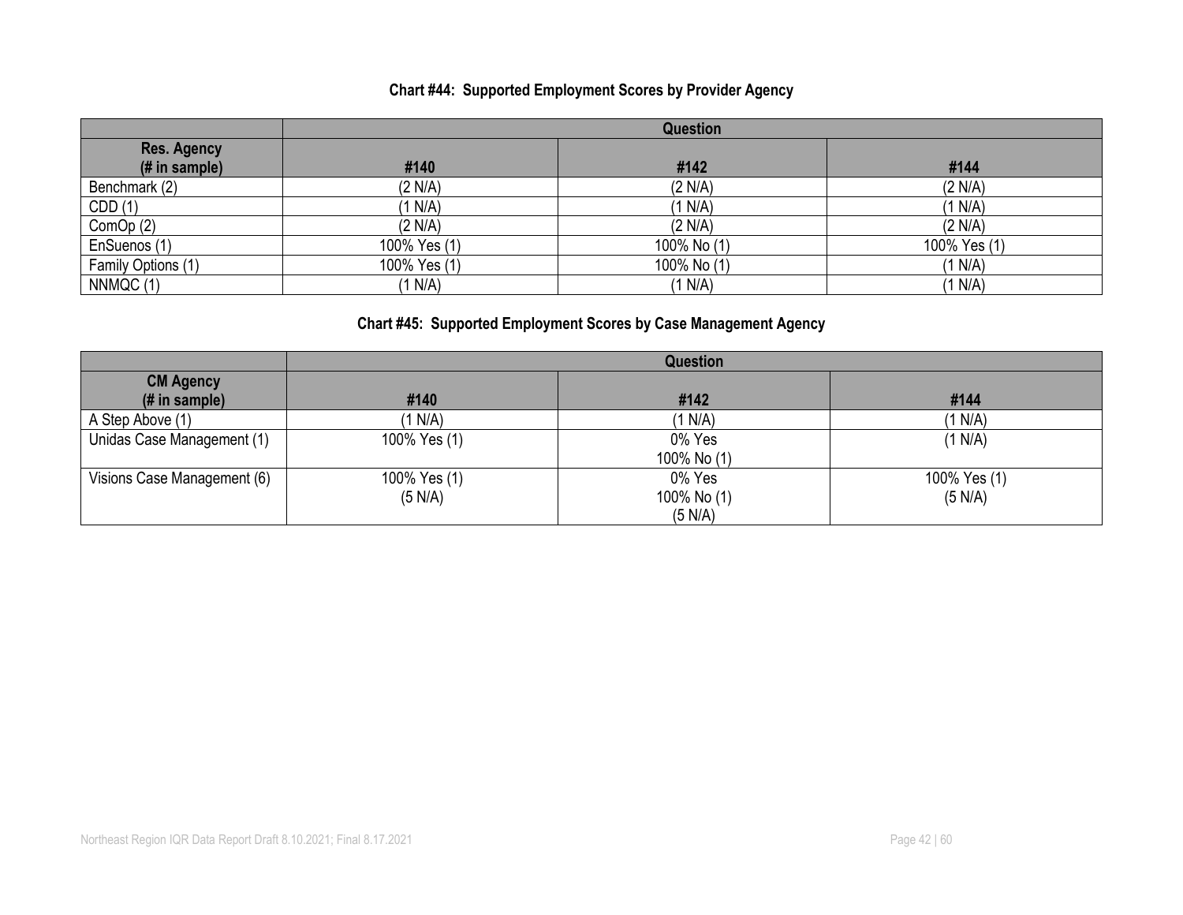**Chart #44: Supported Employment Scores by Provider Agency**

| | Question | | |
|---|---|---|---|
| Res. Agency (# in sample) | #140 | #142 | #144 |
| Benchmark (2) | (2 N/A) | (2 N/A) | (2 N/A) |
| CDD (1) | (1 N/A) | (1 N/A) | (1 N/A) |
| ComOp (2) | (2 N/A) | (2 N/A) | (2 N/A) |
| EnSuenos (1) | 100% Yes (1) | 100% No (1) | 100% Yes (1) |
| Family Options (1) | 100% Yes (1) | 100% No (1) | (1 N/A) |
| NNMQC (1) | (1 N/A) | (1 N/A) | (1 N/A) |

**Chart #45: Supported Employment Scores by Case Management Agency**

| | Question | | |
|---|---|---|---|
| CM Agency (# in sample) | #140 | #142 | #144 |
| A Step Above (1) | (1 N/A) | (1 N/A) | (1 N/A) |
| Unidas Case Management (1) | 100% Yes (1) | 0% Yes<br>100% No (1) | (1 N/A) |
| Visions Case Management (6) | 100% Yes (1)<br>(5 N/A) | 0% Yes<br>100% No (1)<br>(5 N/A) | 100% Yes (1)<br>(5 N/A) |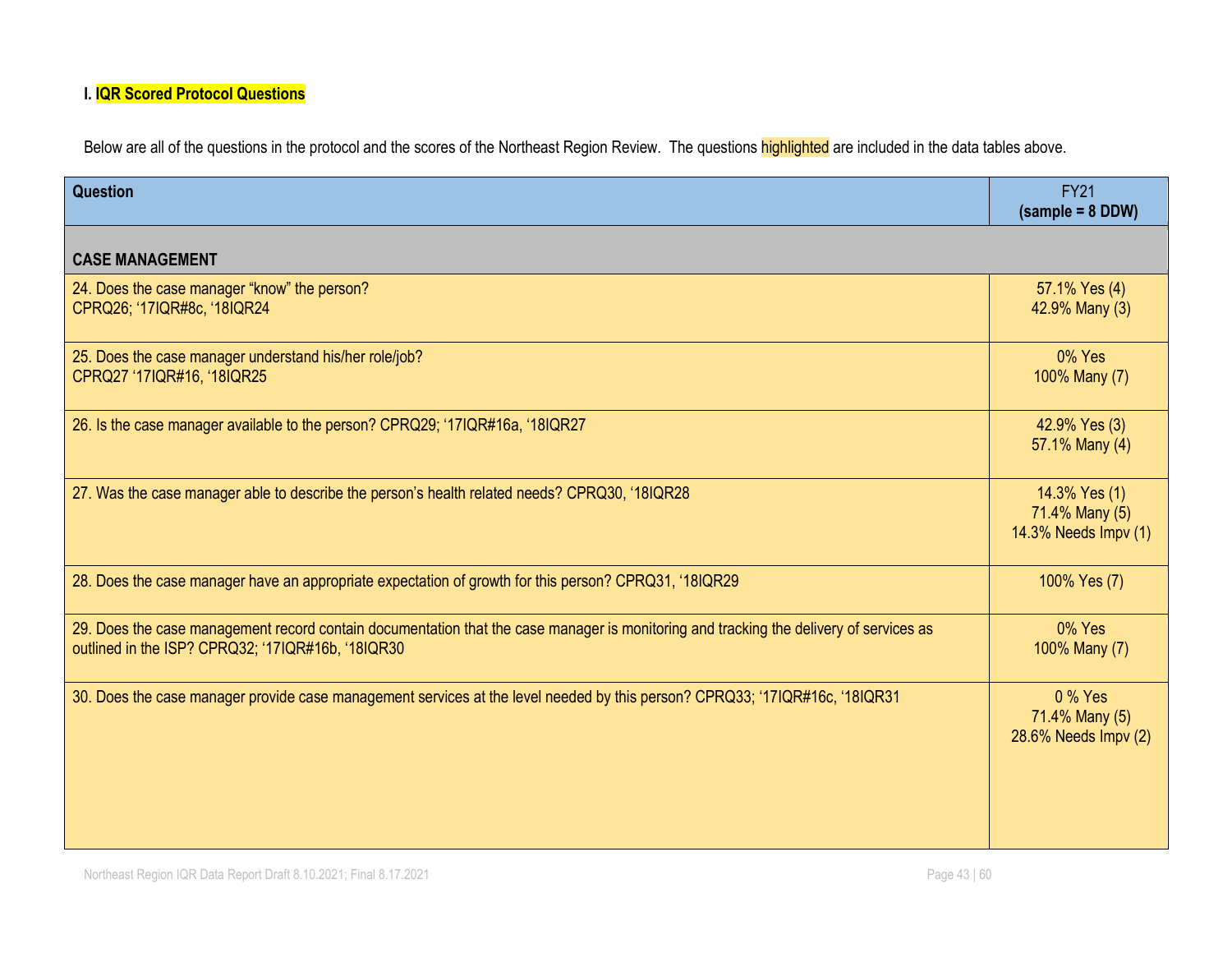**I. IQR Scored Protocol Questions**

Below are all of the questions in the protocol and the scores of the Northeast Region Review. The questions highlighted are included in the data tables above.

| Question | FY21 (sample = 8 DDW) |
|---|---|
| **CASE MANAGEMENT** | |
| 24. Does the case manager "know" the person? CPRQ26; '17IQR#8c, '18IQR24 | 57.1% Yes (4) 42.9% Many (3) |
| 25. Does the case manager understand his/her role/job? CPRQ27 '17IQR#16, '18IQR25 | 0% Yes 100% Many (7) |
| 26. Is the case manager available to the person? CPRQ29; '17IQR#16a, '18IQR27 | 42.9% Yes (3) 57.1% Many (4) |
| 27. Was the case manager able to describe the person's health related needs? CPRQ30, '18IQR28 | 14.3% Yes (1) 71.4% Many (5) 14.3% Needs Impv (1) |
| 28. Does the case manager have an appropriate expectation of growth for this person? CPRQ31, '18IQR29 | 100% Yes (7) |
| 29. Does the case management record contain documentation that the case manager is monitoring and tracking the delivery of services as outlined in the ISP? CPRQ32; '17IQR#16b, '18IQR30 | 0% Yes 100% Many (7) |
| 30. Does the case manager provide case management services at the level needed by this person? CPRQ33; '17IQR#16c, '18IQR31 | 0 % Yes 71.4% Many (5) 28.6% Needs Impv (2) |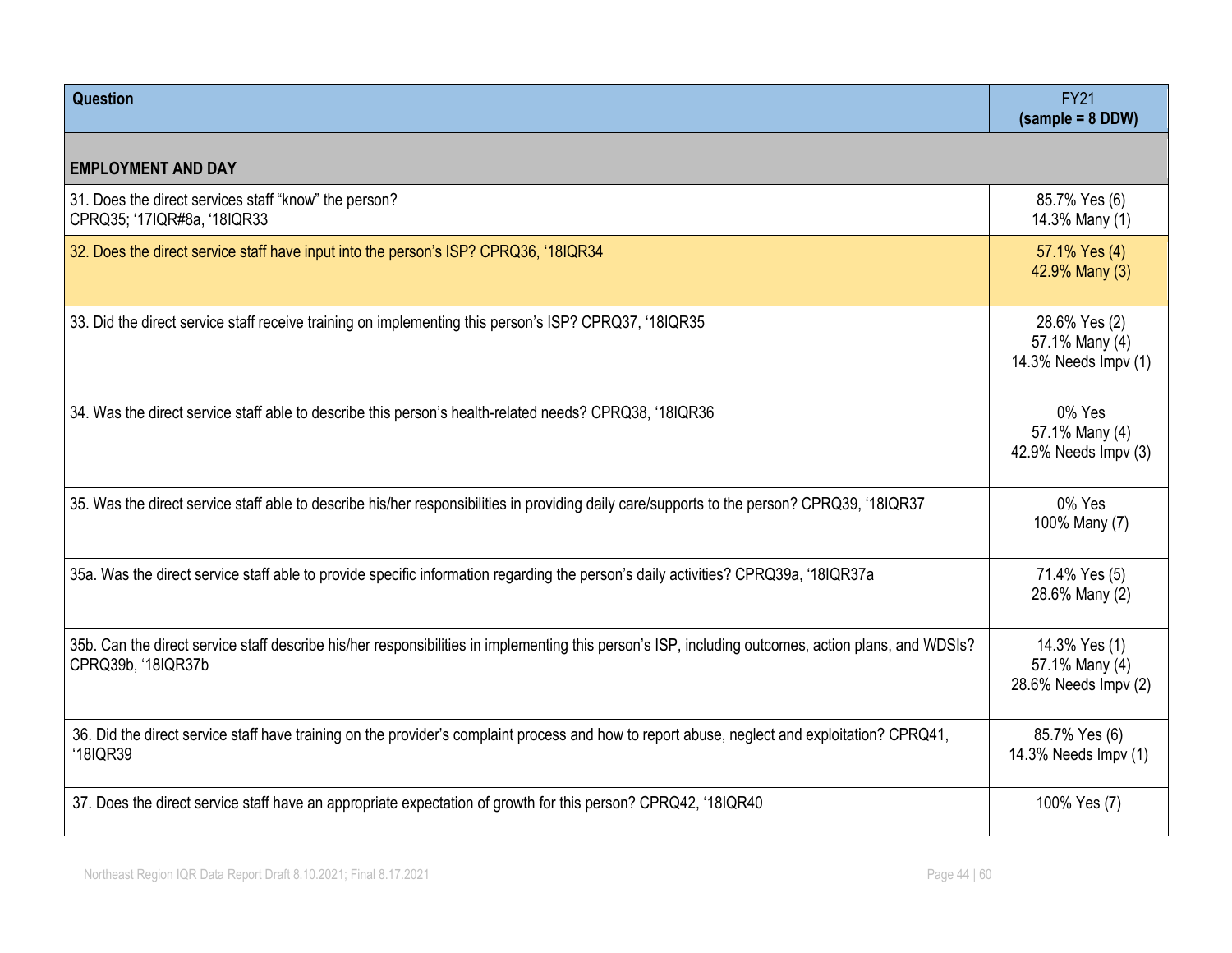| Question | FY21 (sample = 8 DDW) |
|---|---|
| **EMPLOYMENT AND DAY** | |
| 31. Does the direct services staff "know" the person? CPRQ35; '17IQR#8a, '18IQR33 | 85.7% Yes (6)<br>14.3% Many (1) |
| 32. Does the direct service staff have input into the person's ISP? CPRQ36, '18IQR34 | 57.1% Yes (4)<br>42.9% Many (3) |
| 33. Did the direct service staff receive training on implementing this person's ISP? CPRQ37, '18IQR35 | 28.6% Yes (2)<br>57.1% Many (4)<br>14.3% Needs Impv (1) |
| 34. Was the direct service staff able to describe this person's health-related needs? CPRQ38, '18IQR36 | 0% Yes<br>57.1% Many (4)<br>42.9% Needs Impv (3) |
| 35. Was the direct service staff able to describe his/her responsibilities in providing daily care/supports to the person? CPRQ39, '18IQR37 | 0% Yes<br>100% Many (7) |
| 35a. Was the direct service staff able to provide specific information regarding the person's daily activities? CPRQ39a, '18IQR37a | 71.4% Yes (5)<br>28.6% Many (2) |
| 35b. Can the direct service staff describe his/her responsibilities in implementing this person's ISP, including outcomes, action plans, and WDSIs? CPRQ39b, '18IQR37b | 14.3% Yes (1)<br>57.1% Many (4)<br>28.6% Needs Impv (2) |
| 36. Did the direct service staff have training on the provider's complaint process and how to report abuse, neglect and exploitation? CPRQ41, '18IQR39 | 85.7% Yes (6)<br>14.3% Needs Impv (1) |
| 37. Does the direct service staff have an appropriate expectation of growth for this person? CPRQ42, '18IQR40 | 100% Yes (7) |

Northeast Region IQR Data Report Draft 8.10.2021; Final 8.17.2021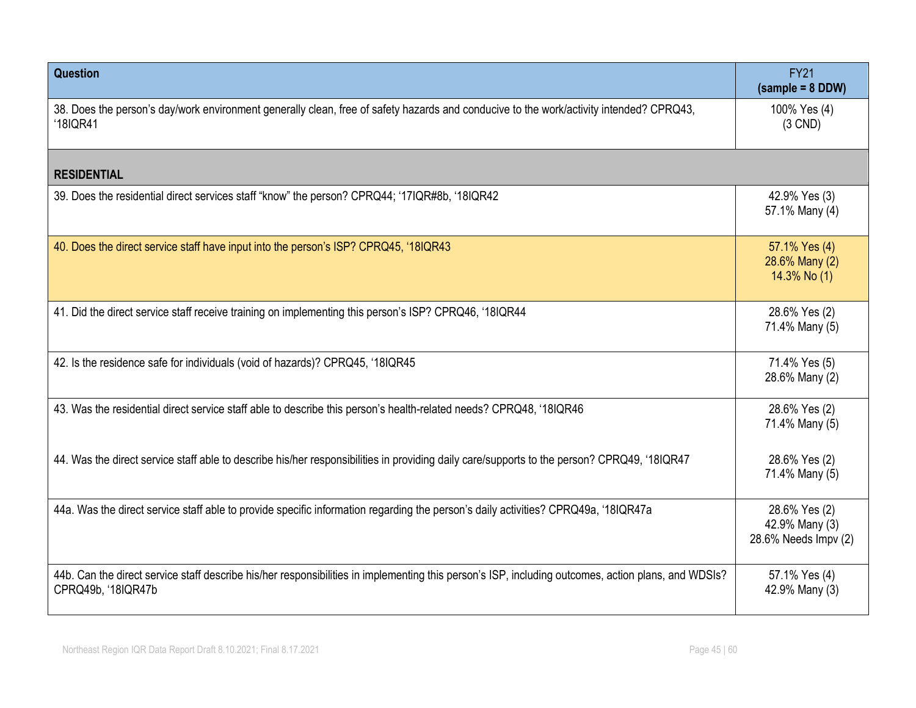| Question | FY21 (sample = 8 DDW) |
| --- | --- |
| 38. Does the person's day/work environment generally clean, free of safety hazards and conducive to the work/activity intended? CPRQ43, '18IQR41 | 100% Yes (4)<br>(3 CND) |
| **RESIDENTIAL** | |
| 39. Does the residential direct services staff "know" the person? CPRQ44; '17IQR#8b, '18IQR42 | 42.9% Yes (3)<br>57.1% Many (4) |
| 40. Does the direct service staff have input into the person's ISP? CPRQ45, '18IQR43 | 57.1% Yes (4)<br>28.6% Many (2)<br>14.3% No (1) |
| 41. Did the direct service staff receive training on implementing this person's ISP? CPRQ46, '18IQR44 | 28.6% Yes (2)<br>71.4% Many (5) |
| 42. Is the residence safe for individuals (void of hazards)? CPRQ45, '18IQR45 | 71.4% Yes (5)<br>28.6% Many (2) |
| 43. Was the residential direct service staff able to describe this person's health-related needs? CPRQ48, '18IQR46 | 28.6% Yes (2)<br>71.4% Many (5) |
| 44. Was the direct service staff able to describe his/her responsibilities in providing daily care/supports to the person? CPRQ49, '18IQR47 | 28.6% Yes (2)<br>71.4% Many (5) |
| 44a. Was the direct service staff able to provide specific information regarding the person's daily activities? CPRQ49a, '18IQR47a | 28.6% Yes (2)<br>42.9% Many (3)<br>28.6% Needs Impv (2) |
| 44b. Can the direct service staff describe his/her responsibilities in implementing this person's ISP, including outcomes, action plans, and WDSIs? CPRQ49b, '18IQR47b | 57.1% Yes (4)<br>42.9% Many (3) |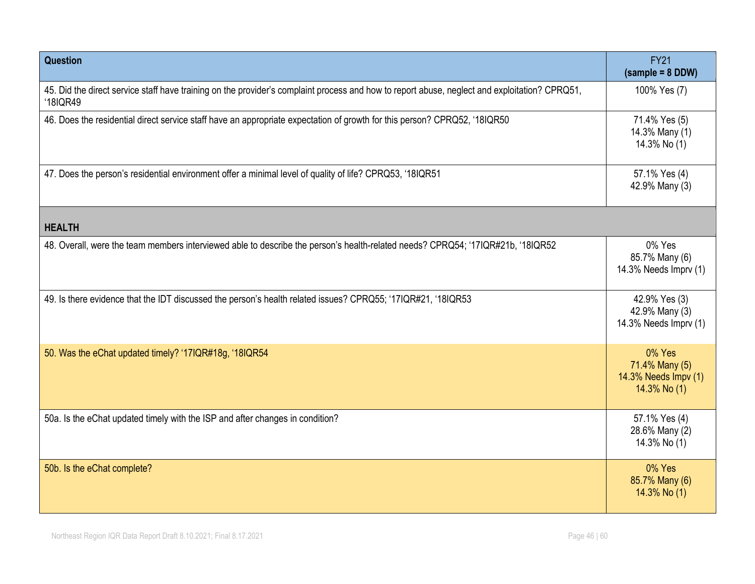| Question | FY21 (sample = 8 DDW) |
|---|---|
| 45. Did the direct service staff have training on the provider's complaint process and how to report abuse, neglect and exploitation? CPRQ51, '18IQR49 | 100% Yes (7) |
| 46. Does the residential direct service staff have an appropriate expectation of growth for this person? CPRQ52, '18IQR50 | 71.4% Yes (5)<br>14.3% Many (1)<br>14.3% No (1) |
| 47. Does the person's residential environment offer a minimal level of quality of life? CPRQ53, '18IQR51 | 57.1% Yes (4)<br>42.9% Many (3) |
| **HEALTH** | |
| 48. Overall, were the team members interviewed able to describe the person's health-related needs? CPRQ54; '17IQR#21b, '18IQR52 | 0% Yes<br>85.7% Many (6)<br>14.3% Needs Imprv (1) |
| 49. Is there evidence that the IDT discussed the person's health related issues? CPRQ55; '17IQR#21, '18IQR53 | 42.9% Yes (3)<br>42.9% Many (3)<br>14.3% Needs Imprv (1) |
| 50. Was the eChat updated timely? '17IQR#18g, '18IQR54 | 0% Yes<br>71.4% Many (5)<br>14.3% Needs Impv (1)<br>14.3% No (1) |
| 50a. Is the eChat updated timely with the ISP and after changes in condition? | 57.1% Yes (4)<br>28.6% Many (2)<br>14.3% No (1) |
| 50b. Is the eChat complete? | 0% Yes<br>85.7% Many (6)<br>14.3% No (1) |

Northeast Region IQR Data Report Draft 8.10.2021; Final 8.17.2021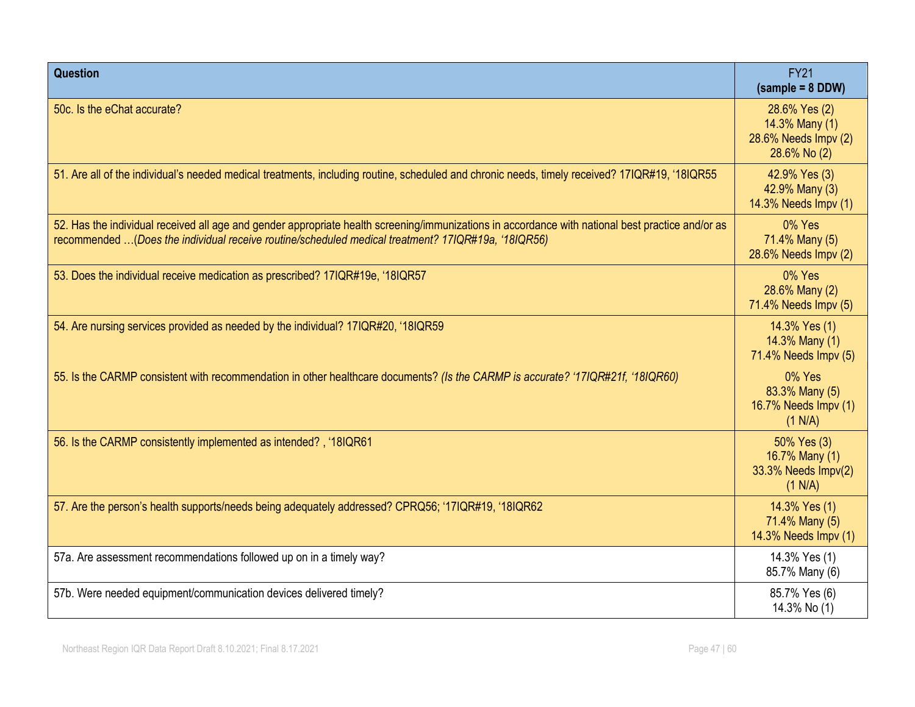| Question | FY21 (sample = 8 DDW) |
| --- | --- |
| 50c. Is the eChat accurate? | 28.6% Yes (2)<br>14.3% Many (1)<br>28.6% Needs Impv (2)<br>28.6% No (2) |
| 51. Are all of the individual's needed medical treatments, including routine, scheduled and chronic needs, timely received? 17IQR#19, '18IQR55 | 42.9% Yes (3)<br>42.9% Many (3)<br>14.3% Needs Impv (1) |
| 52. Has the individual received all age and gender appropriate health screening/immunizations in accordance with national best practice and/or as recommended …(*Does the individual receive routine/scheduled medical treatment? 17IQR#19a, '18IQR56)* | 0% Yes<br>71.4% Many (5)<br>28.6% Needs Impv (2) |
| 53. Does the individual receive medication as prescribed? 17IQR#19e, '18IQR57 | 0% Yes<br>28.6% Many (2)<br>71.4% Needs Impv (5) |
| 54. Are nursing services provided as needed by the individual? 17IQR#20, '18IQR59 | 14.3% Yes (1)<br>14.3% Many (1)<br>71.4% Needs Impv (5) |
| 55. Is the CARMP consistent with recommendation in other healthcare documents? *(Is the CARMP is accurate? '17IQR#21f, '18IQR60)* | 0% Yes<br>83.3% Many (5)<br>16.7% Needs Impv (1)<br>(1 N/A) |
| 56. Is the CARMP consistently implemented as intended? , '18IQR61 | 50% Yes (3)<br>16.7% Many (1)<br>33.3% Needs Impv(2)<br>(1 N/A) |
| 57. Are the person's health supports/needs being adequately addressed? CPRQ56; '17IQR#19, '18IQR62 | 14.3% Yes (1)<br>71.4% Many (5)<br>14.3% Needs Impv (1) |
| 57a. Are assessment recommendations followed up on in a timely way? | 14.3% Yes (1)<br>85.7% Many (6) |
| 57b. Were needed equipment/communication devices delivered timely? | 85.7% Yes (6)<br>14.3% No (1) |

Northeast Region IQR Data Report Draft 8.10.2021; Final 8.17.2021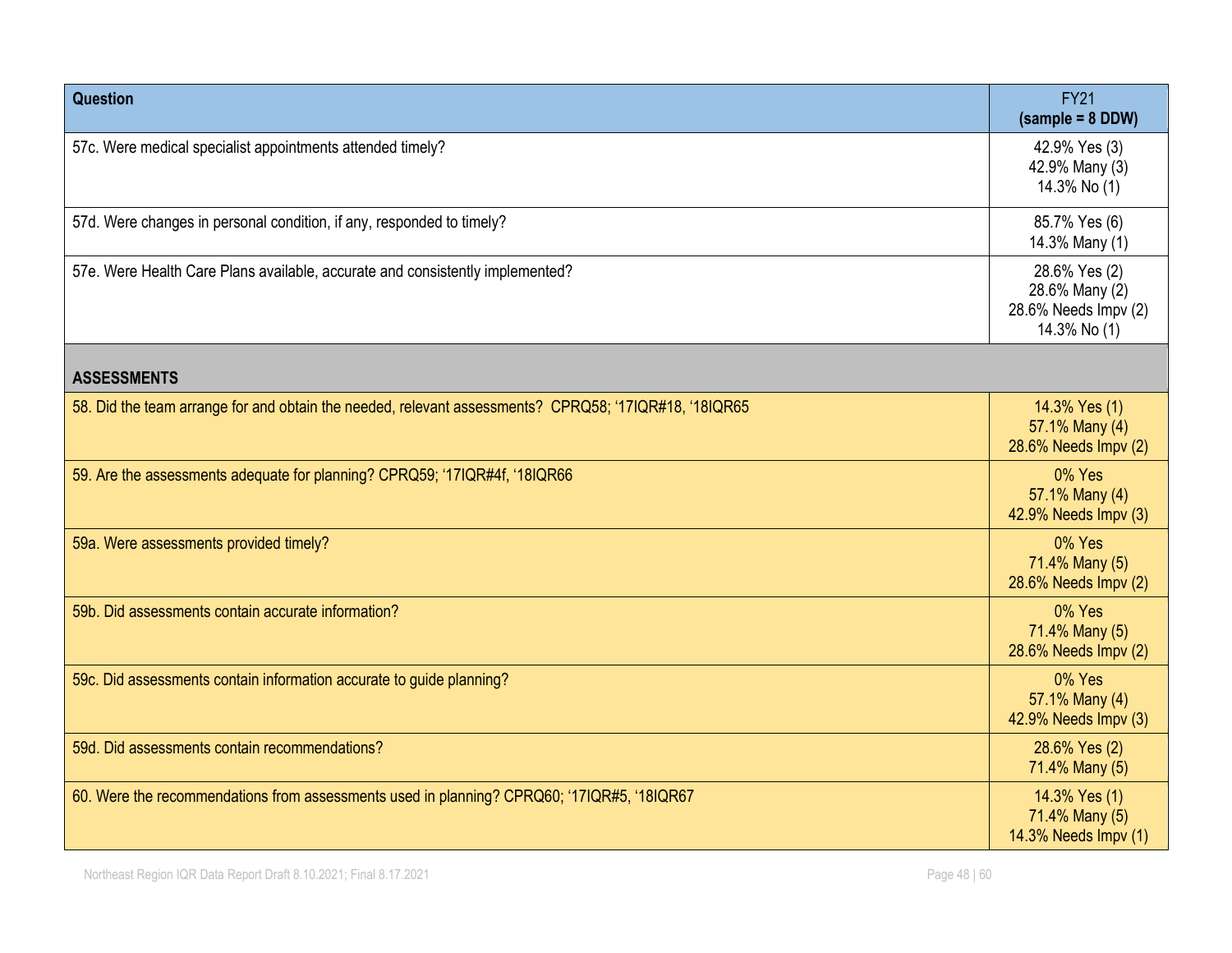| Question | FY21 (sample = 8 DDW) |
|---|---|
| 57c. Were medical specialist appointments attended timely? | 42.9% Yes (3)<br>42.9% Many (3)<br>14.3% No (1) |
| 57d. Were changes in personal condition, if any, responded to timely? | 85.7% Yes (6)<br>14.3% Many (1) |
| 57e. Were Health Care Plans available, accurate and consistently implemented? | 28.6% Yes (2)<br>28.6% Many (2)<br>28.6% Needs Impv (2)<br>14.3% No (1) |
| **ASSESSMENTS** | |
| 58. Did the team arrange for and obtain the needed, relevant assessments? CPRQ58; '17IQR#18, '18IQR65 | 14.3% Yes (1)<br>57.1% Many (4)<br>28.6% Needs Impv (2) |
| 59. Are the assessments adequate for planning? CPRQ59; '17IQR#4f, '18IQR66 | 0% Yes<br>57.1% Many (4)<br>42.9% Needs Impv (3) |
| 59a. Were assessments provided timely? | 0% Yes<br>71.4% Many (5)<br>28.6% Needs Impv (2) |
| 59b. Did assessments contain accurate information? | 0% Yes<br>71.4% Many (5)<br>28.6% Needs Impv (2) |
| 59c. Did assessments contain information accurate to guide planning? | 0% Yes<br>57.1% Many (4)<br>42.9% Needs Impv (3) |
| 59d. Did assessments contain recommendations? | 28.6% Yes (2)<br>71.4% Many (5) |
| 60. Were the recommendations from assessments used in planning? CPRQ60; '17IQR#5, '18IQR67 | 14.3% Yes (1)<br>71.4% Many (5)<br>14.3% Needs Impv (1) |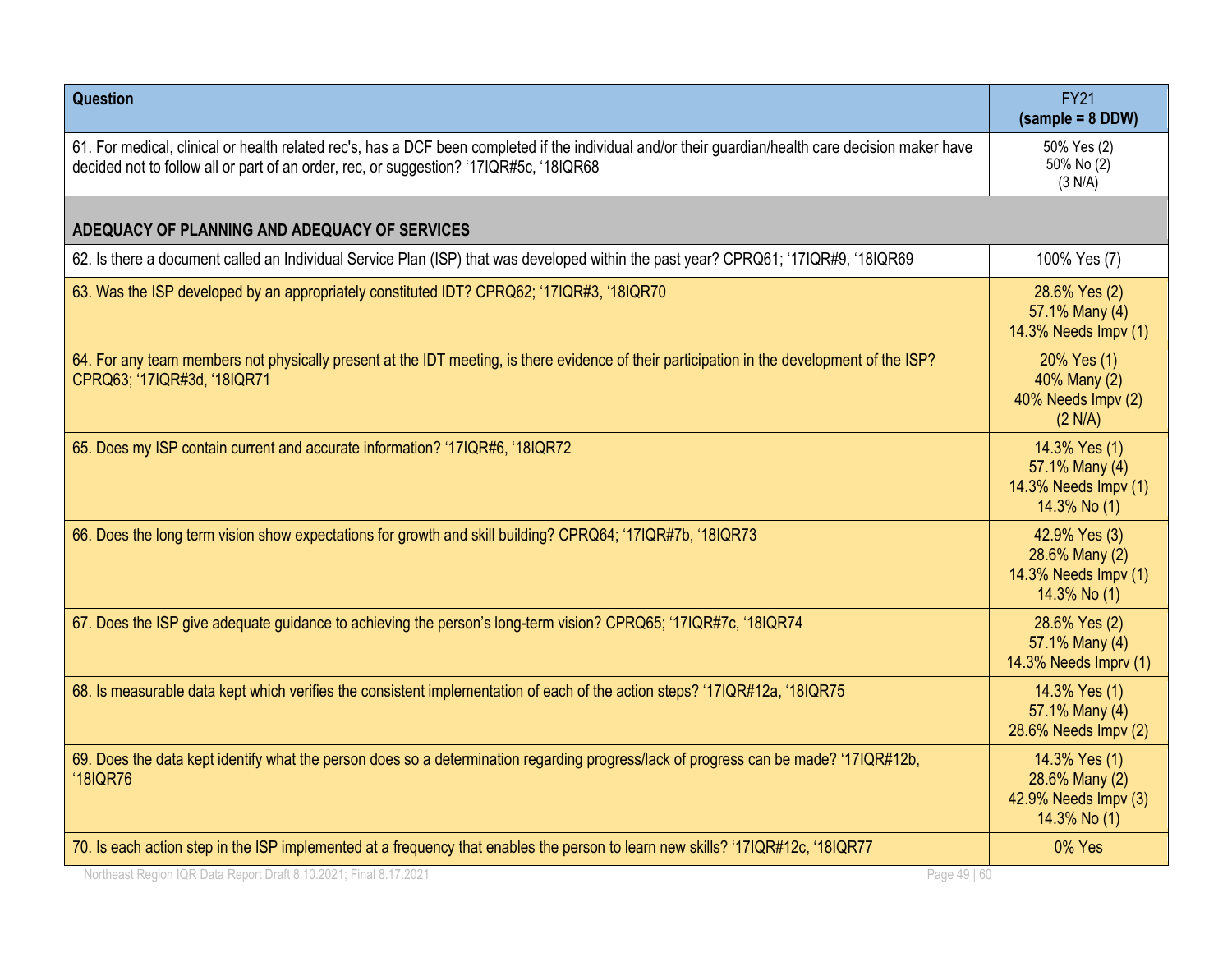| Question | FY21 (sample = 8 DDW) |
|---|---|
| 61. For medical, clinical or health related rec's, has a DCF been completed if the individual and/or their guardian/health care decision maker have decided not to follow all or part of an order, rec, or suggestion? '17IQR#5c, '18IQR68 | 50% Yes (2)<br>50% No (2)<br>(3 N/A) |
| **ADEQUACY OF PLANNING AND ADEQUACY OF SERVICES** | |
| 62. Is there a document called an Individual Service Plan (ISP) that was developed within the past year? CPRQ61; '17IQR#9, '18IQR69 | 100% Yes (7) |
| 63. Was the ISP developed by an appropriately constituted IDT? CPRQ62; '17IQR#3, '18IQR70 | 28.6% Yes (2)<br>57.1% Many (4)<br>14.3% Needs Impv (1) |
| 64. For any team members not physically present at the IDT meeting, is there evidence of their participation in the development of the ISP? CPRQ63; '17IQR#3d, '18IQR71 | 20% Yes (1)<br>40% Many (2)<br>40% Needs Impv (2)<br>(2 N/A) |
| 65. Does my ISP contain current and accurate information? '17IQR#6, '18IQR72 | 14.3% Yes (1)<br>57.1% Many (4)<br>14.3% Needs Impv (1)<br>14.3% No (1) |
| 66. Does the long term vision show expectations for growth and skill building? CPRQ64; '17IQR#7b, '18IQR73 | 42.9% Yes (3)<br>28.6% Many (2)<br>14.3% Needs Impv (1)<br>14.3% No (1) |
| 67. Does the ISP give adequate guidance to achieving the person's long-term vision? CPRQ65; '17IQR#7c, '18IQR74 | 28.6% Yes (2)<br>57.1% Many (4)<br>14.3% Needs Imprv (1) |
| 68. Is measurable data kept which verifies the consistent implementation of each of the action steps? '17IQR#12a, '18IQR75 | 14.3% Yes (1)<br>57.1% Many (4)<br>28.6% Needs Impv (2) |
| 69. Does the data kept identify what the person does so a determination regarding progress/lack of progress can be made? '17IQR#12b, '18IQR76 | 14.3% Yes (1)<br>28.6% Many (2)<br>42.9% Needs Impv (3)<br>14.3% No (1) |
| 70. Is each action step in the ISP implemented at a frequency that enables the person to learn new skills? '17IQR#12c, '18IQR77 | 0% Yes |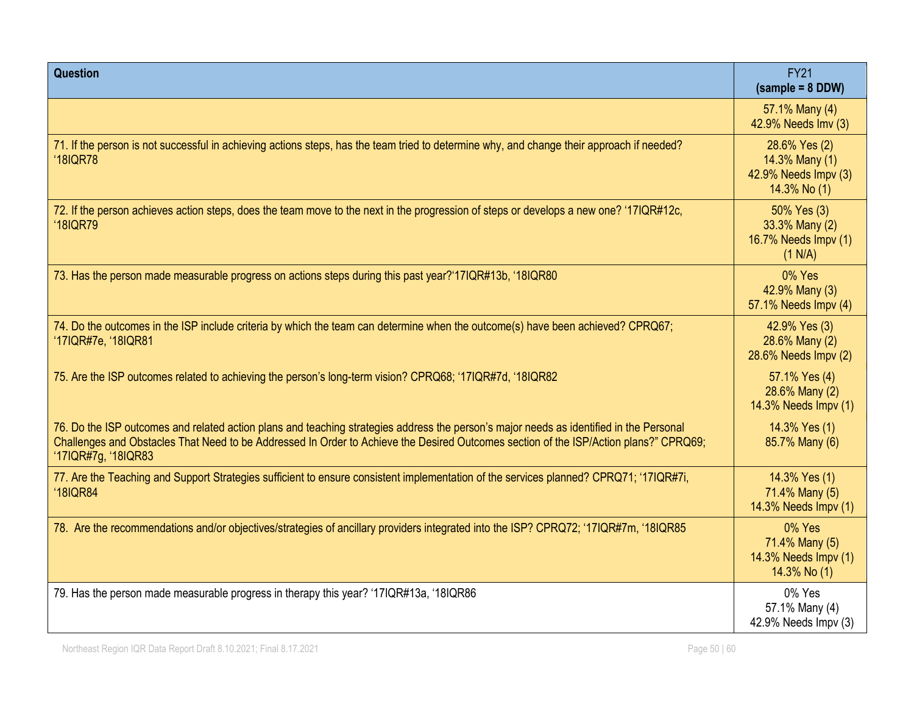| Question | FY21 (sample = 8 DDW) |
|---|---|
| | 57.1% Many (4)<br>42.9% Needs Imv (3) |
| 71. If the person is not successful in achieving actions steps, has the team tried to determine why, and change their approach if needed? '18IQR78 | 28.6% Yes (2)<br>14.3% Many (1)<br>42.9% Needs Impv (3)<br>14.3% No (1) |
| 72. If the person achieves action steps, does the team move to the next in the progression of steps or develops a new one? '17IQR#12c, '18IQR79 | 50% Yes (3)<br>33.3% Many (2)<br>16.7% Needs Impv (1)<br>(1 N/A) |
| 73. Has the person made measurable progress on actions steps during this past year?'17IQR#13b, '18IQR80 | 0% Yes<br>42.9% Many (3)<br>57.1% Needs Impv (4) |
| 74. Do the outcomes in the ISP include criteria by which the team can determine when the outcome(s) have been achieved? CPRQ67; '17IQR#7e, '18IQR81 | 42.9% Yes (3)<br>28.6% Many (2)<br>28.6% Needs Impv (2) |
| 75. Are the ISP outcomes related to achieving the person's long-term vision? CPRQ68; '17IQR#7d, '18IQR82 | 57.1% Yes (4)<br>28.6% Many (2)<br>14.3% Needs Impv (1) |
| 76. Do the ISP outcomes and related action plans and teaching strategies address the person's major needs as identified in the Personal Challenges and Obstacles That Need to be Addressed In Order to Achieve the Desired Outcomes section of the ISP/Action plans?" CPRQ69; '17IQR#7g, '18IQR83 | 14.3% Yes (1)<br>85.7% Many (6) |
| 77. Are the Teaching and Support Strategies sufficient to ensure consistent implementation of the services planned? CPRQ71; '17IQR#7i, '18IQR84 | 14.3% Yes (1)<br>71.4% Many (5)<br>14.3% Needs Impv (1) |
| 78. Are the recommendations and/or objectives/strategies of ancillary providers integrated into the ISP? CPRQ72; '17IQR#7m, '18IQR85 | 0% Yes<br>71.4% Many (5)<br>14.3% Needs Impv (1)<br>14.3% No (1) |
| 79. Has the person made measurable progress in therapy this year? '17IQR#13a, '18IQR86 | 0% Yes<br>57.1% Many (4)<br>42.9% Needs Impv (3) |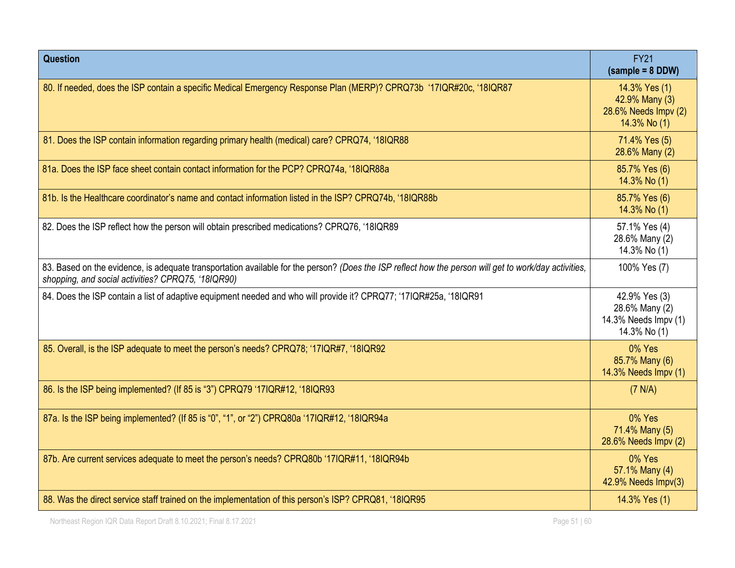| Question | FY21 **(sample = 8 DDW)** |
|---|---|
| 80. If needed, does the ISP contain a specific Medical Emergency Response Plan (MERP)? CPRQ73b '17IQR#20c, '18IQR87 | 14.3% Yes (1)<br>42.9% Many (3)<br>28.6% Needs Impv (2)<br>14.3% No (1) |
| 81. Does the ISP contain information regarding primary health (medical) care? CPRQ74, '18IQR88 | 71.4% Yes (5)<br>28.6% Many (2) |
| 81a. Does the ISP face sheet contain contact information for the PCP? CPRQ74a, '18IQR88a | 85.7% Yes (6)<br>14.3% No (1) |
| 81b. Is the Healthcare coordinator's name and contact information listed in the ISP? CPRQ74b, '18IQR88b | 85.7% Yes (6)<br>14.3% No (1) |
| 82. Does the ISP reflect how the person will obtain prescribed medications? CPRQ76, '18IQR89 | 57.1% Yes (4)<br>28.6% Many (2)<br>14.3% No (1) |
| 83. Based on the evidence, is adequate transportation available for the person? *(Does the ISP reflect how the person will get to work/day activities, shopping, and social activities? CPRQ75, '18IQR90)* | 100% Yes (7) |
| 84. Does the ISP contain a list of adaptive equipment needed and who will provide it? CPRQ77; '17IQR#25a, '18IQR91 | 42.9% Yes (3)<br>28.6% Many (2)<br>14.3% Needs Impv (1)<br>14.3% No (1) |
| 85. Overall, is the ISP adequate to meet the person's needs? CPRQ78; '17IQR#7, '18IQR92 | 0% Yes<br>85.7% Many (6)<br>14.3% Needs Impv (1) |
| 86. Is the ISP being implemented? (If 85 is "3") CPRQ79 '17IQR#12, '18IQR93 | (7 N/A) |
| 87a. Is the ISP being implemented? (If 85 is "0", "1", or "2") CPRQ80a '17IQR#12, '18IQR94a | 0% Yes<br>71.4% Many (5)<br>28.6% Needs Impv (2) |
| 87b. Are current services adequate to meet the person's needs? CPRQ80b '17IQR#11, '18IQR94b | 0% Yes<br>57.1% Many (4)<br>42.9% Needs Impv(3) |
| 88. Was the direct service staff trained on the implementation of this person's ISP? CPRQ81, '18IQR95 | 14.3% Yes (1) |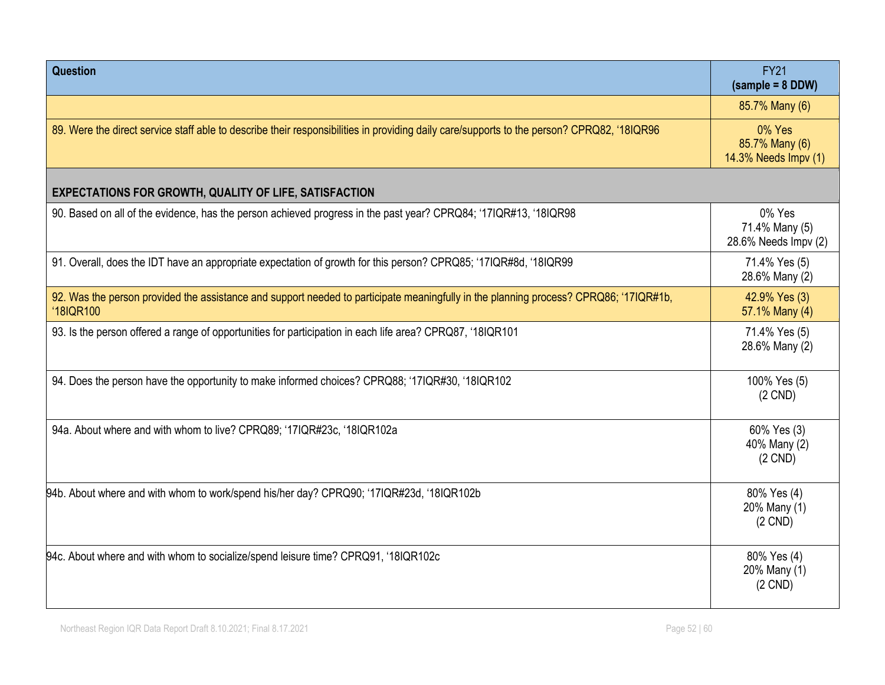| Question | FY21 (sample = 8 DDW) |
|---|---|
| | 85.7% Many (6) |
| 89. Were the direct service staff able to describe their responsibilities in providing daily care/supports to the person? CPRQ82, ‘18IQR96 | 0% Yes<br>85.7% Many (6)<br>14.3% Needs Impv (1) |
| **EXPECTATIONS FOR GROWTH, QUALITY OF LIFE, SATISFACTION** | |
| 90. Based on all of the evidence, has the person achieved progress in the past year? CPRQ84; ‘17IQR#13, ‘18IQR98 | 0% Yes<br>71.4% Many (5)<br>28.6% Needs Impv (2) |
| 91. Overall, does the IDT have an appropriate expectation of growth for this person? CPRQ85; ‘17IQR#8d, ‘18IQR99 | 71.4% Yes (5)<br>28.6% Many (2) |
| 92. Was the person provided the assistance and support needed to participate meaningfully in the planning process? CPRQ86; ‘17IQR#1b, ‘18IQR100 | 42.9% Yes (3)<br>57.1% Many (4) |
| 93. Is the person offered a range of opportunities for participation in each life area? CPRQ87, ‘18IQR101 | 71.4% Yes (5)<br>28.6% Many (2) |
| 94. Does the person have the opportunity to make informed choices? CPRQ88; ‘17IQR#30, ‘18IQR102 | 100% Yes (5)<br>(2 CND) |
| 94a. About where and with whom to live? CPRQ89; ‘17IQR#23c, ‘18IQR102a | 60% Yes (3)<br>40% Many (2)<br>(2 CND) |
| 94b. About where and with whom to work/spend his/her day? CPRQ90; ‘17IQR#23d, ‘18IQR102b | 80% Yes (4)<br>20% Many (1)<br>(2 CND) |
| 94c. About where and with whom to socialize/spend leisure time? CPRQ91, ‘18IQR102c | 80% Yes (4)<br>20% Many (1)<br>(2 CND) |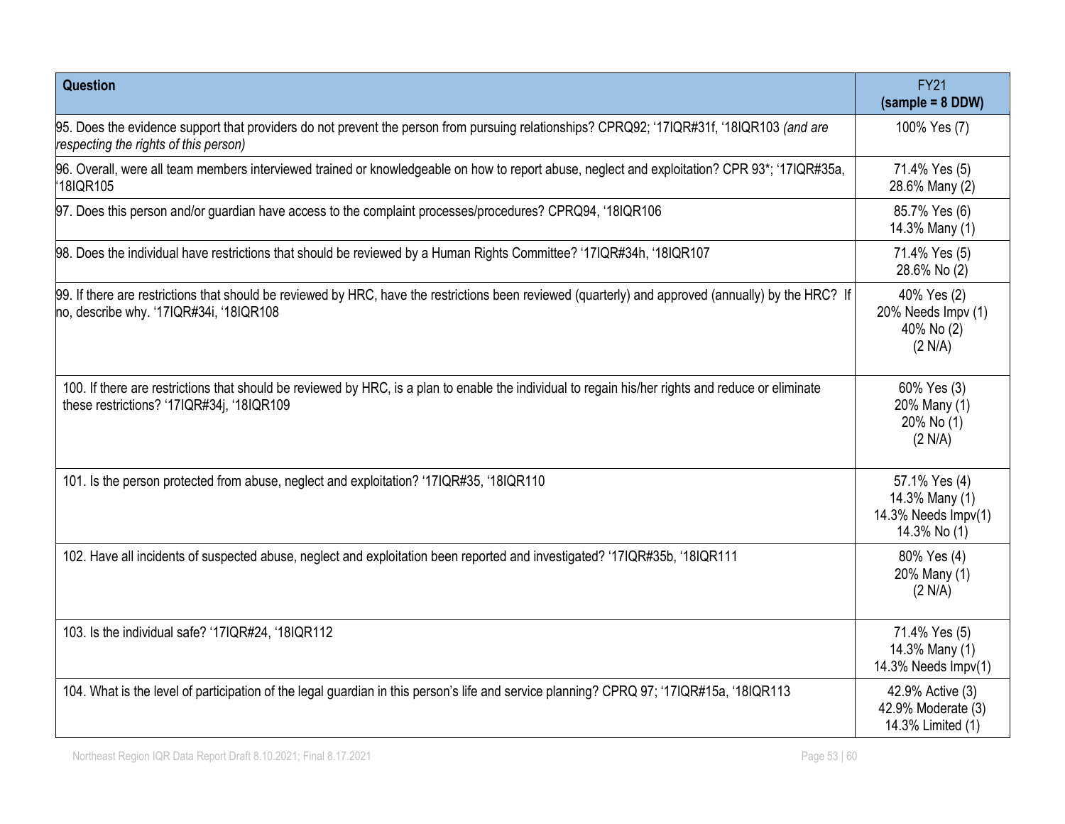| Question | FY21 (sample = 8 DDW) |
| --- | --- |
| 95. Does the evidence support that providers do not prevent the person from pursuing relationships? CPRQ92; '17IQR#31f, '18IQR103 *(and are respecting the rights of this person)* | 100% Yes (7) |
| 96. Overall, were all team members interviewed trained or knowledgeable on how to report abuse, neglect and exploitation? CPR 93*; '17IQR#35a, '18IQR105 | 71.4% Yes (5)<br>28.6% Many (2) |
| 97. Does this person and/or guardian have access to the complaint processes/procedures? CPRQ94, '18IQR106 | 85.7% Yes (6)<br>14.3% Many (1) |
| 98. Does the individual have restrictions that should be reviewed by a Human Rights Committee? '17IQR#34h, '18IQR107 | 71.4% Yes (5)<br>28.6% No (2) |
| 99. If there are restrictions that should be reviewed by HRC, have the restrictions been reviewed (quarterly) and approved (annually) by the HRC? If no, describe why. '17IQR#34i, '18IQR108 | 40% Yes (2)<br>20% Needs Impv (1)<br>40% No (2)<br>(2 N/A) |
| 100. If there are restrictions that should be reviewed by HRC, is a plan to enable the individual to regain his/her rights and reduce or eliminate these restrictions? '17IQR#34j, '18IQR109 | 60% Yes (3)<br>20% Many (1)<br>20% No (1)<br>(2 N/A) |
| 101. Is the person protected from abuse, neglect and exploitation? '17IQR#35, '18IQR110 | 57.1% Yes (4)<br>14.3% Many (1)<br>14.3% Needs Impv(1)<br>14.3% No (1) |
| 102. Have all incidents of suspected abuse, neglect and exploitation been reported and investigated? '17IQR#35b, '18IQR111 | 80% Yes (4)<br>20% Many (1)<br>(2 N/A) |
| 103. Is the individual safe? '17IQR#24, '18IQR112 | 71.4% Yes (5)<br>14.3% Many (1)<br>14.3% Needs Impv(1) |
| 104. What is the level of participation of the legal guardian in this person's life and service planning? CPRQ 97; '17IQR#15a, '18IQR113 | 42.9% Active (3)<br>42.9% Moderate (3)<br>14.3% Limited (1) |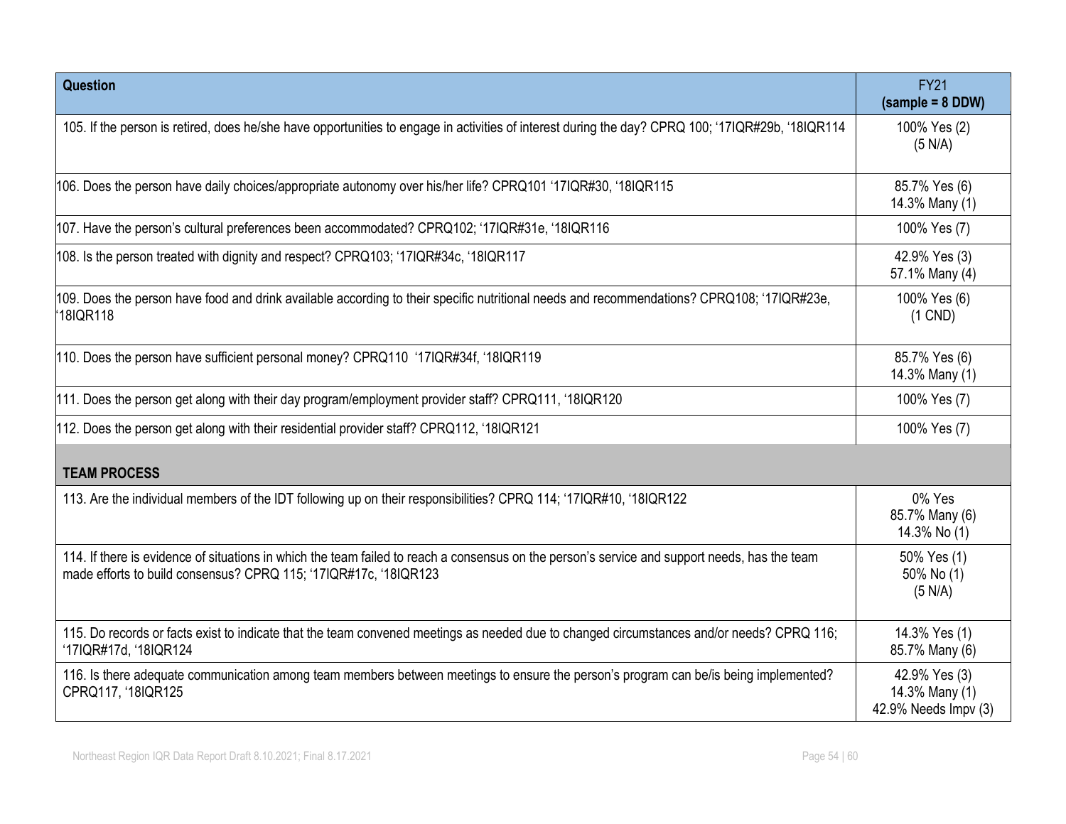| Question | FY21 (sample = 8 DDW) |
|---|---|
| 105. If the person is retired, does he/she have opportunities to engage in activities of interest during the day? CPRQ 100; '17IQR#29b, '18IQR114 | 100% Yes (2)<br>(5 N/A) |
| 106. Does the person have daily choices/appropriate autonomy over his/her life? CPRQ101 '17IQR#30, '18IQR115 | 85.7% Yes (6)<br>14.3% Many (1) |
| 107. Have the person's cultural preferences been accommodated? CPRQ102; '17IQR#31e, '18IQR116 | 100% Yes (7) |
| 108. Is the person treated with dignity and respect? CPRQ103; '17IQR#34c, '18IQR117 | 42.9% Yes (3)<br>57.1% Many (4) |
| 109. Does the person have food and drink available according to their specific nutritional needs and recommendations? CPRQ108; '17IQR#23e, '18IQR118 | 100% Yes (6)<br>(1 CND) |
| 110. Does the person have sufficient personal money? CPRQ110 '17IQR#34f, '18IQR119 | 85.7% Yes (6)<br>14.3% Many (1) |
| 111. Does the person get along with their day program/employment provider staff? CPRQ111, '18IQR120 | 100% Yes (7) |
| 112. Does the person get along with their residential provider staff? CPRQ112, '18IQR121 | 100% Yes (7) |
| **TEAM PROCESS** | |
| 113. Are the individual members of the IDT following up on their responsibilities? CPRQ 114; '17IQR#10, '18IQR122 | 0% Yes<br>85.7% Many (6)<br>14.3% No (1) |
| 114. If there is evidence of situations in which the team failed to reach a consensus on the person's service and support needs, has the team made efforts to build consensus? CPRQ 115; '17IQR#17c, '18IQR123 | 50% Yes (1)<br>50% No (1)<br>(5 N/A) |
| 115. Do records or facts exist to indicate that the team convened meetings as needed due to changed circumstances and/or needs? CPRQ 116; '17IQR#17d, '18IQR124 | 14.3% Yes (1)<br>85.7% Many (6) |
| 116. Is there adequate communication among team members between meetings to ensure the person's program can be/is being implemented? CPRQ117, '18IQR125 | 42.9% Yes (3)<br>14.3% Many (1)<br>42.9% Needs Impv (3) |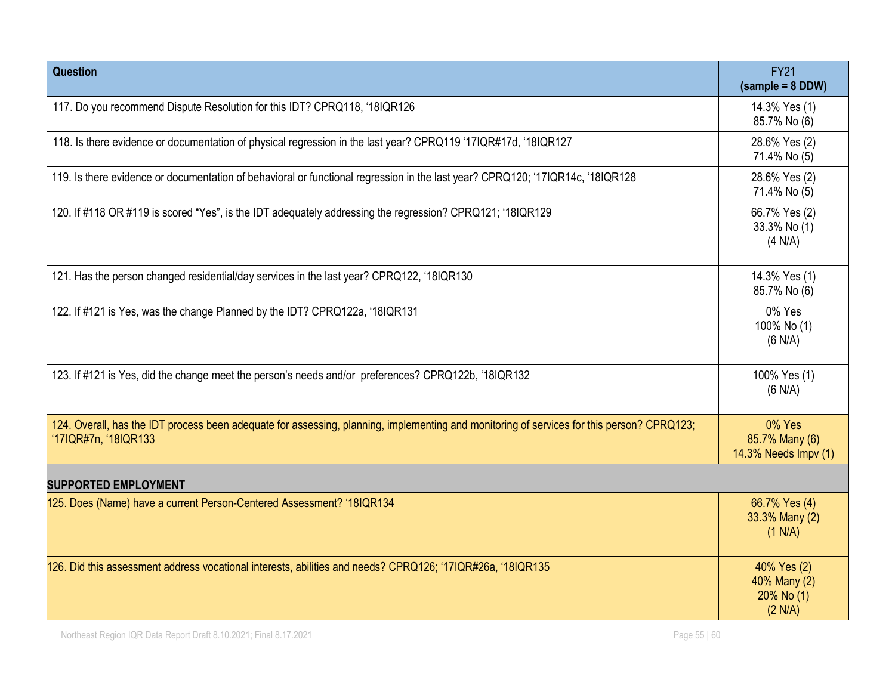| Question | FY21 (sample = 8 DDW) |
|---|---|
| 117. Do you recommend Dispute Resolution for this IDT? CPRQ118, '18IQR126 | 14.3% Yes (1)<br>85.7% No (6) |
| 118. Is there evidence or documentation of physical regression in the last year? CPRQ119 '17IQR#17d, '18IQR127 | 28.6% Yes (2)<br>71.4% No (5) |
| 119. Is there evidence or documentation of behavioral or functional regression in the last year? CPRQ120; '17IQR14c, '18IQR128 | 28.6% Yes (2)<br>71.4% No (5) |
| 120. If #118 OR #119 is scored "Yes", is the IDT adequately addressing the regression? CPRQ121; '18IQR129 | 66.7% Yes (2)<br>33.3% No (1)<br>(4 N/A) |
| 121. Has the person changed residential/day services in the last year? CPRQ122, '18IQR130 | 14.3% Yes (1)<br>85.7% No (6) |
| 122. If #121 is Yes, was the change Planned by the IDT? CPRQ122a, '18IQR131 | 0% Yes<br>100% No (1)<br>(6 N/A) |
| 123. If #121 is Yes, did the change meet the person's needs and/or preferences? CPRQ122b, '18IQR132 | 100% Yes (1)<br>(6 N/A) |
| 124. Overall, has the IDT process been adequate for assessing, planning, implementing and monitoring of services for this person? CPRQ123; '17IQR#7n, '18IQR133 | 0% Yes<br>85.7% Many (6)<br>14.3% Needs Impv (1) |
| **SUPPORTED EMPLOYMENT** | |
| 125. Does (Name) have a current Person-Centered Assessment? '18IQR134 | 66.7% Yes (4)<br>33.3% Many (2)<br>(1 N/A) |
| 126. Did this assessment address vocational interests, abilities and needs? CPRQ126; '17IQR#26a, '18IQR135 | 40% Yes (2)<br>40% Many (2)<br>20% No (1)<br>(2 N/A) |

Northeast Region IQR Data Report Draft 8.10.2021; Final 8.17.2021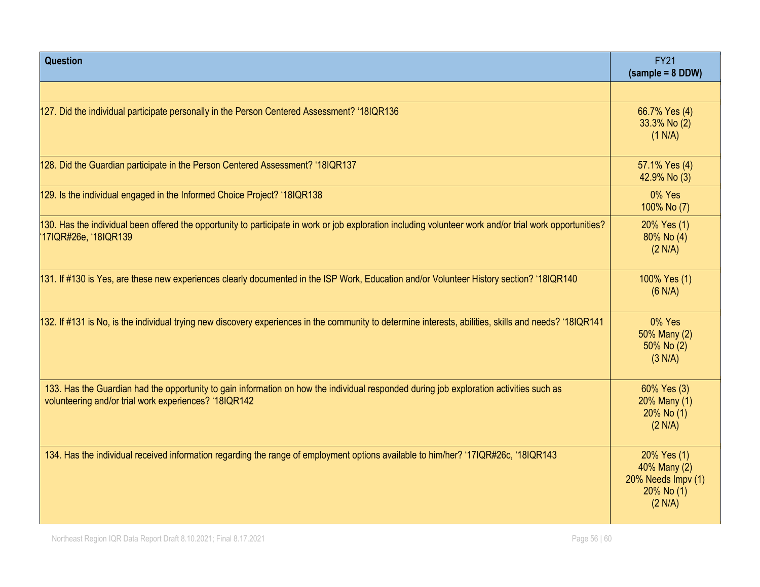| Question | FY21 (sample = 8 DDW) |
|---|---|
| | |
| 127. Did the individual participate personally in the Person Centered Assessment? '18IQR136 | 66.7% Yes (4)<br>33.3% No (2)<br>(1 N/A) |
| 128. Did the Guardian participate in the Person Centered Assessment? '18IQR137 | 57.1% Yes (4)<br>42.9% No (3) |
| 129. Is the individual engaged in the Informed Choice Project? '18IQR138 | 0% Yes<br>100% No (7) |
| 130. Has the individual been offered the opportunity to participate in work or job exploration including volunteer work and/or trial work opportunities? '17IQR#26e, '18IQR139 | 20% Yes (1)<br>80% No (4)<br>(2 N/A) |
| 131. If #130 is Yes, are these new experiences clearly documented in the ISP Work, Education and/or Volunteer History section? '18IQR140 | 100% Yes (1)<br>(6 N/A) |
| 132. If #131 is No, is the individual trying new discovery experiences in the community to determine interests, abilities, skills and needs? '18IQR141 | 0% Yes<br>50% Many (2)<br>50% No (2)<br>(3 N/A) |
| 133. Has the Guardian had the opportunity to gain information on how the individual responded during job exploration activities such as volunteering and/or trial work experiences? '18IQR142 | 60% Yes (3)<br>20% Many (1)<br>20% No (1)<br>(2 N/A) |
| 134. Has the individual received information regarding the range of employment options available to him/her? '17IQR#26c, '18IQR143 | 20% Yes (1)<br>40% Many (2)<br>20% Needs Impv (1)<br>20% No (1)<br>(2 N/A) |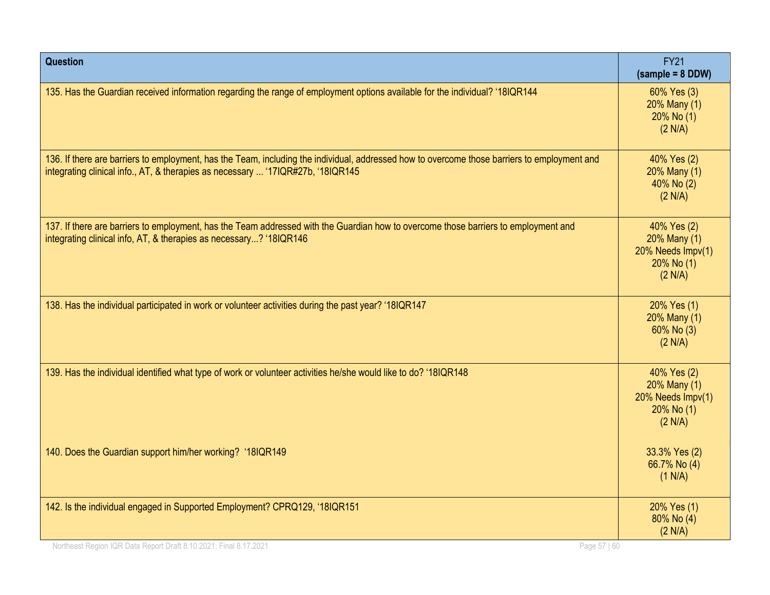| Question | FY21 (sample = 8 DDW) |
| --- | --- |
| 135. Has the Guardian received information regarding the range of employment options available for the individual? ‘18IQR144 | 60% Yes (3)<br>20% Many (1)<br>20% No (1)<br>(2 N/A) |
| 136. If there are barriers to employment, has the Team, including the individual, addressed how to overcome those barriers to employment and integrating clinical info., AT, & therapies as necessary ... ‘17IQR#27b, ‘18IQR145 | 40% Yes (2)<br>20% Many (1)<br>40% No (2)<br>(2 N/A) |
| 137. If there are barriers to employment, has the Team addressed with the Guardian how to overcome those barriers to employment and integrating clinical info, AT, & therapies as necessary...? ‘18IQR146 | 40% Yes (2)<br>20% Many (1)<br>20% Needs Impv(1)<br>20% No (1)<br>(2 N/A) |
| 138. Has the individual participated in work or volunteer activities during the past year? ‘18IQR147 | 20% Yes (1)<br>20% Many (1)<br>60% No (3)<br>(2 N/A) |
| 139. Has the individual identified what type of work or volunteer activities he/she would like to do? ‘18IQR148<br><br>140. Does the Guardian support him/her working? ‘18IQR149 | 40% Yes (2)<br>20% Many (1)<br>20% Needs Impv(1)<br>20% No (1)<br>(2 N/A)<br><br>33.3% Yes (2)<br>66.7% No (4)<br>(1 N/A) |
| 142. Is the individual engaged in Supported Employment? CPRQ129, ‘18IQR151 | 20% Yes (1)<br>80% No (4)<br>(2 N/A) |

Northeast Region IQR Data Report Draft 8.10.2021; Final 8.17.2021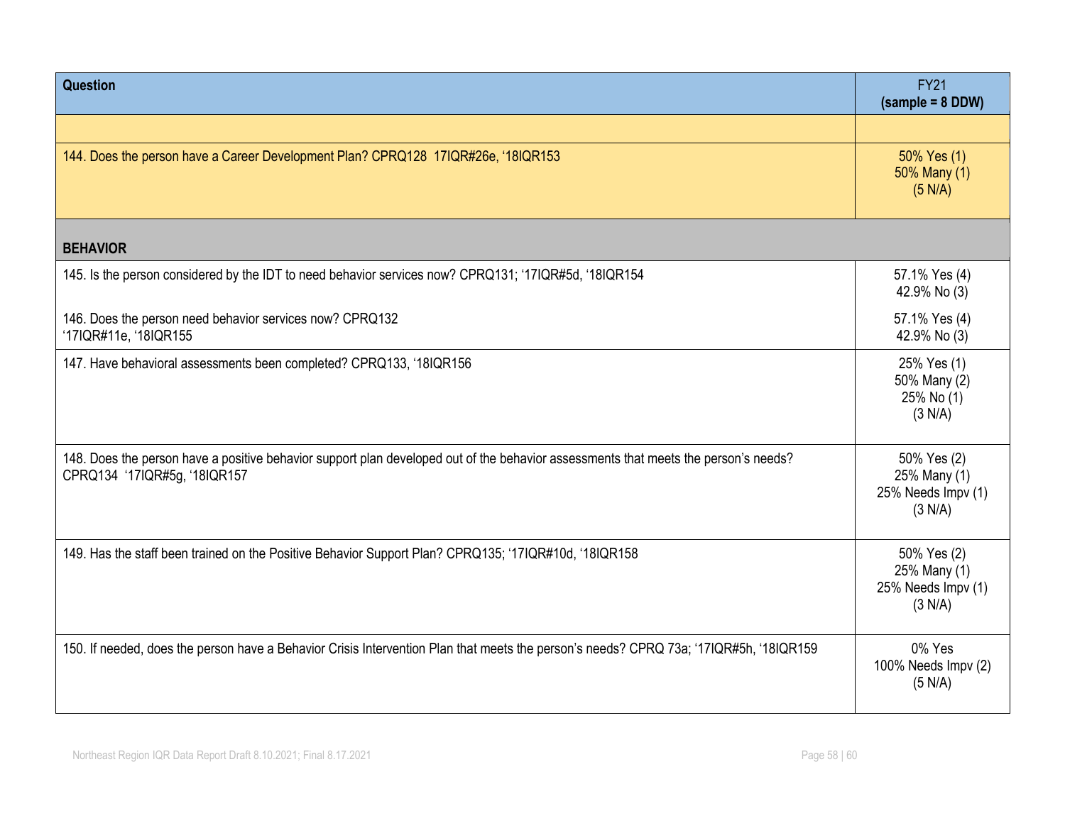| Question | FY21 (sample = 8 DDW) |
|---|---|
| | |
| 144. Does the person have a Career Development Plan? CPRQ128 17IQR#26e, '18IQR153 | 50% Yes (1)<br>50% Many (1)<br>(5 N/A) |
| **BEHAVIOR** | |
| 145. Is the person considered by the IDT to need behavior services now? CPRQ131; '17IQR#5d, '18IQR154<br><br>146. Does the person need behavior services now? CPRQ132 '17IQR#11e, '18IQR155 | 57.1% Yes (4)<br>42.9% No (3)<br><br>57.1% Yes (4)<br>42.9% No (3) |
| 147. Have behavioral assessments been completed? CPRQ133, '18IQR156 | 25% Yes (1)<br>50% Many (2)<br>25% No (1)<br>(3 N/A) |
| 148. Does the person have a positive behavior support plan developed out of the behavior assessments that meets the person's needs? CPRQ134 '17IQR#5g, '18IQR157 | 50% Yes (2)<br>25% Many (1)<br>25% Needs Impv (1)<br>(3 N/A) |
| 149. Has the staff been trained on the Positive Behavior Support Plan? CPRQ135; '17IQR#10d, '18IQR158 | 50% Yes (2)<br>25% Many (1)<br>25% Needs Impv (1)<br>(3 N/A) |
| 150. If needed, does the person have a Behavior Crisis Intervention Plan that meets the person's needs? CPRQ 73a; '17IQR#5h, '18IQR159 | 0% Yes<br>100% Needs Impv (2)<br>(5 N/A) |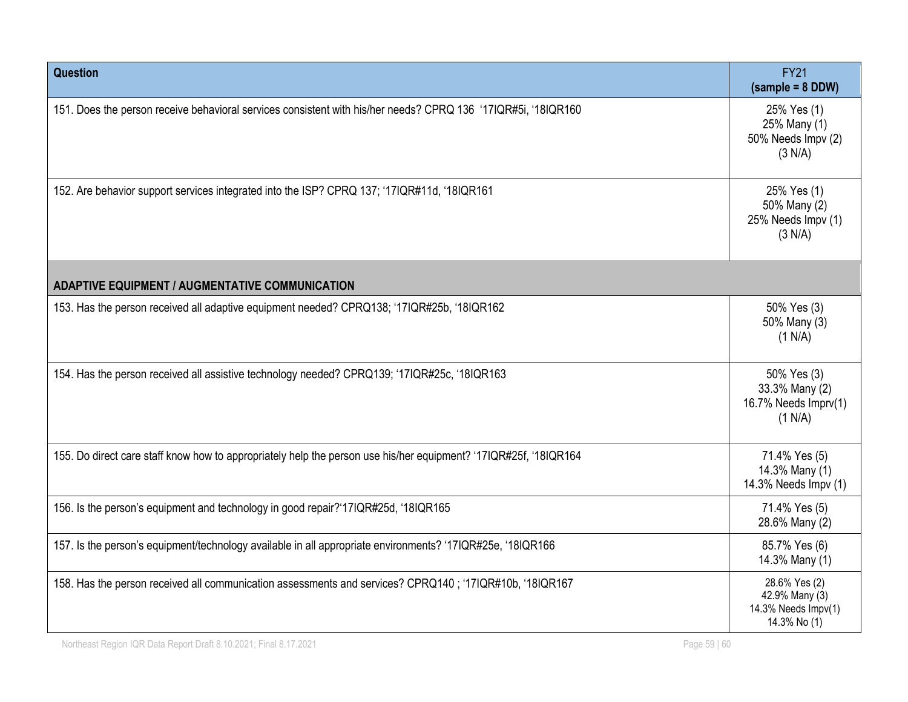| Question | FY21 (sample = 8 DDW) |
|---|---|
| 151. Does the person receive behavioral services consistent with his/her needs? CPRQ 136 '17IQR#5i, '18IQR160 | 25% Yes (1)<br>25% Many (1)<br>50% Needs Impv (2)<br>(3 N/A) |
| 152. Are behavior support services integrated into the ISP? CPRQ 137; '17IQR#11d, '18IQR161 | 25% Yes (1)<br>50% Many (2)<br>25% Needs Impv (1)<br>(3 N/A) |
| **ADAPTIVE EQUIPMENT / AUGMENTATIVE COMMUNICATION** | |
| 153. Has the person received all adaptive equipment needed? CPRQ138; '17IQR#25b, '18IQR162 | 50% Yes (3)<br>50% Many (3)<br>(1 N/A) |
| 154. Has the person received all assistive technology needed? CPRQ139; '17IQR#25c, '18IQR163 | 50% Yes (3)<br>33.3% Many (2)<br>16.7% Needs Imprv(1)<br>(1 N/A) |
| 155. Do direct care staff know how to appropriately help the person use his/her equipment? '17IQR#25f, '18IQR164 | 71.4% Yes (5)<br>14.3% Many (1)<br>14.3% Needs Impv (1) |
| 156. Is the person's equipment and technology in good repair?'17IQR#25d, '18IQR165 | 71.4% Yes (5)<br>28.6% Many (2) |
| 157. Is the person's equipment/technology available in all appropriate environments? '17IQR#25e, '18IQR166 | 85.7% Yes (6)<br>14.3% Many (1) |
| 158. Has the person received all communication assessments and services? CPRQ140 ; '17IQR#10b, '18IQR167 | 28.6% Yes (2)<br>42.9% Many (3)<br>14.3% Needs Impv(1)<br>14.3% No (1) |

Northeast Region IQR Data Report Draft 8.10.2021; Final 8.17.2021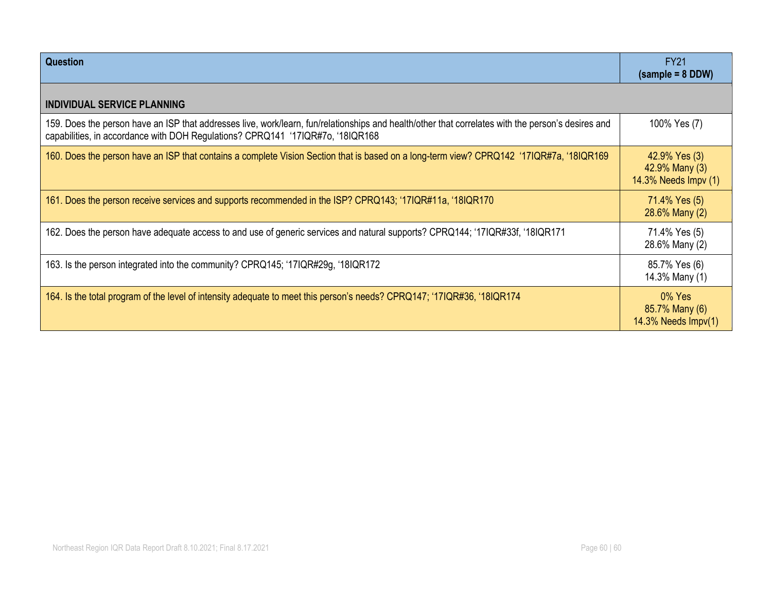| Question | FY21 **(sample = 8 DDW)** |
|---|---|
| **INDIVIDUAL SERVICE PLANNING** | |
| 159. Does the person have an ISP that addresses live, work/learn, fun/relationships and health/other that correlates with the person's desires and capabilities, in accordance with DOH Regulations? CPRQ141 '17IQR#7o, '18IQR168 | 100% Yes (7) |
| 160. Does the person have an ISP that contains a complete Vision Section that is based on a long-term view? CPRQ142 '17IQR#7a, '18IQR169 | 42.9% Yes (3)<br>42.9% Many (3)<br>14.3% Needs Impv (1) |
| 161. Does the person receive services and supports recommended in the ISP? CPRQ143; '17IQR#11a, '18IQR170 | 71.4% Yes (5)<br>28.6% Many (2) |
| 162. Does the person have adequate access to and use of generic services and natural supports? CPRQ144; '17IQR#33f, '18IQR171 | 71.4% Yes (5)<br>28.6% Many (2) |
| 163. Is the person integrated into the community? CPRQ145; '17IQR#29g, '18IQR172 | 85.7% Yes (6)<br>14.3% Many (1) |
| 164. Is the total program of the level of intensity adequate to meet this person's needs? CPRQ147; '17IQR#36, '18IQR174 | 0% Yes<br>85.7% Many (6)<br>14.3% Needs Impv(1) |